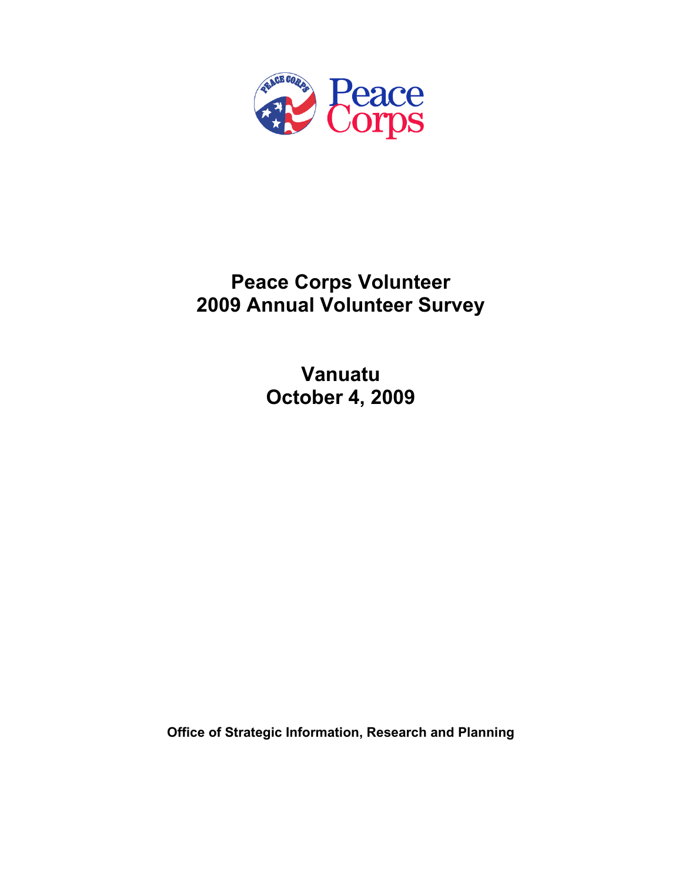Peace Corps

# Peace Corps Volunteer
# 2009 Annual Volunteer Survey

## Vanuatu
## October 4, 2009

**Office of Strategic Information, Research and Planning**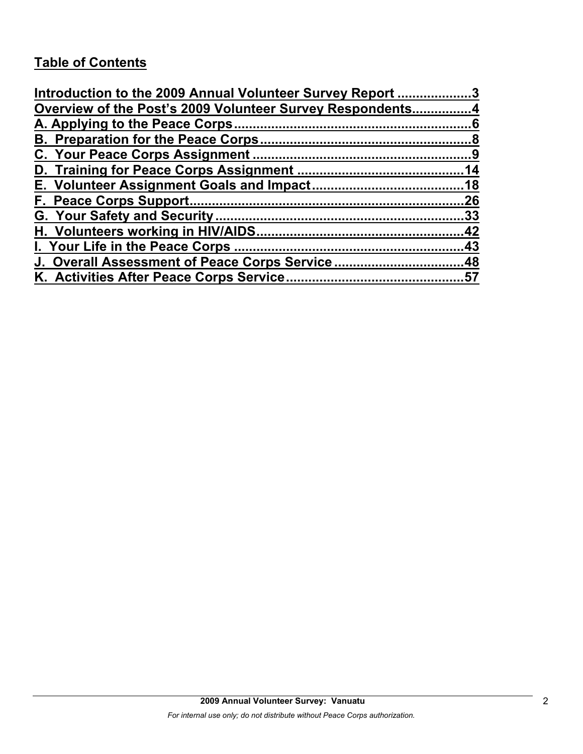## Table of Contents

Introduction to the 2009 Annual Volunteer Survey Report ....................3
Overview of the Post's 2009 Volunteer Survey Respondents................4
A. Applying to the Peace Corps................................................................6
B. Preparation for the Peace Corps.........................................................8
C. Your Peace Corps Assignment ...........................................................9
D. Training for Peace Corps Assignment ............................................14
E. Volunteer Assignment Goals and Impact.........................................18
F. Peace Corps Support..........................................................................26
G. Your Safety and Security...................................................................33
H. Volunteers working in HIV/AIDS........................................................42
I. Your Life in the Peace Corps .............................................................43
J. Overall Assessment of Peace Corps Service ...................................48
K. Activities After Peace Corps Service................................................57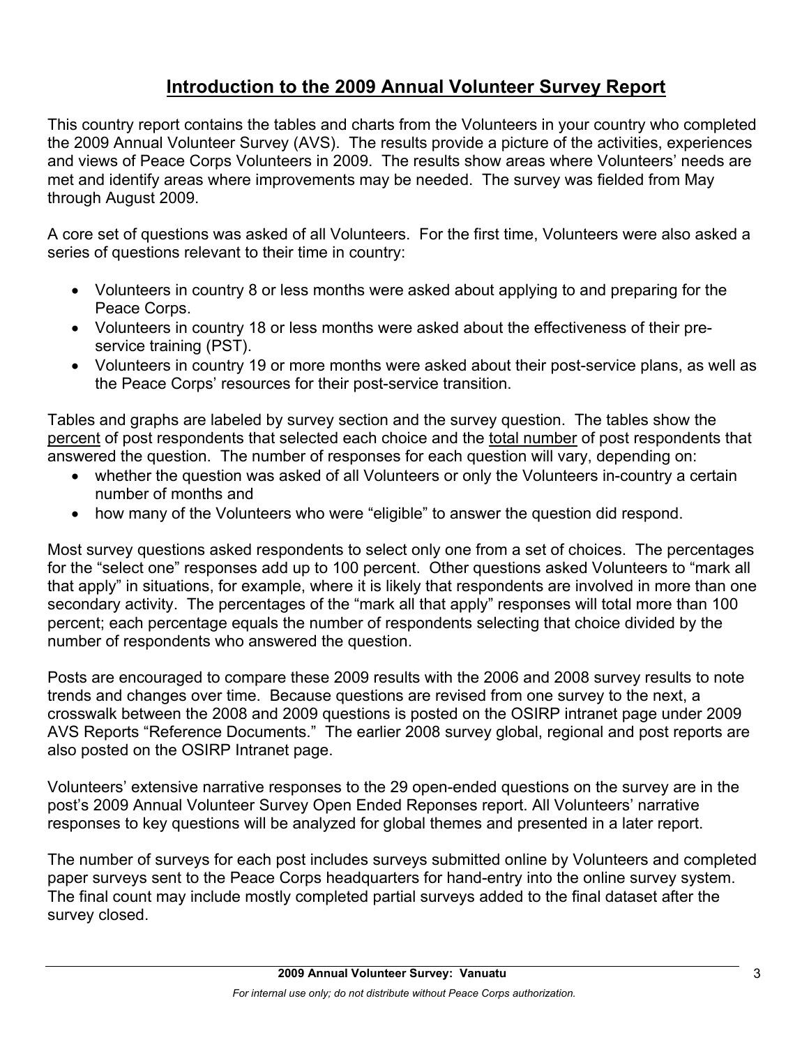## Introduction to the 2009 Annual Volunteer Survey Report

This country report contains the tables and charts from the Volunteers in your country who completed the 2009 Annual Volunteer Survey (AVS). The results provide a picture of the activities, experiences and views of Peace Corps Volunteers in 2009. The results show areas where Volunteers' needs are met and identify areas where improvements may be needed. The survey was fielded from May through August 2009.

A core set of questions was asked of all Volunteers. For the first time, Volunteers were also asked a series of questions relevant to their time in country:

- Volunteers in country 8 or less months were asked about applying to and preparing for the Peace Corps.
- Volunteers in country 18 or less months were asked about the effectiveness of their pre-service training (PST).
- Volunteers in country 19 or more months were asked about their post-service plans, as well as the Peace Corps' resources for their post-service transition.

Tables and graphs are labeled by survey section and the survey question. The tables show the percent of post respondents that selected each choice and the total number of post respondents that answered the question. The number of responses for each question will vary, depending on:

- whether the question was asked of all Volunteers or only the Volunteers in-country a certain number of months and
- how many of the Volunteers who were "eligible" to answer the question did respond.

Most survey questions asked respondents to select only one from a set of choices. The percentages for the "select one" responses add up to 100 percent. Other questions asked Volunteers to "mark all that apply" in situations, for example, where it is likely that respondents are involved in more than one secondary activity. The percentages of the "mark all that apply" responses will total more than 100 percent; each percentage equals the number of respondents selecting that choice divided by the number of respondents who answered the question.

Posts are encouraged to compare these 2009 results with the 2006 and 2008 survey results to note trends and changes over time. Because questions are revised from one survey to the next, a crosswalk between the 2008 and 2009 questions is posted on the OSIRP intranet page under 2009 AVS Reports "Reference Documents." The earlier 2008 survey global, regional and post reports are also posted on the OSIRP Intranet page.

Volunteers' extensive narrative responses to the 29 open-ended questions on the survey are in the post's 2009 Annual Volunteer Survey Open Ended Reponses report. All Volunteers' narrative responses to key questions will be analyzed for global themes and presented in a later report.

The number of surveys for each post includes surveys submitted online by Volunteers and completed paper surveys sent to the Peace Corps headquarters for hand-entry into the online survey system. The final count may include mostly completed partial surveys added to the final dataset after the survey closed.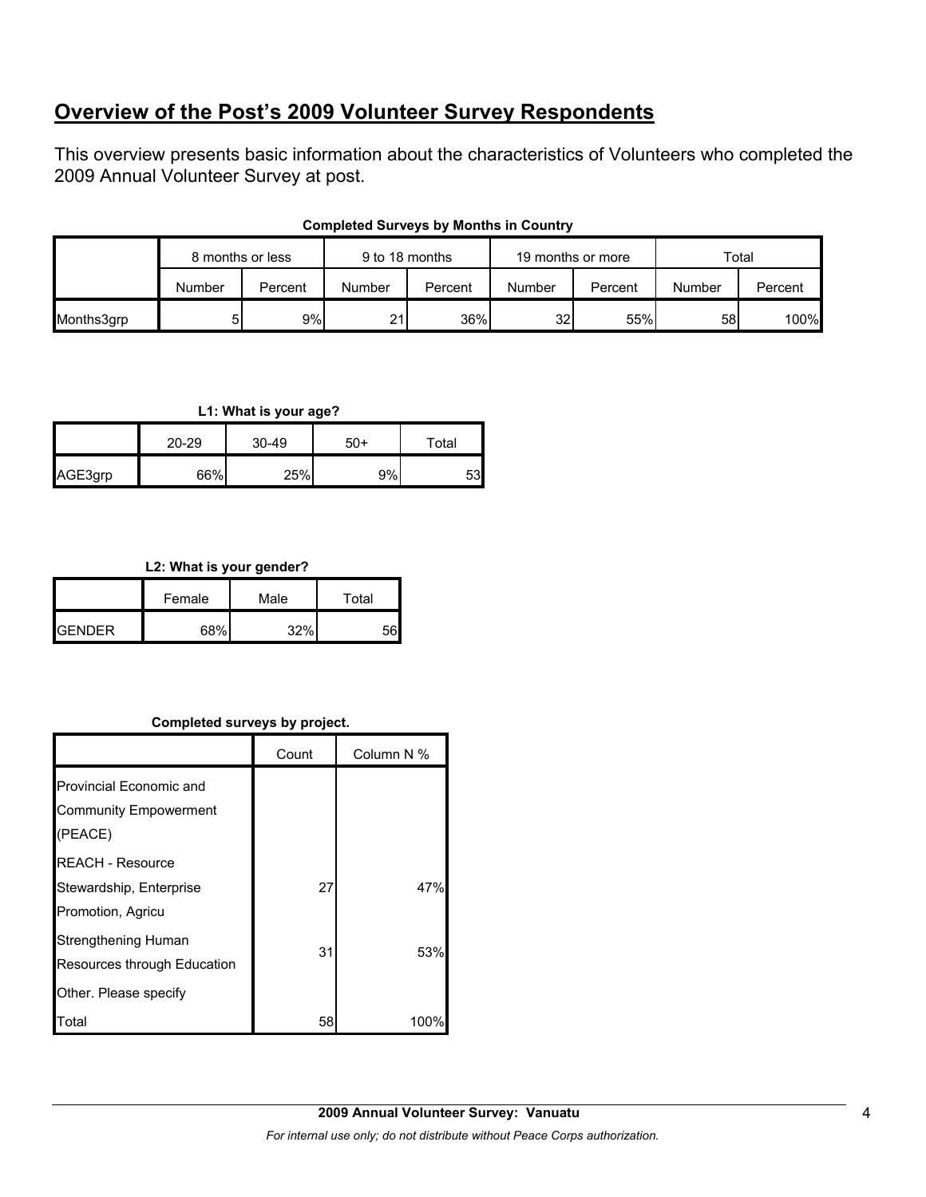## Overview of the Post's 2009 Volunteer Survey Respondents

This overview presents basic information about the characteristics of Volunteers who completed the 2009 Annual Volunteer Survey at post.

**Completed Surveys by Months in Country**

| | 8 months or less | | 9 to 18 months | | 19 months or more | | Total | |
|---|---|---|---|---|---|---|---|---|
| | Number | Percent | Number | Percent | Number | Percent | Number | Percent |
| Months3grp | 5 | 9% | 21 | 36% | 32 | 55% | 58 | 100% |

**L1: What is your age?**

| | 20-29 | 30-49 | 50+ | Total |
|---|---|---|---|---|
| AGE3grp | 66% | 25% | 9% | 53 |

**L2: What is your gender?**

| | Female | Male | Total |
|---|---|---|---|
| GENDER | 68% | 32% | 56 |

**Completed surveys by project.**

| | Count | Column N % |
|---|---|---|
| Provincial Economic and Community Empowerment (PEACE) | | |
| REACH - Resource Stewardship, Enterprise Promotion, Agricu | 27 | 47% |
| Strengthening Human Resources through Education | 31 | 53% |
| Other. Please specify | | |
| Total | 58 | 100% |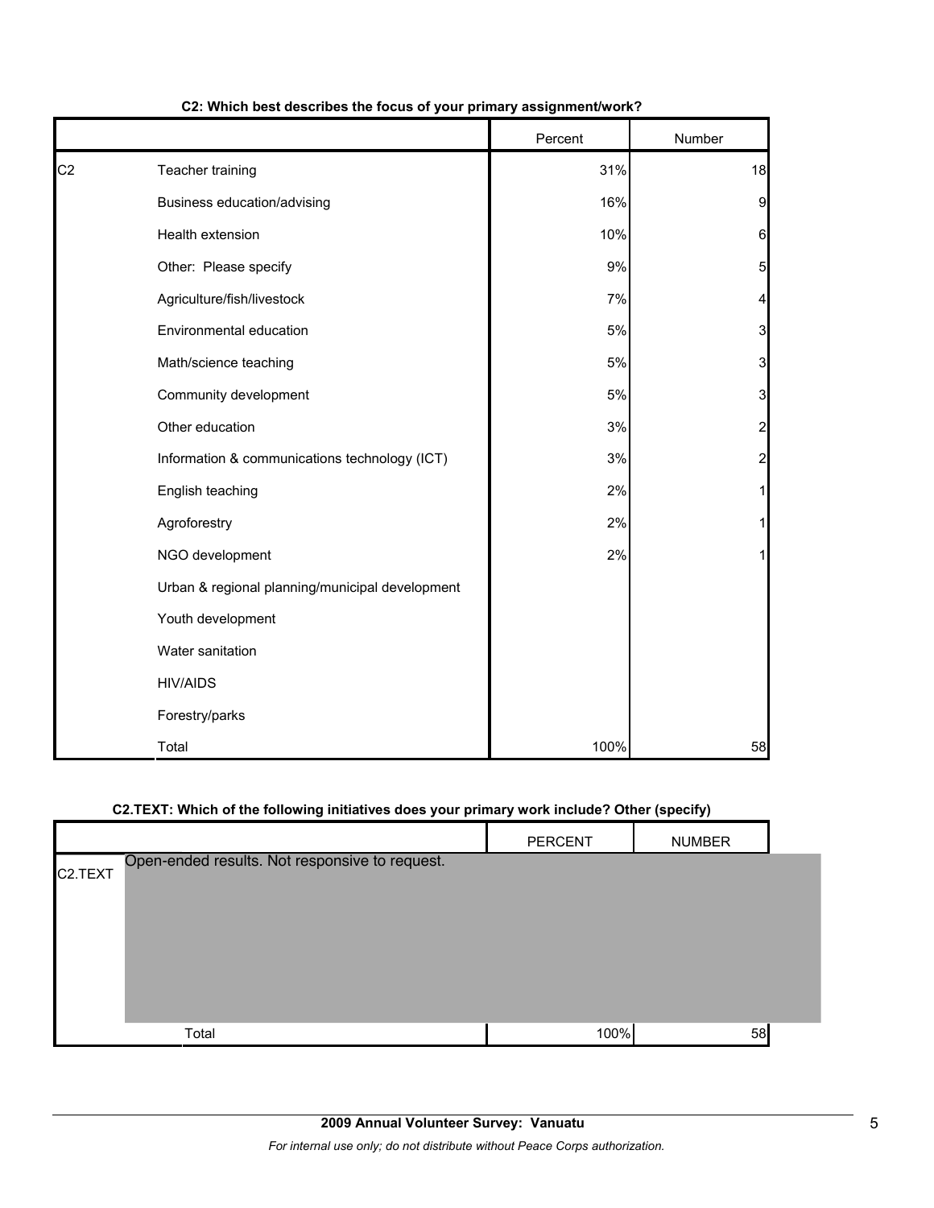**C2: Which best describes the focus of your primary assignment/work?**

| | | Percent | Number |
|---|---|---|---|
| C2 | Teacher training | 31% | 18 |
| | Business education/advising | 16% | 9 |
| | Health extension | 10% | 6 |
| | Other: Please specify | 9% | 5 |
| | Agriculture/fish/livestock | 7% | 4 |
| | Environmental education | 5% | 3 |
| | Math/science teaching | 5% | 3 |
| | Community development | 5% | 3 |
| | Other education | 3% | 2 |
| | Information & communications technology (ICT) | 3% | 2 |
| | English teaching | 2% | 1 |
| | Agroforestry | 2% | 1 |
| | NGO development | 2% | 1 |
| | Urban & regional planning/municipal development | | |
| | Youth development | | |
| | Water sanitation | | |
| | HIV/AIDS | | |
| | Forestry/parks | | |
| | Total | 100% | 58 |

**C2.TEXT: Which of the following initiatives does your primary work include? Other (specify)**

| | | PERCENT | NUMBER |
|---|---|---|---|
| C2.TEXT | Open-ended results. Not responsive to request. | | |
| | Total | 100% | 58 |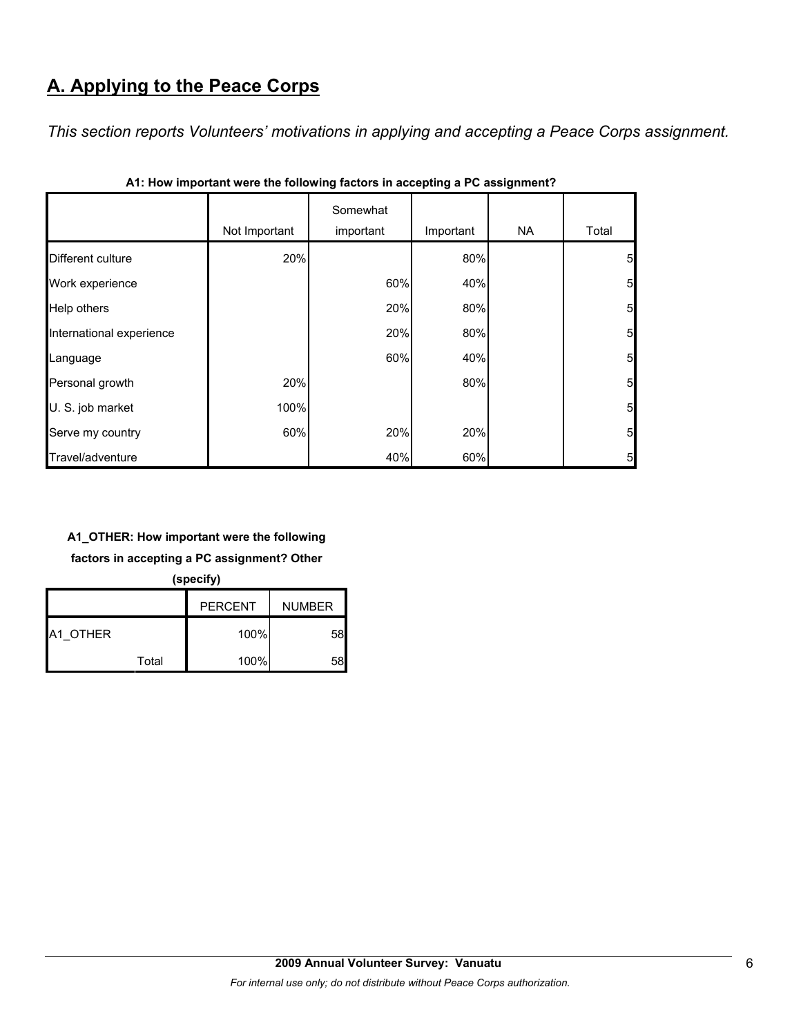# A. Applying to the Peace Corps

*This section reports Volunteers' motivations in applying and accepting a Peace Corps assignment.*

**A1: How important were the following factors in accepting a PC assignment?**

| | Not Important | Somewhat important | Important | NA | Total |
|---|---|---|---|---|---|
| Different culture | 20% | | 80% | | 5 |
| Work experience | | 60% | 40% | | 5 |
| Help others | | 20% | 80% | | 5 |
| International experience | | 20% | 80% | | 5 |
| Language | | 60% | 40% | | 5 |
| Personal growth | 20% | | 80% | | 5 |
| U. S. job market | 100% | | | | 5 |
| Serve my country | 60% | 20% | 20% | | 5 |
| Travel/adventure | | 40% | 60% | | 5 |

**A1_OTHER: How important were the following factors in accepting a PC assignment? Other (specify)**

| | | PERCENT | NUMBER |
|---|---|---|---|
| A1_OTHER | | 100% | 58 |
| | Total | 100% | 58 |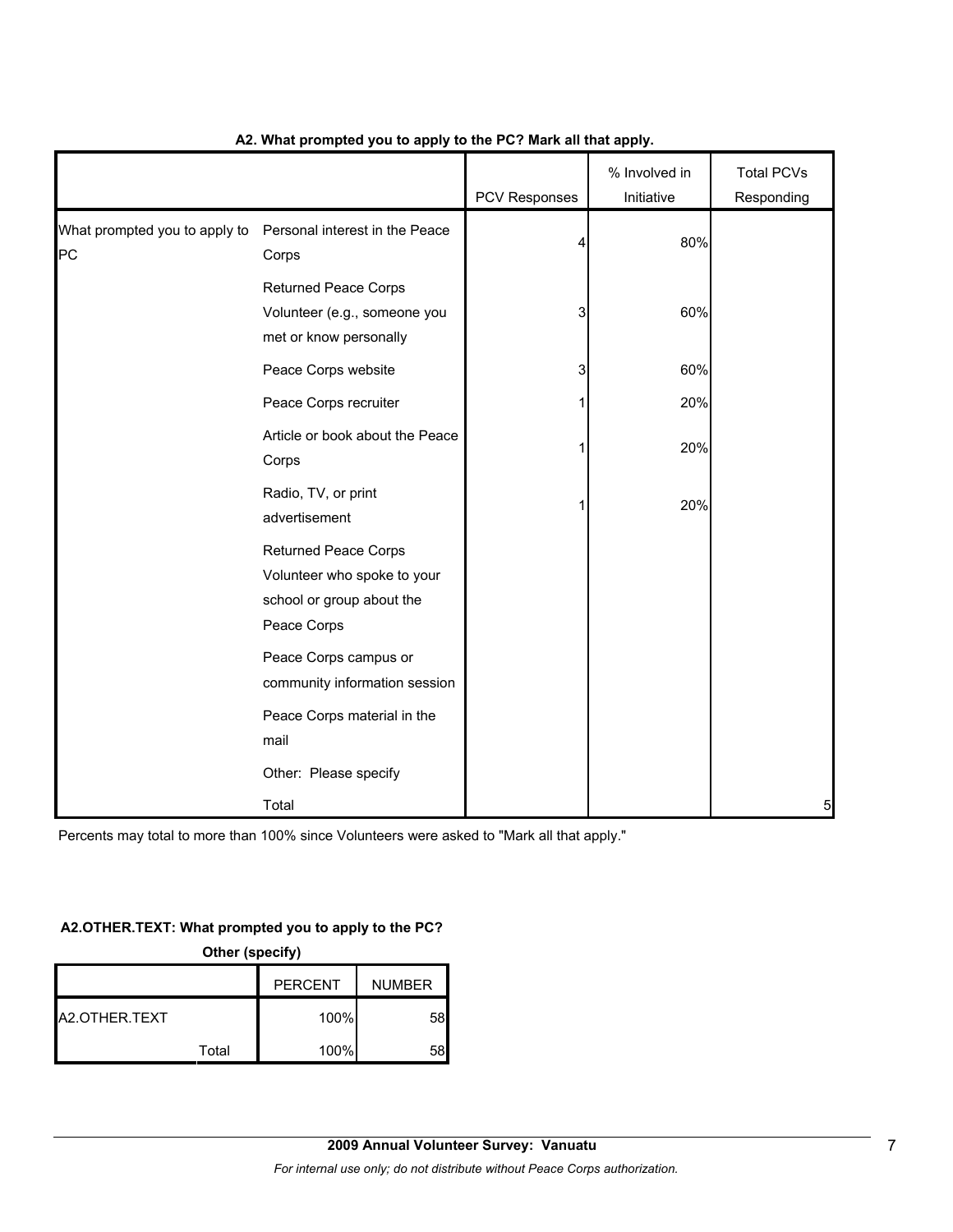**A2. What prompted you to apply to the PC? Mark all that apply.**

| | | PCV Responses | % Involved in Initiative | Total PCVs Responding |
|---|---|---|---|---|
| What prompted you to apply to PC | Personal interest in the Peace Corps | 4 | 80% | |
| | Returned Peace Corps Volunteer (e.g., someone you met or know personally | 3 | 60% | |
| | Peace Corps website | 3 | 60% | |
| | Peace Corps recruiter | 1 | 20% | |
| | Article or book about the Peace Corps | 1 | 20% | |
| | Radio, TV, or print advertisement | 1 | 20% | |
| | Returned Peace Corps Volunteer who spoke to your school or group about the Peace Corps | | | |
| | Peace Corps campus or community information session | | | |
| | Peace Corps material in the mail | | | |
| | Other: Please specify | | | |
| | Total | | | 5 |

Percents may total to more than 100% since Volunteers were asked to "Mark all that apply."

**A2.OTHER.TEXT: What prompted you to apply to the PC?**

**Other (specify)**

| | | PERCENT | NUMBER |
|---|---|---|---|
| A2.OTHER.TEXT | | 100% | 58 |
| | Total | 100% | 58 |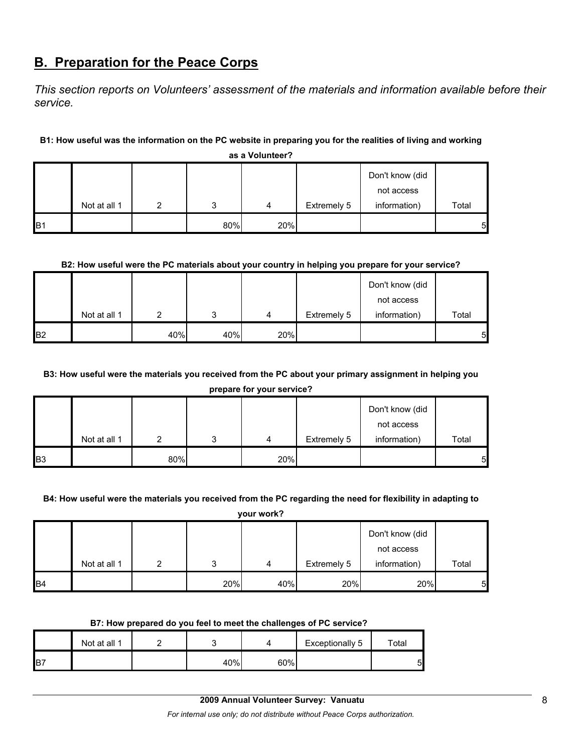## B. Preparation for the Peace Corps

*This section reports on Volunteers' assessment of the materials and information available before their service.*

**B1: How useful was the information on the PC website in preparing you for the realities of living and working as a Volunteer?**

| | Not at all 1 | 2 | 3 | 4 | Extremely 5 | Don't know (did not access information) | Total |
|---|---|---|---|---|---|---|---|
| B1 | | | 80% | 20% | | | 5 |

**B2: How useful were the PC materials about your country in helping you prepare for your service?**

| | Not at all 1 | 2 | 3 | 4 | Extremely 5 | Don't know (did not access information) | Total |
|---|---|---|---|---|---|---|---|
| B2 | | 40% | 40% | 20% | | | 5 |

**B3: How useful were the materials you received from the PC about your primary assignment in helping you prepare for your service?**

| | Not at all 1 | 2 | 3 | 4 | Extremely 5 | Don't know (did not access information) | Total |
|---|---|---|---|---|---|---|---|
| B3 | | 80% | | 20% | | | 5 |

**B4: How useful were the materials you received from the PC regarding the need for flexibility in adapting to your work?**

| | Not at all 1 | 2 | 3 | 4 | Extremely 5 | Don't know (did not access information) | Total |
|---|---|---|---|---|---|---|---|
| B4 | | | 20% | 40% | 20% | 20% | 5 |

**B7: How prepared do you feel to meet the challenges of PC service?**

| | Not at all 1 | 2 | 3 | 4 | Exceptionally 5 | Total |
|---|---|---|---|---|---|---|
| B7 | | | 40% | 60% | | 5 |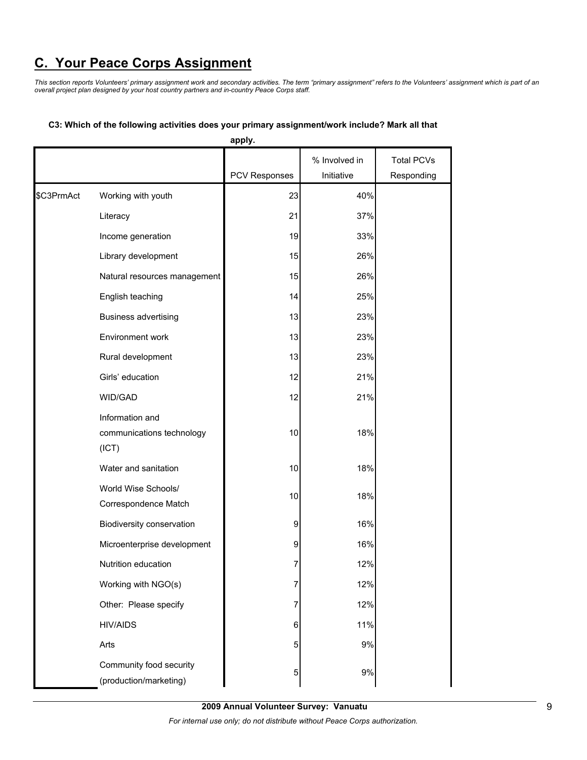## C. Your Peace Corps Assignment

*This section reports Volunteers' primary assignment work and secondary activities. The term "primary assignment" refers to the Volunteers' assignment which is part of an overall project plan designed by your host country partners and in-country Peace Corps staff.*

**C3: Which of the following activities does your primary assignment/work include? Mark all that apply.**

| | | PCV Responses | % Involved in Initiative | Total PCVs Responding |
|---|---|---|---|---|
| $C3PrmAct | Working with youth | 23 | 40% | |
| | Literacy | 21 | 37% | |
| | Income generation | 19 | 33% | |
| | Library development | 15 | 26% | |
| | Natural resources management | 15 | 26% | |
| | English teaching | 14 | 25% | |
| | Business advertising | 13 | 23% | |
| | Environment work | 13 | 23% | |
| | Rural development | 13 | 23% | |
| | Girls' education | 12 | 21% | |
| | WID/GAD | 12 | 21% | |
| | Information and communications technology (ICT) | 10 | 18% | |
| | Water and sanitation | 10 | 18% | |
| | World Wise Schools/ Correspondence Match | 10 | 18% | |
| | Biodiversity conservation | 9 | 16% | |
| | Microenterprise development | 9 | 16% | |
| | Nutrition education | 7 | 12% | |
| | Working with NGO(s) | 7 | 12% | |
| | Other: Please specify | 7 | 12% | |
| | HIV/AIDS | 6 | 11% | |
| | Arts | 5 | 9% | |
| | Community food security (production/marketing) | 5 | 9% | |

2009 Annual Volunteer Survey: Vanuatu

*For internal use only; do not distribute without Peace Corps authorization.*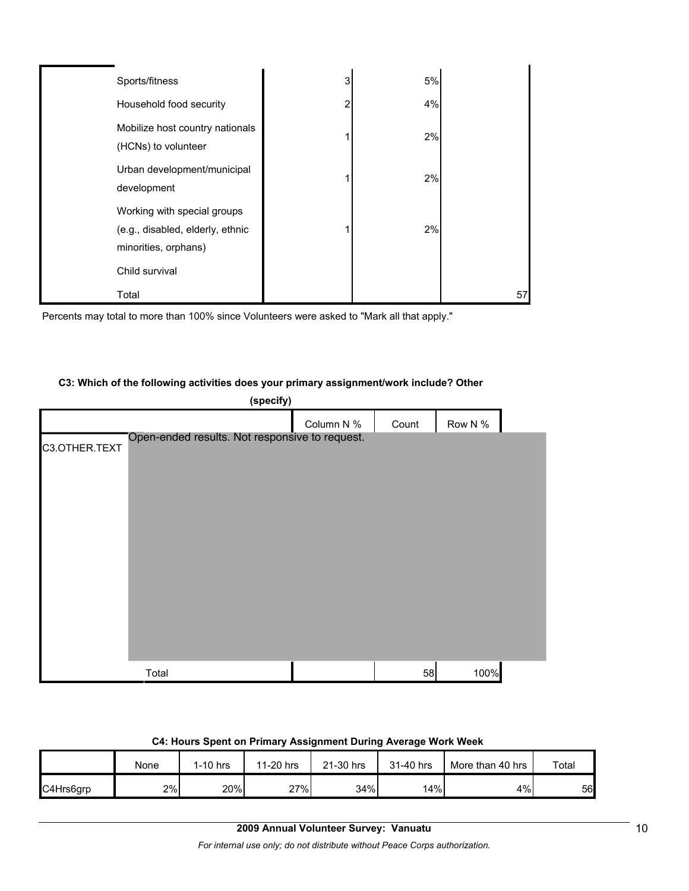| | | | |
|---|---|---|---|
| Sports/fitness | 3 | 5% | |
| Household food security | 2 | 4% | |
| Mobilize host country nationals (HCNs) to volunteer | 1 | 2% | |
| Urban development/municipal development | 1 | 2% | |
| Working with special groups (e.g., disabled, elderly, ethnic minorities, orphans) | 1 | 2% | |
| Child survival | | | |
| Total | | | 57 |

Percents may total to more than 100% since Volunteers were asked to "Mark all that apply."

**C3: Which of the following activities does your primary assignment/work include? Other (specify)**

| | | Column N % | Count | Row N % |
|---|---|---|---|---|
| C3.OTHER.TEXT | Open-ended results. Not responsive to request. | | | |
| | Total | | 58 | 100% |

**C4: Hours Spent on Primary Assignment During Average Work Week**

| | None | 1-10 hrs | 11-20 hrs | 21-30 hrs | 31-40 hrs | More than 40 hrs | Total |
|---|---|---|---|---|---|---|---|
| C4Hrs6grp | 2% | 20% | 27% | 34% | 14% | 4% | 56 |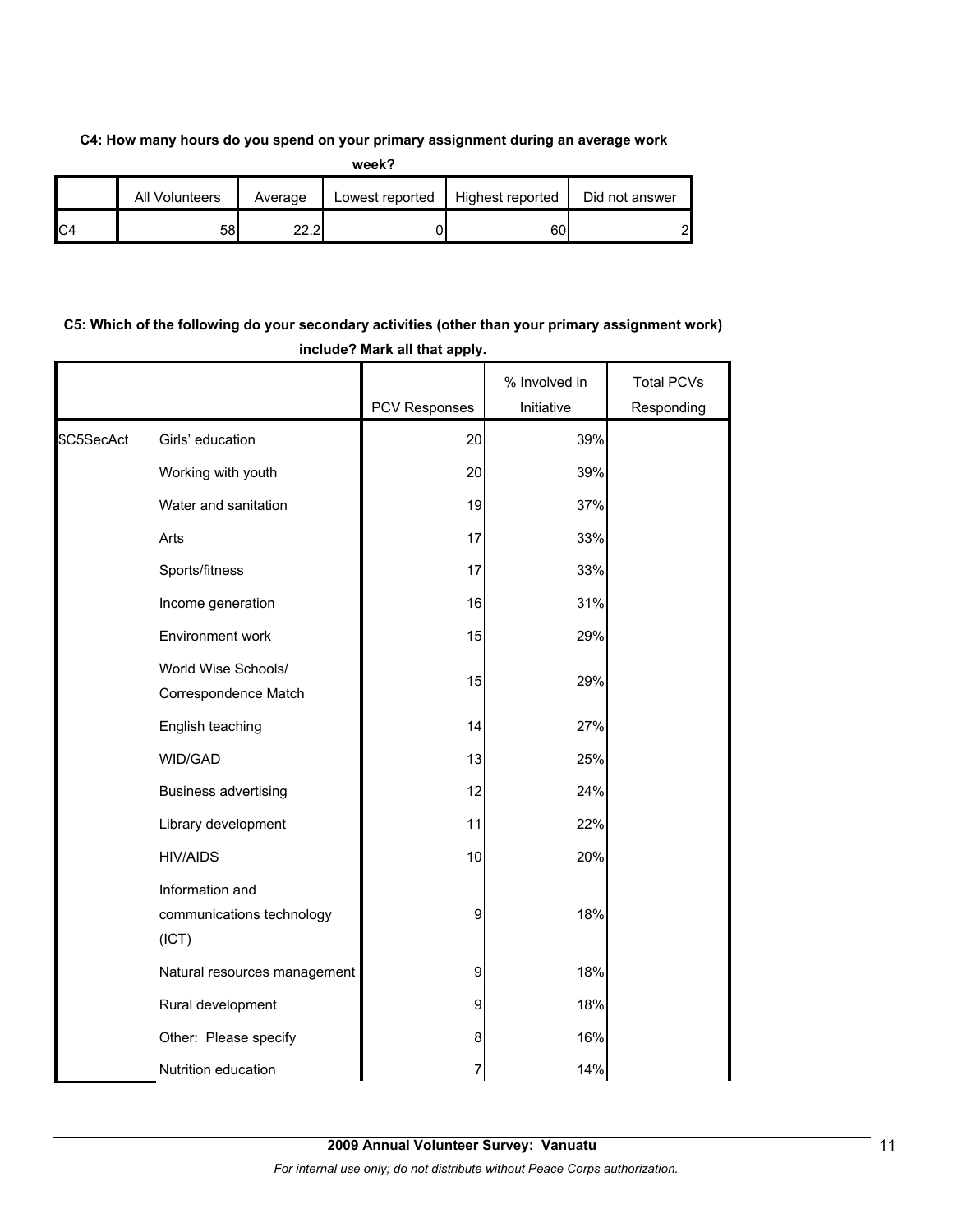**C4: How many hours do you spend on your primary assignment during an average work week?**

| | All Volunteers | Average | Lowest reported | Highest reported | Did not answer |
|---|---|---|---|---|---|
| C4 | 58 | 22.2 | 0 | 60 | 2 |

**C5: Which of the following do your secondary activities (other than your primary assignment work) include? Mark all that apply.**

| | | PCV Responses | % Involved in Initiative | Total PCVs Responding |
|---|---|---|---|---|
| $C5SecAct | Girls' education | 20 | 39% | |
| | Working with youth | 20 | 39% | |
| | Water and sanitation | 19 | 37% | |
| | Arts | 17 | 33% | |
| | Sports/fitness | 17 | 33% | |
| | Income generation | 16 | 31% | |
| | Environment work | 15 | 29% | |
| | World Wise Schools/ Correspondence Match | 15 | 29% | |
| | English teaching | 14 | 27% | |
| | WID/GAD | 13 | 25% | |
| | Business advertising | 12 | 24% | |
| | Library development | 11 | 22% | |
| | HIV/AIDS | 10 | 20% | |
| | Information and communications technology (ICT) | 9 | 18% | |
| | Natural resources management | 9 | 18% | |
| | Rural development | 9 | 18% | |
| | Other: Please specify | 8 | 16% | |
| | Nutrition education | 7 | 14% | |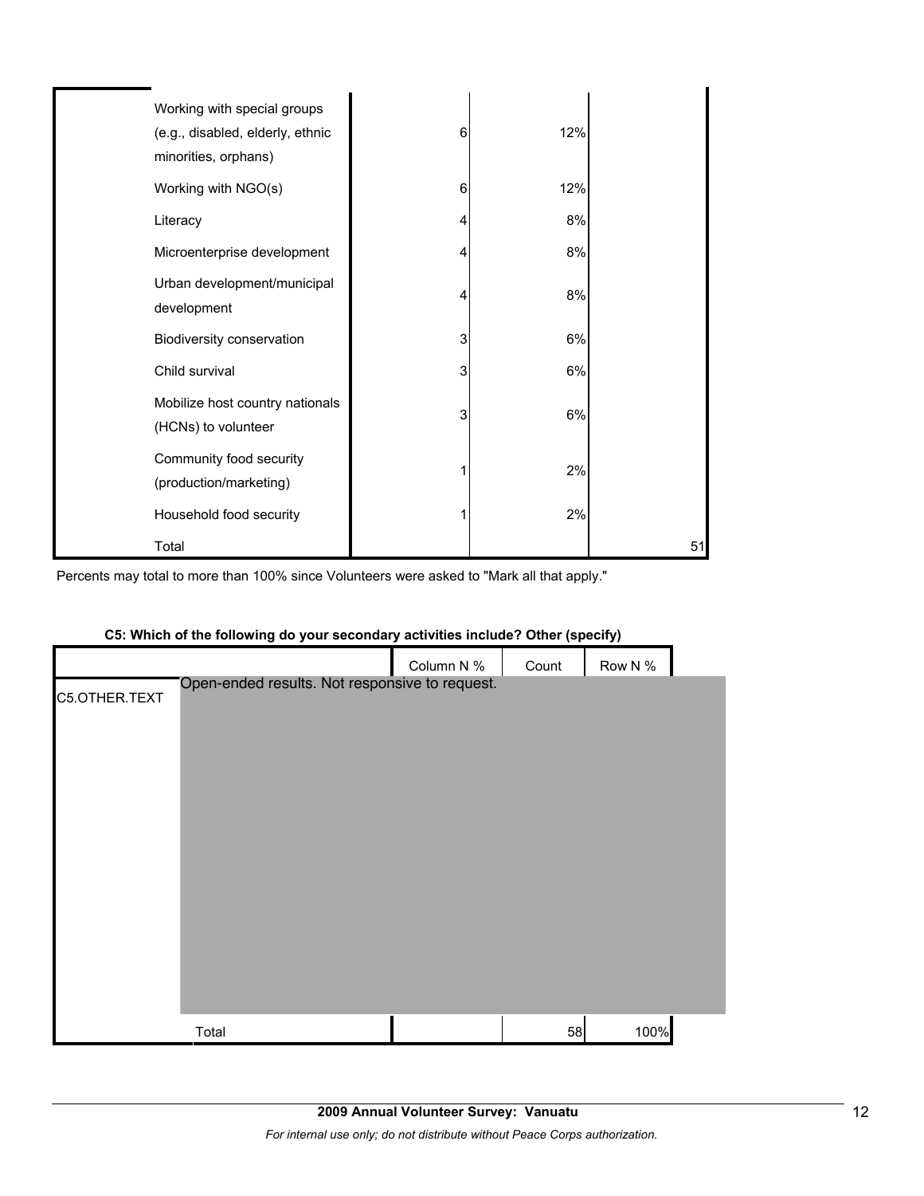| | | | | |
|---|---|---|---|---|
| | Working with special groups (e.g., disabled, elderly, ethnic minorities, orphans) | 6 | 12% | |
| | Working with NGO(s) | 6 | 12% | |
| | Literacy | 4 | 8% | |
| | Microenterprise development | 4 | 8% | |
| | Urban development/municipal development | 4 | 8% | |
| | Biodiversity conservation | 3 | 6% | |
| | Child survival | 3 | 6% | |
| | Mobilize host country nationals (HCNs) to volunteer | 3 | 6% | |
| | Community food security (production/marketing) | 1 | 2% | |
| | Household food security | 1 | 2% | |
| | Total | | | 51 |

Percents may total to more than 100% since Volunteers were asked to "Mark all that apply."

**C5: Which of the following do your secondary activities include? Other (specify)**

| | | Column N % | Count | Row N % |
|---|---|---|---|---|
| C5.OTHER.TEXT | Open-ended results. Not responsive to request. | | | |
| | Total | | 58 | 100% |

**2009 Annual Volunteer Survey: Vanuatu**

*For internal use only; do not distribute without Peace Corps authorization.*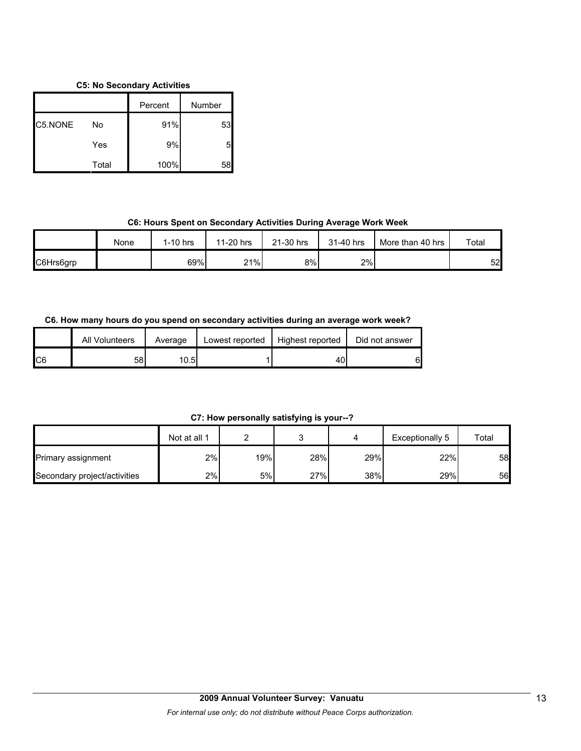**C5: No Secondary Activities**

| | | Percent | Number |
|---|---|---|---|
| C5.NONE | No | 91% | 53 |
| | Yes | 9% | 5 |
| | Total | 100% | 58 |

**C6: Hours Spent on Secondary Activities During Average Work Week**

| | None | 1-10 hrs | 11-20 hrs | 21-30 hrs | 31-40 hrs | More than 40 hrs | Total |
|---|---|---|---|---|---|---|---|
| C6Hrs6grp | | 69% | 21% | 8% | 2% | | 52 |

**C6. How many hours do you spend on secondary activities during an average work week?**

| | All Volunteers | Average | Lowest reported | Highest reported | Did not answer |
|---|---|---|---|---|---|
| C6 | 58 | 10.5 | 1 | 40 | 6 |

**C7: How personally satisfying is your--?**

| | Not at all 1 | 2 | 3 | 4 | Exceptionally 5 | Total |
|---|---|---|---|---|---|---|
| Primary assignment | 2% | 19% | 28% | 29% | 22% | 58 |
| Secondary project/activities | 2% | 5% | 27% | 38% | 29% | 56 |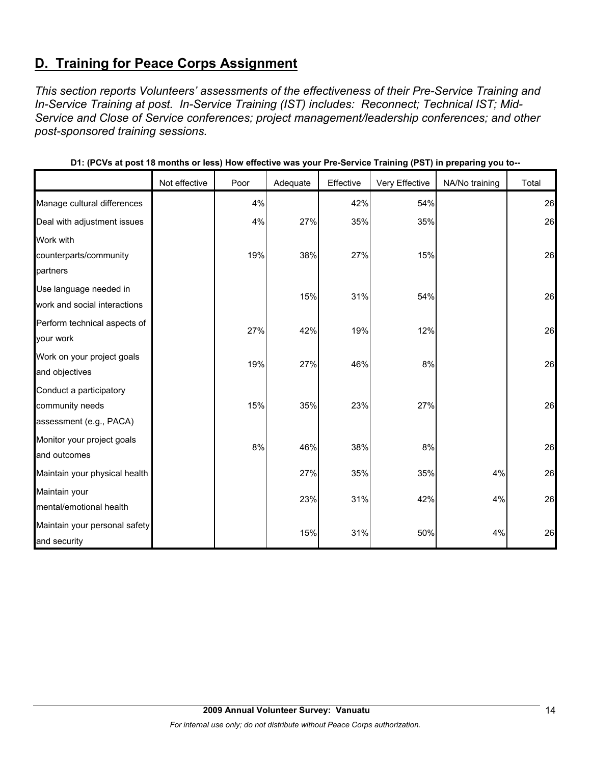## D. Training for Peace Corps Assignment

*This section reports Volunteers' assessments of the effectiveness of their Pre-Service Training and In-Service Training at post. In-Service Training (IST) includes: Reconnect; Technical IST; Mid-Service and Close of Service conferences; project management/leadership conferences; and other post-sponsored training sessions.*

**D1: (PCVs at post 18 months or less) How effective was your Pre-Service Training (PST) in preparing you to--**

| | Not effective | Poor | Adequate | Effective | Very Effective | NA/No training | Total |
|---|---|---|---|---|---|---|---|
| Manage cultural differences | | 4% | | 42% | 54% | | 26 |
| Deal with adjustment issues | | 4% | 27% | 35% | 35% | | 26 |
| Work with counterparts/community partners | | 19% | 38% | 27% | 15% | | 26 |
| Use language needed in work and social interactions | | | 15% | 31% | 54% | | 26 |
| Perform technical aspects of your work | | 27% | 42% | 19% | 12% | | 26 |
| Work on your project goals and objectives | | 19% | 27% | 46% | 8% | | 26 |
| Conduct a participatory community needs assessment (e.g., PACA) | | 15% | 35% | 23% | 27% | | 26 |
| Monitor your project goals and outcomes | | 8% | 46% | 38% | 8% | | 26 |
| Maintain your physical health | | | 27% | 35% | 35% | 4% | 26 |
| Maintain your mental/emotional health | | | 23% | 31% | 42% | 4% | 26 |
| Maintain your personal safety and security | | | 15% | 31% | 50% | 4% | 26 |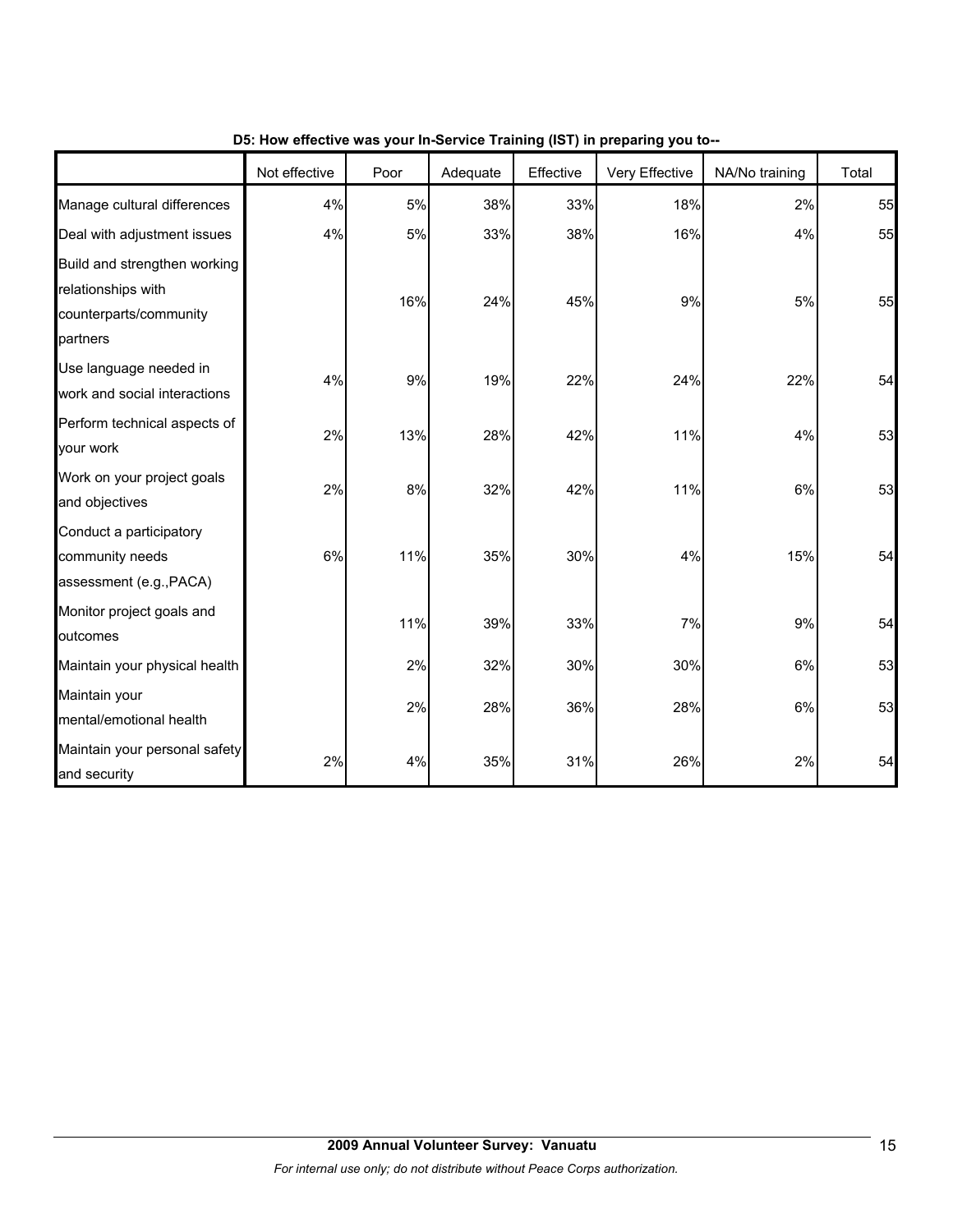**D5: How effective was your In-Service Training (IST) in preparing you to--**

| | Not effective | Poor | Adequate | Effective | Very Effective | NA/No training | Total |
|---|---|---|---|---|---|---|---|
| Manage cultural differences | 4% | 5% | 38% | 33% | 18% | 2% | 55 |
| Deal with adjustment issues | 4% | 5% | 33% | 38% | 16% | 4% | 55 |
| Build and strengthen working relationships with counterparts/community partners | | 16% | 24% | 45% | 9% | 5% | 55 |
| Use language needed in work and social interactions | 4% | 9% | 19% | 22% | 24% | 22% | 54 |
| Perform technical aspects of your work | 2% | 13% | 28% | 42% | 11% | 4% | 53 |
| Work on your project goals and objectives | 2% | 8% | 32% | 42% | 11% | 6% | 53 |
| Conduct a participatory community needs assessment (e.g.,PACA) | 6% | 11% | 35% | 30% | 4% | 15% | 54 |
| Monitor project goals and outcomes | | 11% | 39% | 33% | 7% | 9% | 54 |
| Maintain your physical health | | 2% | 32% | 30% | 30% | 6% | 53 |
| Maintain your mental/emotional health | | 2% | 28% | 36% | 28% | 6% | 53 |
| Maintain your personal safety and security | 2% | 4% | 35% | 31% | 26% | 2% | 54 |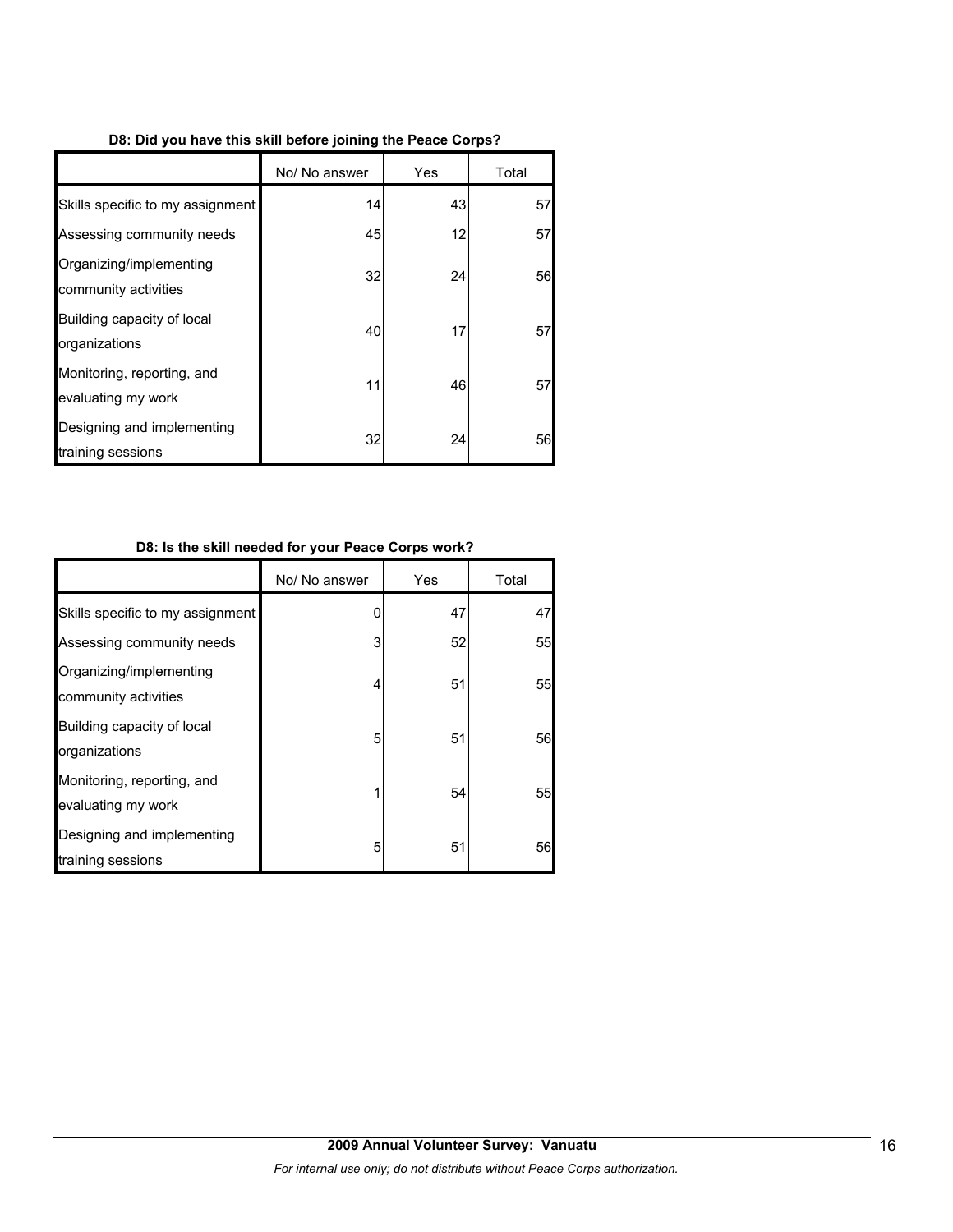**D8: Did you have this skill before joining the Peace Corps?**

| | No/ No answer | Yes | Total |
|---|---|---|---|
| Skills specific to my assignment | 14 | 43 | 57 |
| Assessing community needs | 45 | 12 | 57 |
| Organizing/implementing community activities | 32 | 24 | 56 |
| Building capacity of local organizations | 40 | 17 | 57 |
| Monitoring, reporting, and evaluating my work | 11 | 46 | 57 |
| Designing and implementing training sessions | 32 | 24 | 56 |

**D8: Is the skill needed for your Peace Corps work?**

| | No/ No answer | Yes | Total |
|---|---|---|---|
| Skills specific to my assignment | 0 | 47 | 47 |
| Assessing community needs | 3 | 52 | 55 |
| Organizing/implementing community activities | 4 | 51 | 55 |
| Building capacity of local organizations | 5 | 51 | 56 |
| Monitoring, reporting, and evaluating my work | 1 | 54 | 55 |
| Designing and implementing training sessions | 5 | 51 | 56 |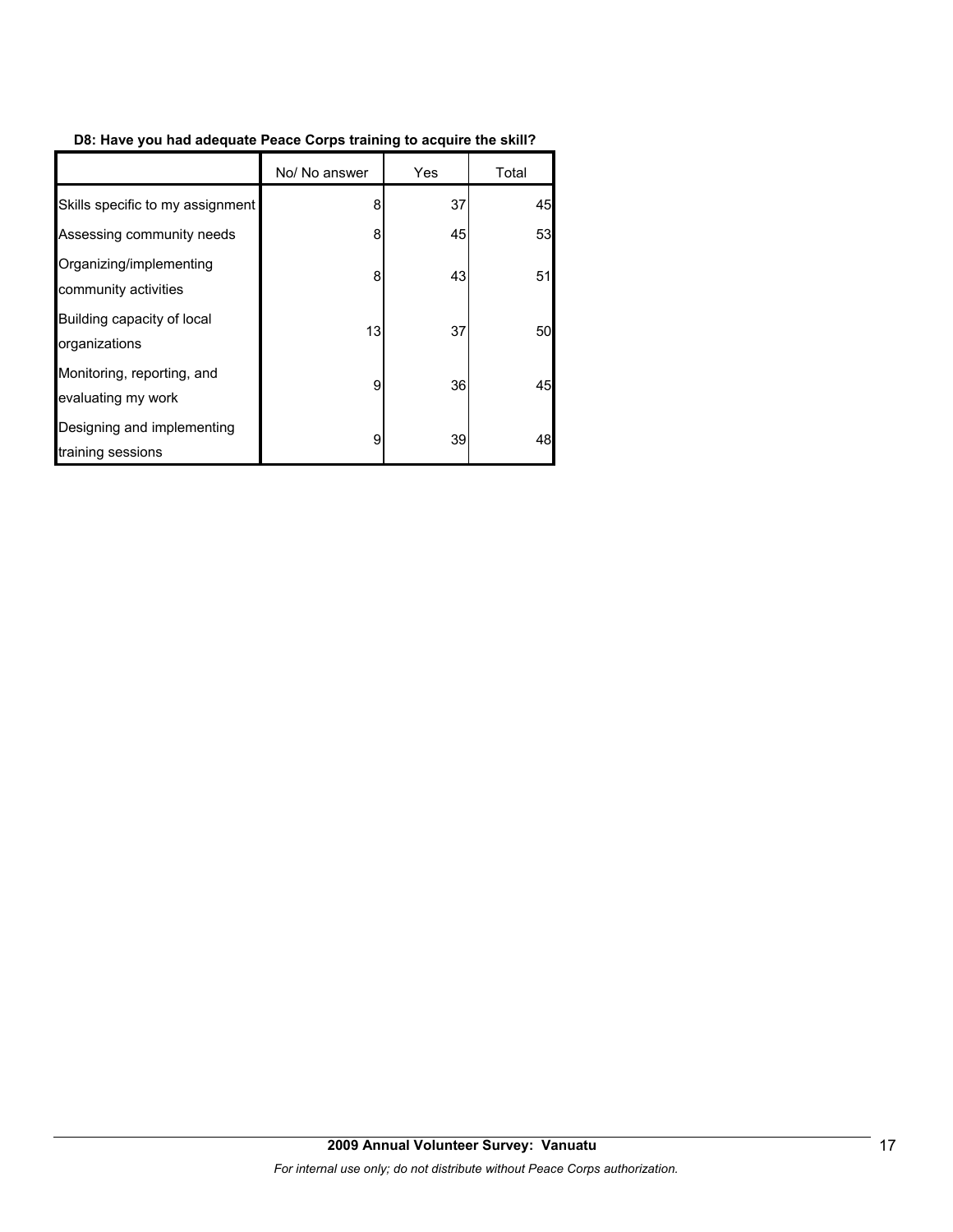**D8: Have you had adequate Peace Corps training to acquire the skill?**

| | No/ No answer | Yes | Total |
|---|---|---|---|
| Skills specific to my assignment | 8 | 37 | 45 |
| Assessing community needs | 8 | 45 | 53 |
| Organizing/implementing community activities | 8 | 43 | 51 |
| Building capacity of local organizations | 13 | 37 | 50 |
| Monitoring, reporting, and evaluating my work | 9 | 36 | 45 |
| Designing and implementing training sessions | 9 | 39 | 48 |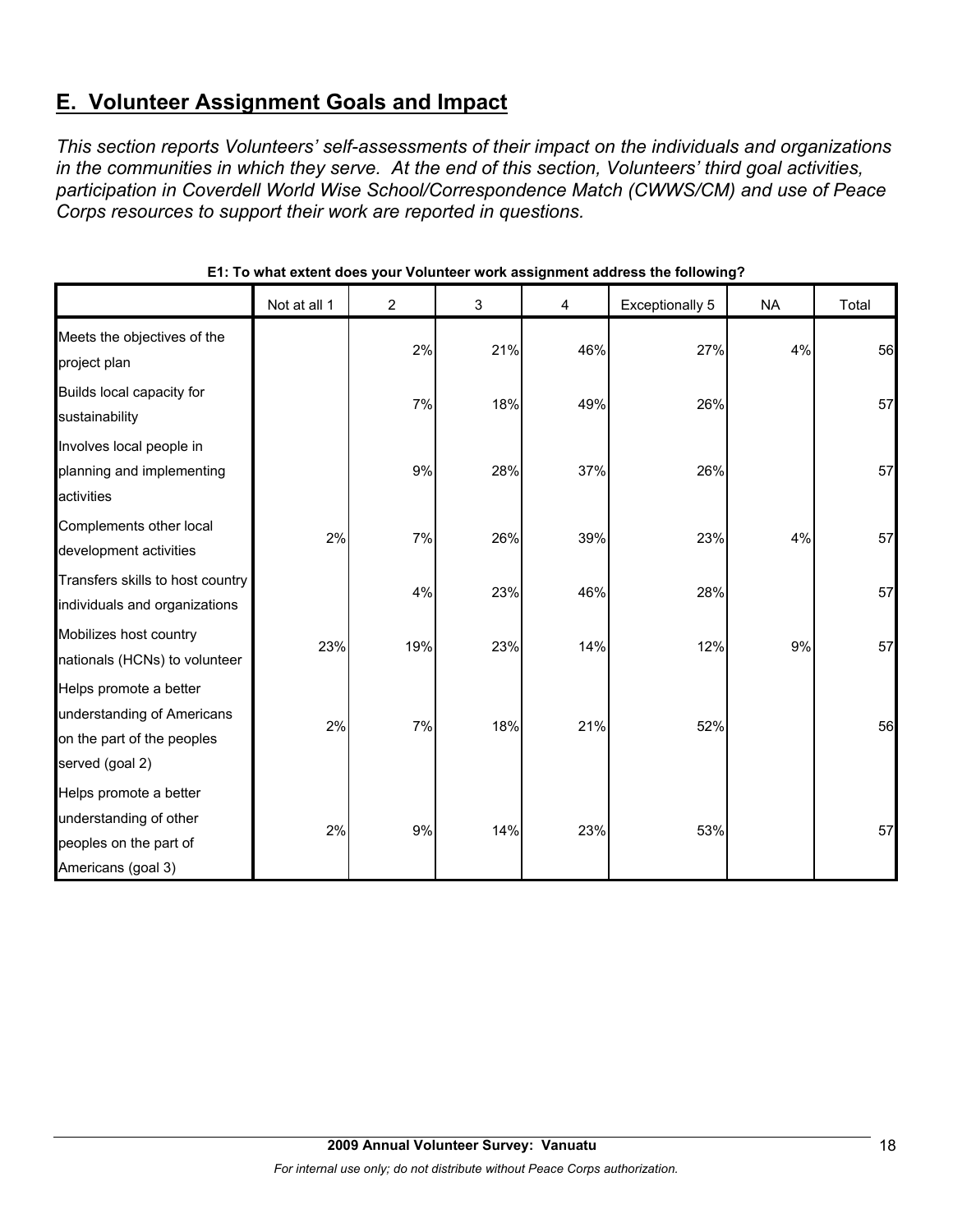## E. Volunteer Assignment Goals and Impact

*This section reports Volunteers' self-assessments of their impact on the individuals and organizations in the communities in which they serve. At the end of this section, Volunteers' third goal activities, participation in Coverdell World Wise School/Correspondence Match (CWWS/CM) and use of Peace Corps resources to support their work are reported in questions.*

**E1: To what extent does your Volunteer work assignment address the following?**

| | Not at all 1 | 2 | 3 | 4 | Exceptionally 5 | NA | Total |
|---|---|---|---|---|---|---|---|
| Meets the objectives of the project plan | | 2% | 21% | 46% | 27% | 4% | 56 |
| Builds local capacity for sustainability | | 7% | 18% | 49% | 26% | | 57 |
| Involves local people in planning and implementing activities | | 9% | 28% | 37% | 26% | | 57 |
| Complements other local development activities | 2% | 7% | 26% | 39% | 23% | 4% | 57 |
| Transfers skills to host country individuals and organizations | | 4% | 23% | 46% | 28% | | 57 |
| Mobilizes host country nationals (HCNs) to volunteer | 23% | 19% | 23% | 14% | 12% | 9% | 57 |
| Helps promote a better understanding of Americans on the part of the peoples served (goal 2) | 2% | 7% | 18% | 21% | 52% | | 56 |
| Helps promote a better understanding of other peoples on the part of Americans (goal 3) | 2% | 9% | 14% | 23% | 53% | | 57 |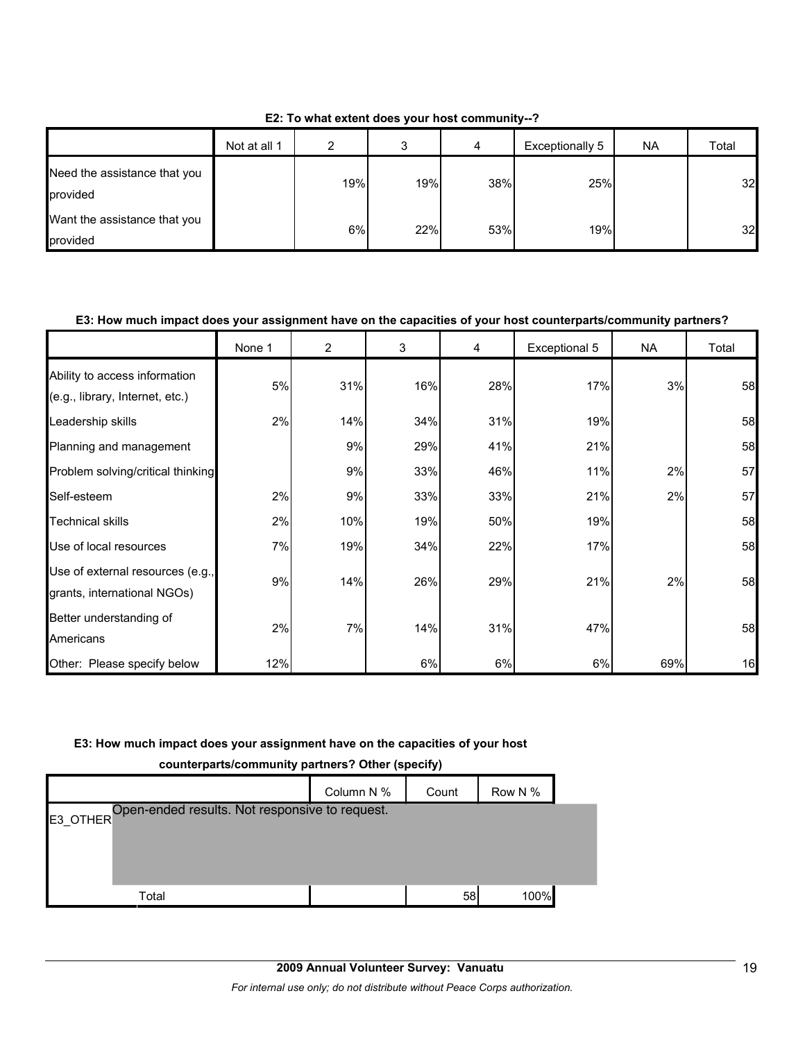**E2: To what extent does your host community--?**

| | Not at all 1 | 2 | 3 | 4 | Exceptionally 5 | NA | Total |
|---|---|---|---|---|---|---|---|
| Need the assistance that you provided | | 19% | 19% | 38% | 25% | | 32 |
| Want the assistance that you provided | | 6% | 22% | 53% | 19% | | 32 |

**E3: How much impact does your assignment have on the capacities of your host counterparts/community partners?**

| | None 1 | 2 | 3 | 4 | Exceptional 5 | NA | Total |
|---|---|---|---|---|---|---|---|
| Ability to access information (e.g., library, Internet, etc.) | 5% | 31% | 16% | 28% | 17% | 3% | 58 |
| Leadership skills | 2% | 14% | 34% | 31% | 19% | | 58 |
| Planning and management | | 9% | 29% | 41% | 21% | | 58 |
| Problem solving/critical thinking | | 9% | 33% | 46% | 11% | 2% | 57 |
| Self-esteem | 2% | 9% | 33% | 33% | 21% | 2% | 57 |
| Technical skills | 2% | 10% | 19% | 50% | 19% | | 58 |
| Use of local resources | 7% | 19% | 34% | 22% | 17% | | 58 |
| Use of external resources (e.g., grants, international NGOs) | 9% | 14% | 26% | 29% | 21% | 2% | 58 |
| Better understanding of Americans | 2% | 7% | 14% | 31% | 47% | | 58 |
| Other: Please specify below | 12% | | 6% | 6% | 6% | 69% | 16 |

**E3: How much impact does your assignment have on the capacities of your host counterparts/community partners? Other (specify)**

| | | Column N % | Count | Row N % |
|---|---|---|---|---|
| E3_OTHER | Open-ended results. Not responsive to request. | | | |
| | Total | | 58 | 100% |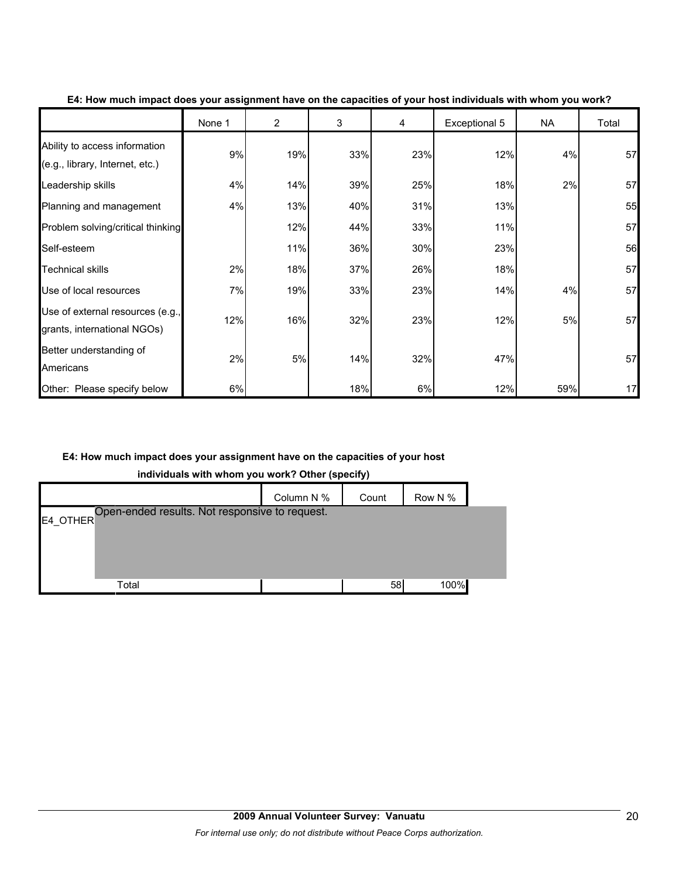**E4: How much impact does your assignment have on the capacities of your host individuals with whom you work?**

| | None 1 | 2 | 3 | 4 | Exceptional 5 | NA | Total |
|---|---|---|---|---|---|---|---|
| Ability to access information (e.g., library, Internet, etc.) | 9% | 19% | 33% | 23% | 12% | 4% | 57 |
| Leadership skills | 4% | 14% | 39% | 25% | 18% | 2% | 57 |
| Planning and management | 4% | 13% | 40% | 31% | 13% | | 55 |
| Problem solving/critical thinking | | 12% | 44% | 33% | 11% | | 57 |
| Self-esteem | | 11% | 36% | 30% | 23% | | 56 |
| Technical skills | 2% | 18% | 37% | 26% | 18% | | 57 |
| Use of local resources | 7% | 19% | 33% | 23% | 14% | 4% | 57 |
| Use of external resources (e.g., grants, international NGOs) | 12% | 16% | 32% | 23% | 12% | 5% | 57 |
| Better understanding of Americans | 2% | 5% | 14% | 32% | 47% | | 57 |
| Other: Please specify below | 6% | | 18% | 6% | 12% | 59% | 17 |

**E4: How much impact does your assignment have on the capacities of your host individuals with whom you work? Other (specify)**

| | | Column N % | Count | Row N % |
|---|---|---|---|---|
| E4_OTHER | Open-ended results. Not responsive to request. | | | |
| | Total | | 58 | 100% |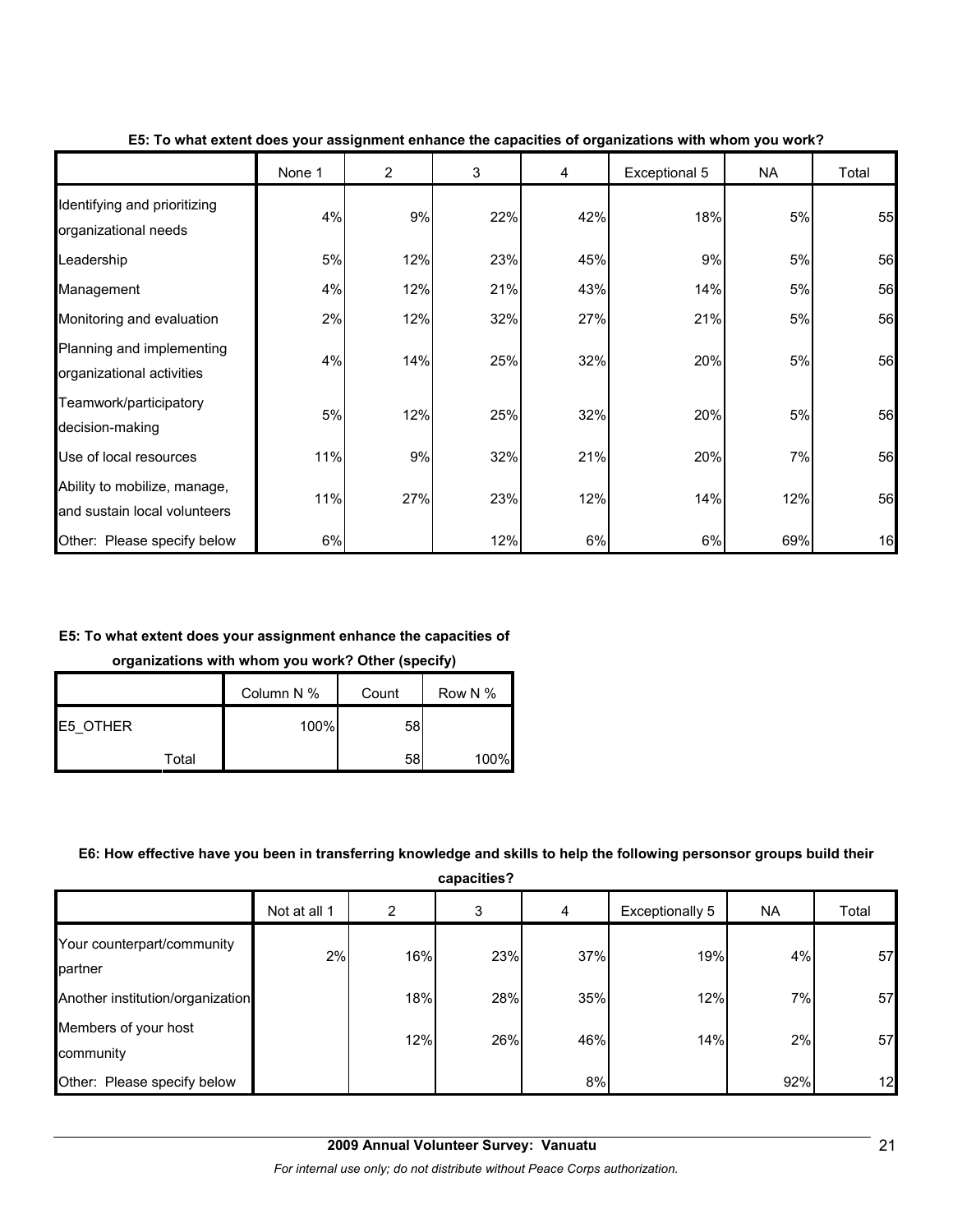**E5: To what extent does your assignment enhance the capacities of organizations with whom you work?**

| | None 1 | 2 | 3 | 4 | Exceptional 5 | NA | Total |
|---|---|---|---|---|---|---|---|
| Identifying and prioritizing organizational needs | 4% | 9% | 22% | 42% | 18% | 5% | 55 |
| Leadership | 5% | 12% | 23% | 45% | 9% | 5% | 56 |
| Management | 4% | 12% | 21% | 43% | 14% | 5% | 56 |
| Monitoring and evaluation | 2% | 12% | 32% | 27% | 21% | 5% | 56 |
| Planning and implementing organizational activities | 4% | 14% | 25% | 32% | 20% | 5% | 56 |
| Teamwork/participatory decision-making | 5% | 12% | 25% | 32% | 20% | 5% | 56 |
| Use of local resources | 11% | 9% | 32% | 21% | 20% | 7% | 56 |
| Ability to mobilize, manage, and sustain local volunteers | 11% | 27% | 23% | 12% | 14% | 12% | 56 |
| Other: Please specify below | 6% | | 12% | 6% | 6% | 69% | 16 |

**E5: To what extent does your assignment enhance the capacities of organizations with whom you work? Other (specify)**

| | | Column N % | Count | Row N % |
|---|---|---|---|---|
| E5_OTHER | | 100% | 58 | |
| | Total | | 58 | 100% |

**E6: How effective have you been in transferring knowledge and skills to help the following personsor groups build their capacities?**

| | Not at all 1 | 2 | 3 | 4 | Exceptionally 5 | NA | Total |
|---|---|---|---|---|---|---|---|
| Your counterpart/community partner | 2% | 16% | 23% | 37% | 19% | 4% | 57 |
| Another institution/organization | | 18% | 28% | 35% | 12% | 7% | 57 |
| Members of your host community | | 12% | 26% | 46% | 14% | 2% | 57 |
| Other: Please specify below | | | | 8% | | 92% | 12 |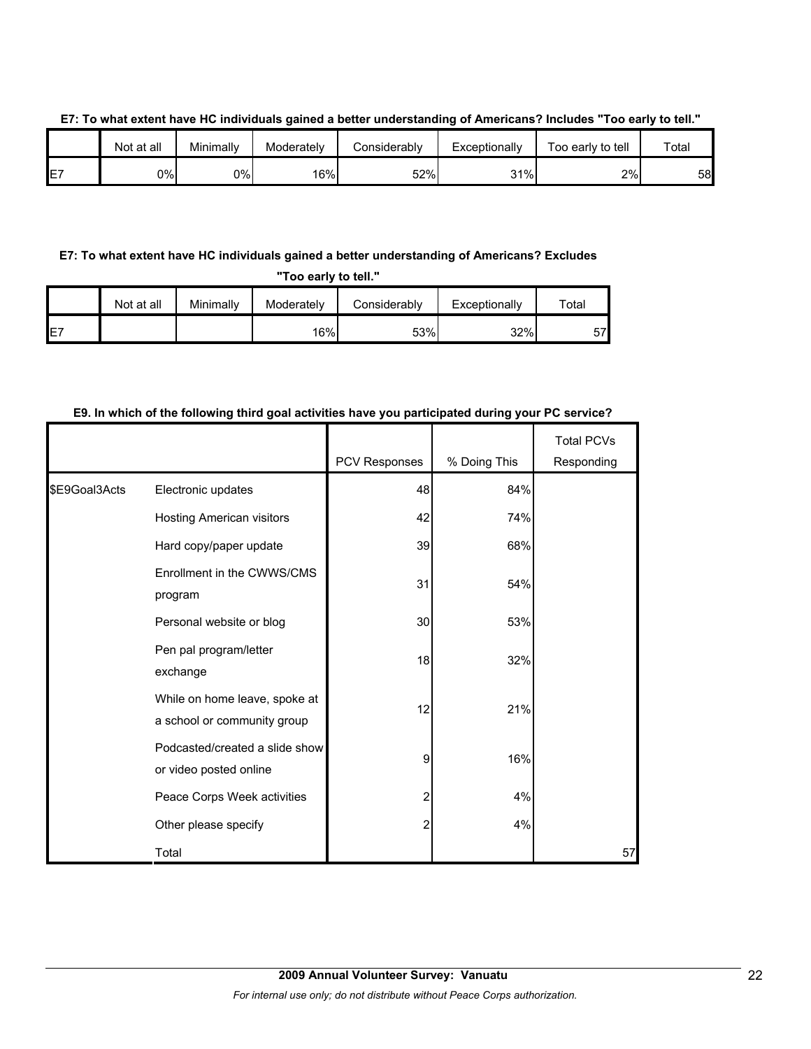**E7: To what extent have HC individuals gained a better understanding of Americans? Includes "Too early to tell."**

| | Not at all | Minimally | Moderately | Considerably | Exceptionally | Too early to tell | Total |
|---|---|---|---|---|---|---|---|
| E7 | 0% | 0% | 16% | 52% | 31% | 2% | 58 |

**E7: To what extent have HC individuals gained a better understanding of Americans? Excludes "Too early to tell."**

| | Not at all | Minimally | Moderately | Considerably | Exceptionally | Total |
|---|---|---|---|---|---|---|
| E7 | | | 16% | 53% | 32% | 57 |

**E9. In which of the following third goal activities have you participated during your PC service?**

| | | PCV Responses | % Doing This | Total PCVs Responding |
|---|---|---|---|---|
| $E9Goal3Acts | Electronic updates | 48 | 84% | |
| | Hosting American visitors | 42 | 74% | |
| | Hard copy/paper update | 39 | 68% | |
| | Enrollment in the CWWS/CMS program | 31 | 54% | |
| | Personal website or blog | 30 | 53% | |
| | Pen pal program/letter exchange | 18 | 32% | |
| | While on home leave, spoke at a school or community group | 12 | 21% | |
| | Podcasted/created a slide show or video posted online | 9 | 16% | |
| | Peace Corps Week activities | 2 | 4% | |
| | Other please specify | 2 | 4% | |
| | Total | | | 57 |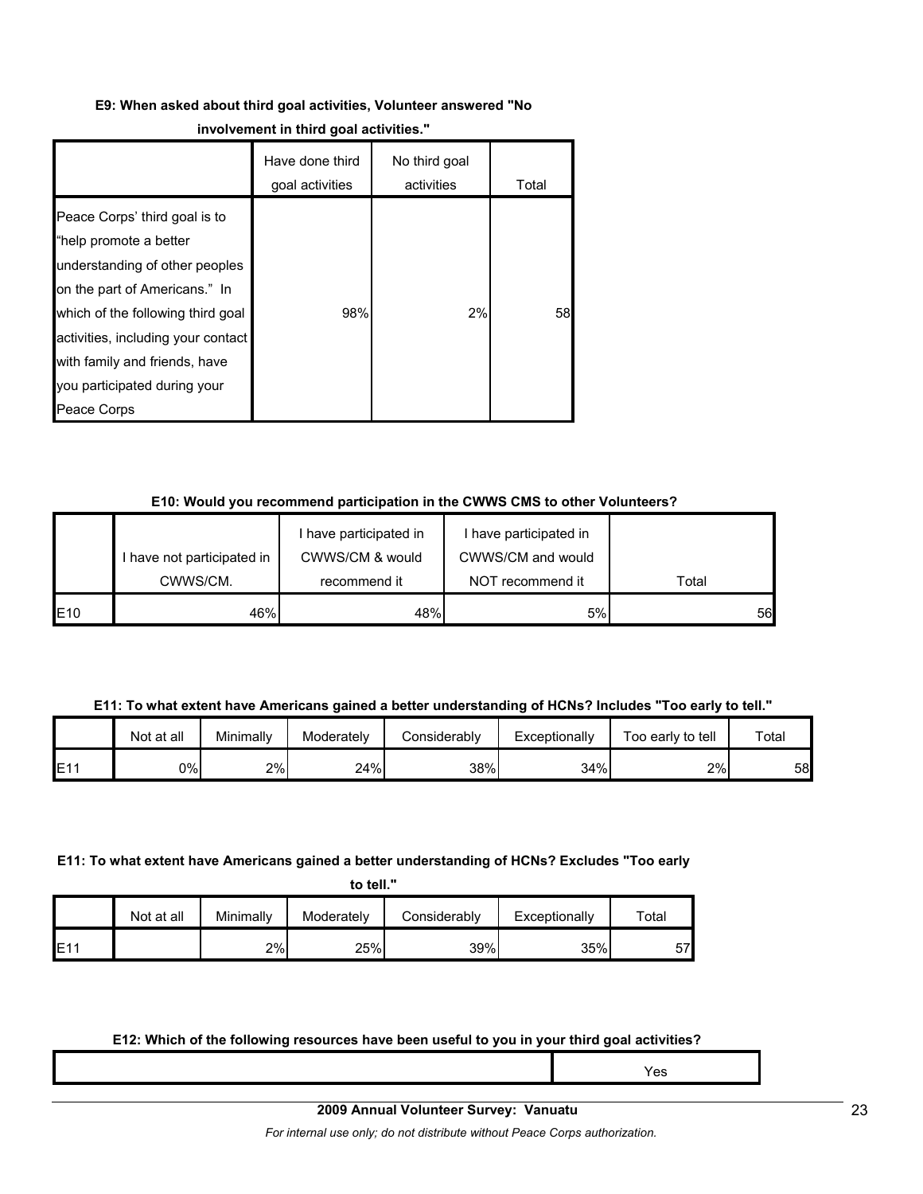**E9: When asked about third goal activities, Volunteer answered "No involvement in third goal activities."**

| | Have done third goal activities | No third goal activities | Total |
|---|---|---|---|
| Peace Corps' third goal is to "help promote a better understanding of other peoples on the part of Americans." In which of the following third goal activities, including your contact with family and friends, have you participated during your Peace Corps | 98% | 2% | 58 |

**E10: Would you recommend participation in the CWWS CMS to other Volunteers?**

| | I have not participated in CWWS/CM. | I have participated in CWWS/CM & would recommend it | I have participated in CWWS/CM and would NOT recommend it | Total |
|---|---|---|---|---|
| E10 | 46% | 48% | 5% | 56 |

**E11: To what extent have Americans gained a better understanding of HCNs? Includes "Too early to tell."**

| | Not at all | Minimally | Moderately | Considerably | Exceptionally | Too early to tell | Total |
|---|---|---|---|---|---|---|---|
| E11 | 0% | 2% | 24% | 38% | 34% | 2% | 58 |

**E11: To what extent have Americans gained a better understanding of HCNs? Excludes "Too early to tell."**

| | Not at all | Minimally | Moderately | Considerably | Exceptionally | Total |
|---|---|---|---|---|---|---|
| E11 | | 2% | 25% | 39% | 35% | 57 |

**E12: Which of the following resources have been useful to you in your third goal activities?**

| | Yes |
|---|---|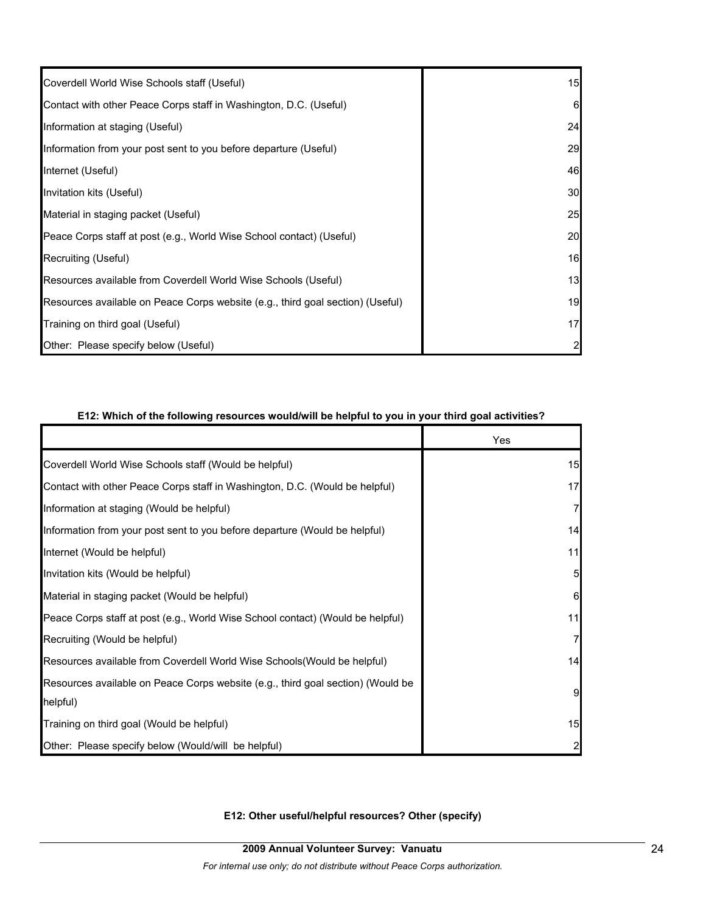| | |
|---|---|
| Coverdell World Wise Schools staff (Useful) | 15 |
| Contact with other Peace Corps staff in Washington, D.C. (Useful) | 6 |
| Information at staging (Useful) | 24 |
| Information from your post sent to you before departure (Useful) | 29 |
| Internet (Useful) | 46 |
| Invitation kits (Useful) | 30 |
| Material in staging packet (Useful) | 25 |
| Peace Corps staff at post (e.g., World Wise School contact) (Useful) | 20 |
| Recruiting (Useful) | 16 |
| Resources available from Coverdell World Wise Schools (Useful) | 13 |
| Resources available on Peace Corps website (e.g., third goal section) (Useful) | 19 |
| Training on third goal (Useful) | 17 |
| Other: Please specify below (Useful) | 2 |

**E12: Which of the following resources would/will be helpful to you in your third goal activities?**

| | Yes |
|---|---|
| Coverdell World Wise Schools staff (Would be helpful) | 15 |
| Contact with other Peace Corps staff in Washington, D.C. (Would be helpful) | 17 |
| Information at staging (Would be helpful) | 7 |
| Information from your post sent to you before departure (Would be helpful) | 14 |
| Internet (Would be helpful) | 11 |
| Invitation kits (Would be helpful) | 5 |
| Material in staging packet (Would be helpful) | 6 |
| Peace Corps staff at post (e.g., World Wise School contact) (Would be helpful) | 11 |
| Recruiting (Would be helpful) | 7 |
| Resources available from Coverdell World Wise Schools(Would be helpful) | 14 |
| Resources available on Peace Corps website (e.g., third goal section) (Would be helpful) | 9 |
| Training on third goal (Would be helpful) | 15 |
| Other: Please specify below (Would/will be helpful) | 2 |

**E12: Other useful/helpful resources? Other (specify)**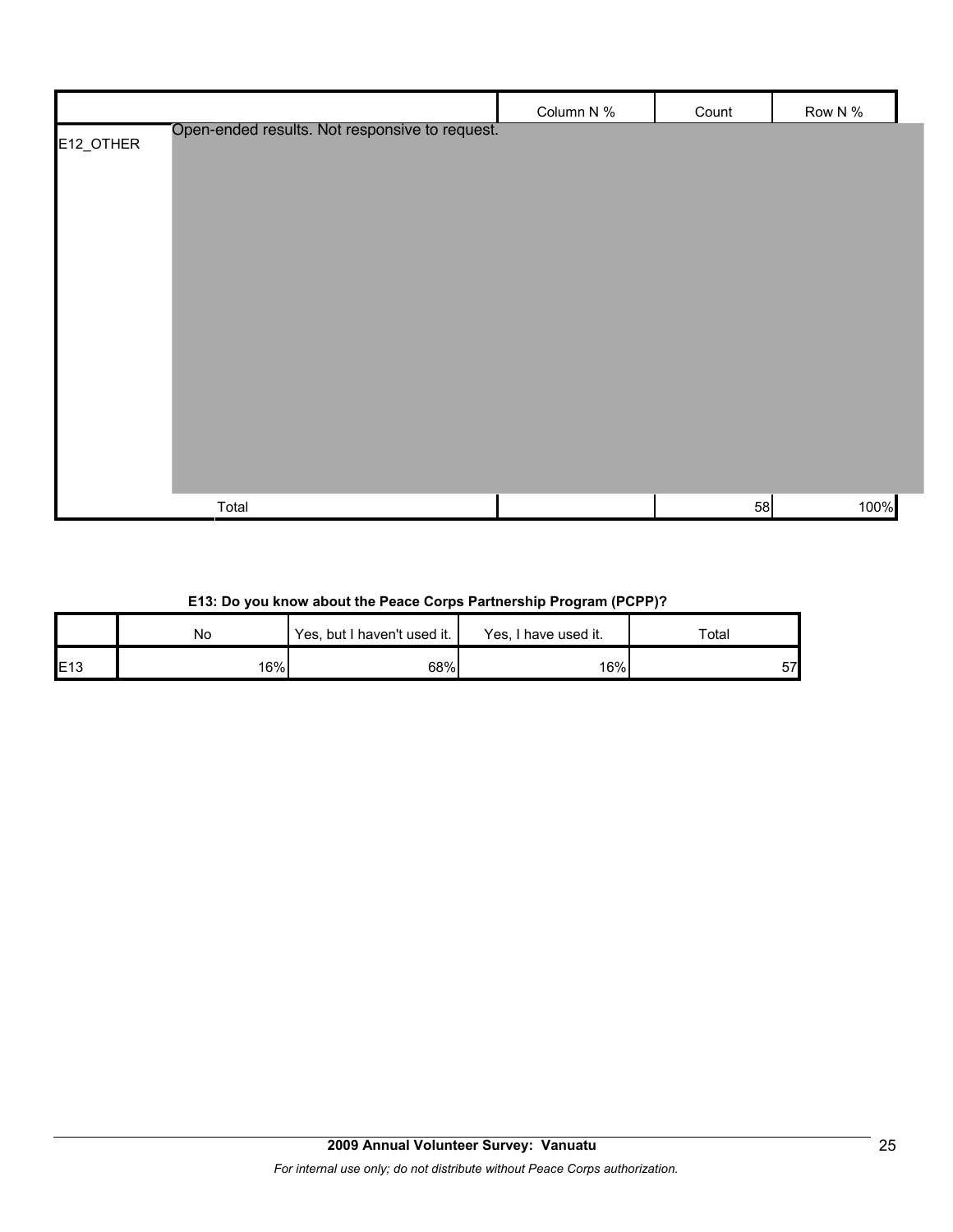| | | Column N % | Count | Row N % |
|---|---|---|---|---|
| E12_OTHER | Open-ended results. Not responsive to request. | | | |
| | Total | | 58 | 100% |

**E13: Do you know about the Peace Corps Partnership Program (PCPP)?**

| | No | Yes, but I haven't used it. | Yes, I have used it. | Total |
|---|---|---|---|---|
| E13 | 16% | 68% | 16% | 57 |

**2009 Annual Volunteer Survey: Vanuatu**

*For internal use only; do not distribute without Peace Corps authorization.*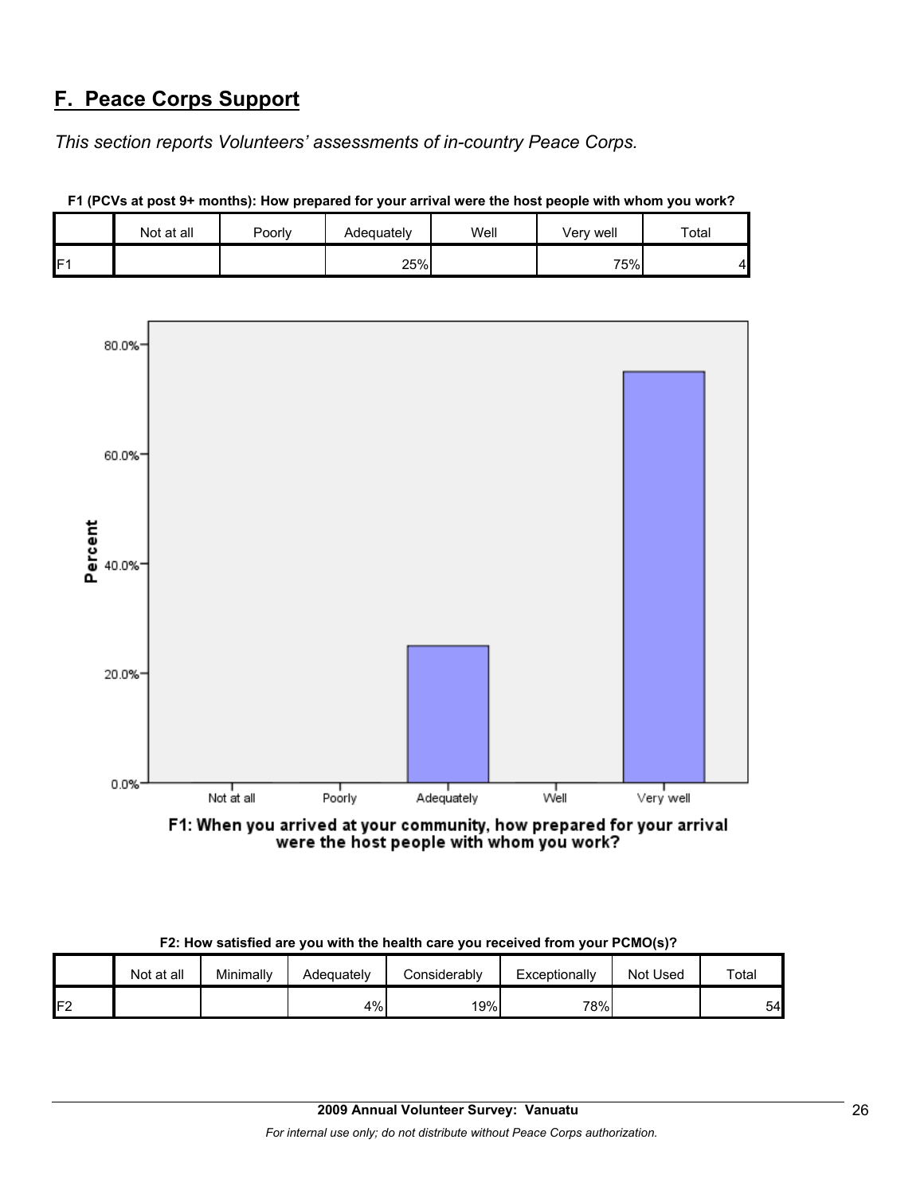## F. Peace Corps Support

*This section reports Volunteers' assessments of in-country Peace Corps.*

**F1 (PCVs at post 9+ months): How prepared for your arrival were the host people with whom you work?**

| | Not at all | Poorly | Adequately | Well | Very well | Total |
|---|---|---|---|---|---|---|
| F1 | | | 25% | | 75% | 4 |

F1: When you arrived at your community, how prepared for your arrival were the host people with whom you work?

**F2: How satisfied are you with the health care you received from your PCMO(s)?**

| | Not at all | Minimally | Adequately | Considerably | Exceptionally | Not Used | Total |
|---|---|---|---|---|---|---|---|
| F2 | | | 4% | 19% | 78% | | 54 |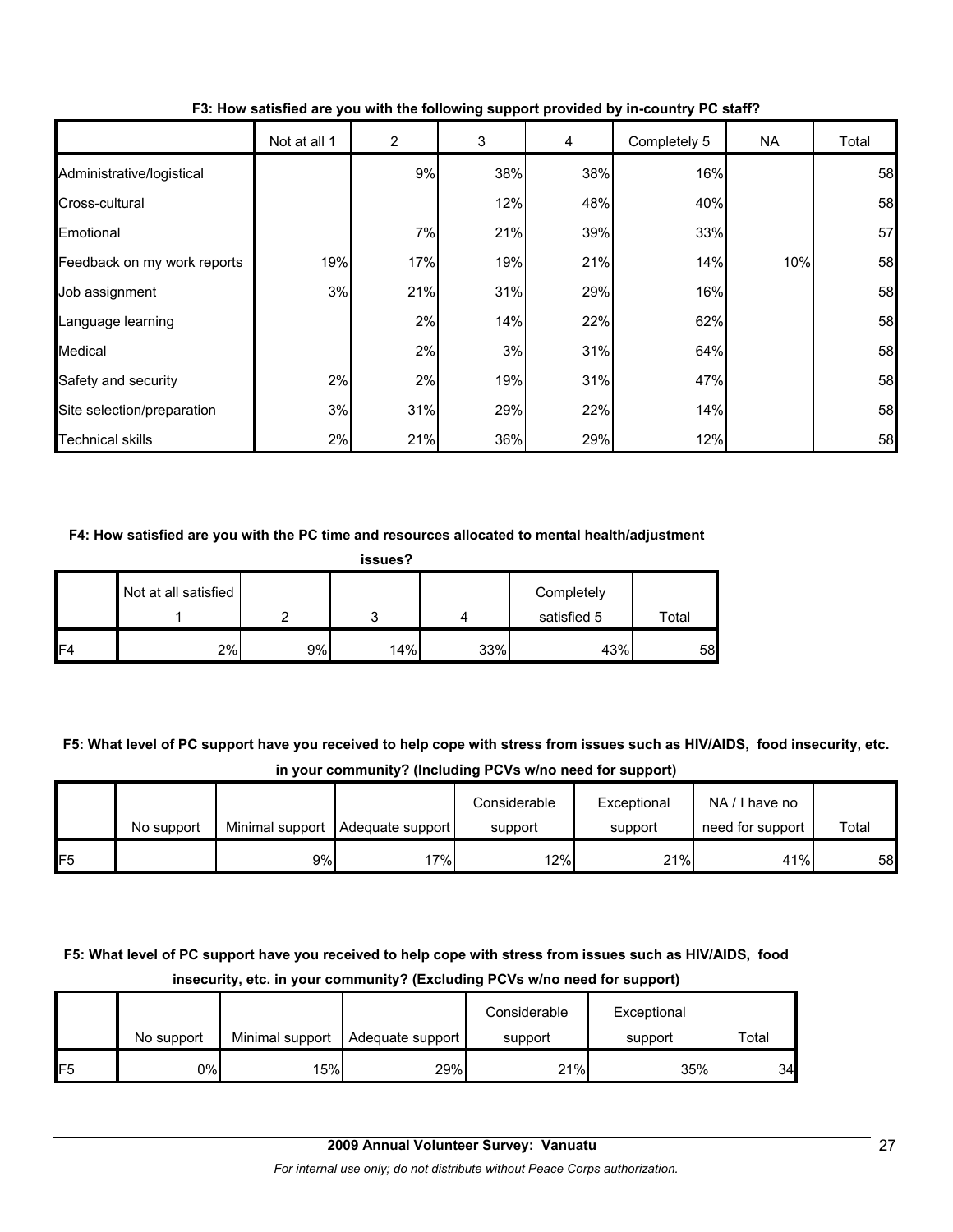**F3: How satisfied are you with the following support provided by in-country PC staff?**

| | Not at all 1 | 2 | 3 | 4 | Completely 5 | NA | Total |
|---|---|---|---|---|---|---|---|
| Administrative/logistical | | 9% | 38% | 38% | 16% | | 58 |
| Cross-cultural | | | 12% | 48% | 40% | | 58 |
| Emotional | | 7% | 21% | 39% | 33% | | 57 |
| Feedback on my work reports | 19% | 17% | 19% | 21% | 14% | 10% | 58 |
| Job assignment | 3% | 21% | 31% | 29% | 16% | | 58 |
| Language learning | | 2% | 14% | 22% | 62% | | 58 |
| Medical | | 2% | 3% | 31% | 64% | | 58 |
| Safety and security | 2% | 2% | 19% | 31% | 47% | | 58 |
| Site selection/preparation | 3% | 31% | 29% | 22% | 14% | | 58 |
| Technical skills | 2% | 21% | 36% | 29% | 12% | | 58 |

**F4: How satisfied are you with the PC time and resources allocated to mental health/adjustment issues?**

| | Not at all satisfied 1 | 2 | 3 | 4 | Completely satisfied 5 | Total |
|---|---|---|---|---|---|---|
| F4 | 2% | 9% | 14% | 33% | 43% | 58 |

**F5: What level of PC support have you received to help cope with stress from issues such as HIV/AIDS, food insecurity, etc. in your community? (Including PCVs w/no need for support)**

| | No support | Minimal support | Adequate support | Considerable support | Exceptional support | NA / I have no need for support | Total |
|---|---|---|---|---|---|---|---|
| F5 | | 9% | 17% | 12% | 21% | 41% | 58 |

**F5: What level of PC support have you received to help cope with stress from issues such as HIV/AIDS, food insecurity, etc. in your community? (Excluding PCVs w/no need for support)**

| | No support | Minimal support | Adequate support | Considerable support | Exceptional support | Total |
|---|---|---|---|---|---|---|
| F5 | 0% | 15% | 29% | 21% | 35% | 34 |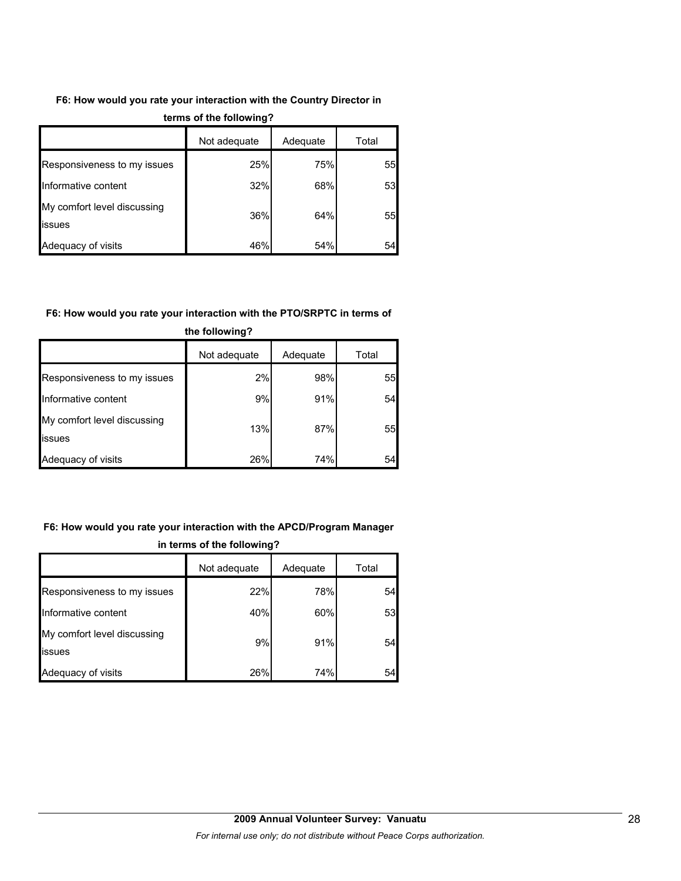**F6: How would you rate your interaction with the Country Director in terms of the following?**

| | Not adequate | Adequate | Total |
|---|---|---|---|
| Responsiveness to my issues | 25% | 75% | 55 |
| Informative content | 32% | 68% | 53 |
| My comfort level discussing issues | 36% | 64% | 55 |
| Adequacy of visits | 46% | 54% | 54 |

**F6: How would you rate your interaction with the PTO/SRPTC in terms of the following?**

| | Not adequate | Adequate | Total |
|---|---|---|---|
| Responsiveness to my issues | 2% | 98% | 55 |
| Informative content | 9% | 91% | 54 |
| My comfort level discussing issues | 13% | 87% | 55 |
| Adequacy of visits | 26% | 74% | 54 |

**F6: How would you rate your interaction with the APCD/Program Manager in terms of the following?**

| | Not adequate | Adequate | Total |
|---|---|---|---|
| Responsiveness to my issues | 22% | 78% | 54 |
| Informative content | 40% | 60% | 53 |
| My comfort level discussing issues | 9% | 91% | 54 |
| Adequacy of visits | 26% | 74% | 54 |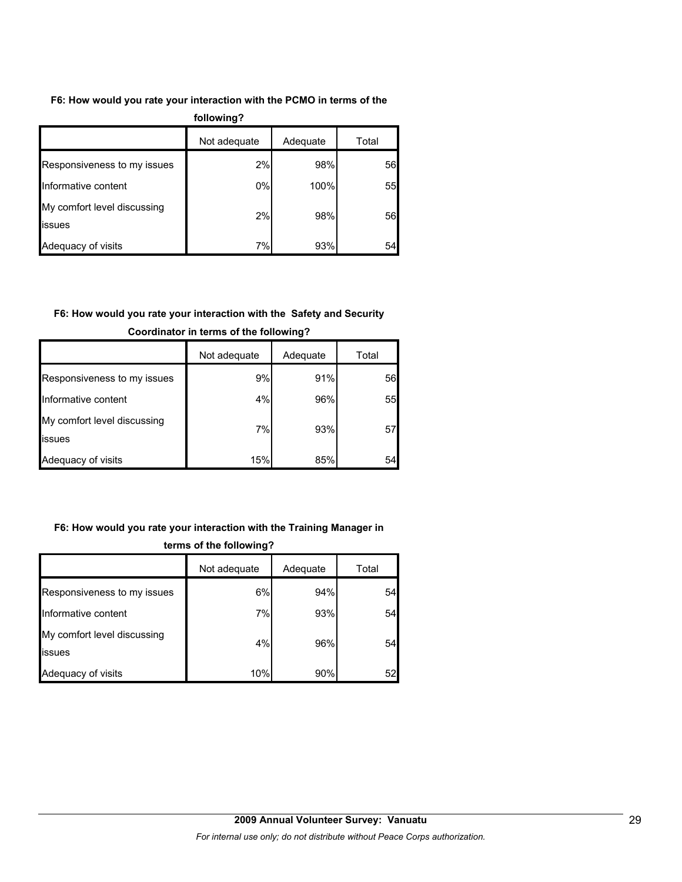**F6: How would you rate your interaction with the PCMO in terms of the following?**

| | Not adequate | Adequate | Total |
|---|---|---|---|
| Responsiveness to my issues | 2% | 98% | 56 |
| Informative content | 0% | 100% | 55 |
| My comfort level discussing issues | 2% | 98% | 56 |
| Adequacy of visits | 7% | 93% | 54 |

**F6: How would you rate your interaction with the Safety and Security Coordinator in terms of the following?**

| | Not adequate | Adequate | Total |
|---|---|---|---|
| Responsiveness to my issues | 9% | 91% | 56 |
| Informative content | 4% | 96% | 55 |
| My comfort level discussing issues | 7% | 93% | 57 |
| Adequacy of visits | 15% | 85% | 54 |

**F6: How would you rate your interaction with the Training Manager in terms of the following?**

| | Not adequate | Adequate | Total |
|---|---|---|---|
| Responsiveness to my issues | 6% | 94% | 54 |
| Informative content | 7% | 93% | 54 |
| My comfort level discussing issues | 4% | 96% | 54 |
| Adequacy of visits | 10% | 90% | 52 |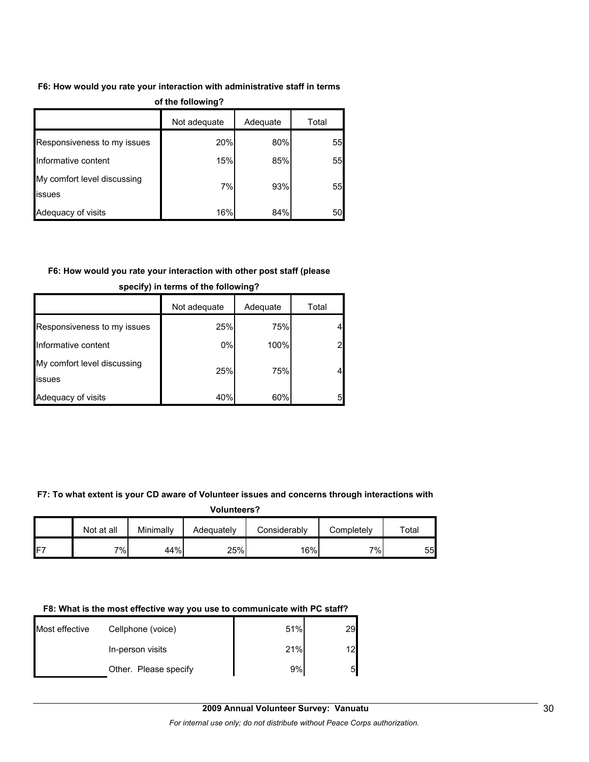**F6: How would you rate your interaction with administrative staff in terms of the following?**

| | Not adequate | Adequate | Total |
|---|---|---|---|
| Responsiveness to my issues | 20% | 80% | 55 |
| Informative content | 15% | 85% | 55 |
| My comfort level discussing issues | 7% | 93% | 55 |
| Adequacy of visits | 16% | 84% | 50 |

**F6: How would you rate your interaction with other post staff (please specify) in terms of the following?**

| | Not adequate | Adequate | Total |
|---|---|---|---|
| Responsiveness to my issues | 25% | 75% | 4 |
| Informative content | 0% | 100% | 2 |
| My comfort level discussing issues | 25% | 75% | 4 |
| Adequacy of visits | 40% | 60% | 5 |

**F7: To what extent is your CD aware of Volunteer issues and concerns through interactions with Volunteers?**

| | Not at all | Minimally | Adequately | Considerably | Completely | Total |
|---|---|---|---|---|---|---|
| F7 | 7% | 44% | 25% | 16% | 7% | 55 |

**F8: What is the most effective way you use to communicate with PC staff?**

| | | | |
|---|---|---|---|
| Most effective | Cellphone (voice) | 51% | 29 |
| | In-person visits | 21% | 12 |
| | Other. Please specify | 9% | 5 |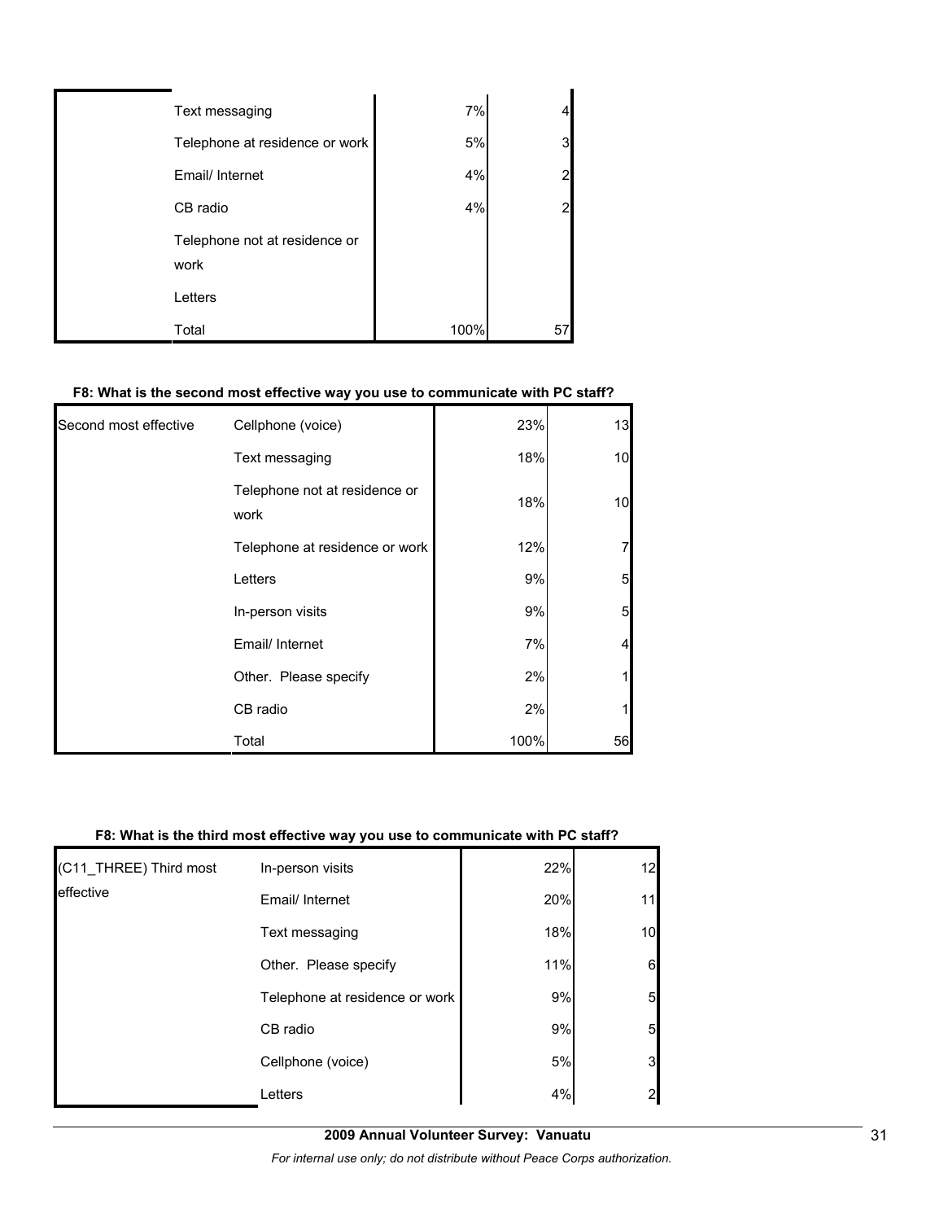| | | | |
|---|---|---|---|
| | Text messaging | 7% | 4 |
| | Telephone at residence or work | 5% | 3 |
| | Email/ Internet | 4% | 2 |
| | CB radio | 4% | 2 |
| | Telephone not at residence or work | | |
| | Letters | | |
| | Total | 100% | 57 |

**F8: What is the second most effective way you use to communicate with PC staff?**

| | | | |
|---|---|---|---|
| Second most effective | Cellphone (voice) | 23% | 13 |
| | Text messaging | 18% | 10 |
| | Telephone not at residence or work | 18% | 10 |
| | Telephone at residence or work | 12% | 7 |
| | Letters | 9% | 5 |
| | In-person visits | 9% | 5 |
| | Email/ Internet | 7% | 4 |
| | Other. Please specify | 2% | 1 |
| | CB radio | 2% | 1 |
| | Total | 100% | 56 |

**F8: What is the third most effective way you use to communicate with PC staff?**

| | | | |
|---|---|---|---|
| (C11_THREE) Third most effective | In-person visits | 22% | 12 |
| | Email/ Internet | 20% | 11 |
| | Text messaging | 18% | 10 |
| | Other. Please specify | 11% | 6 |
| | Telephone at residence or work | 9% | 5 |
| | CB radio | 9% | 5 |
| | Cellphone (voice) | 5% | 3 |
| | Letters | 4% | 2 |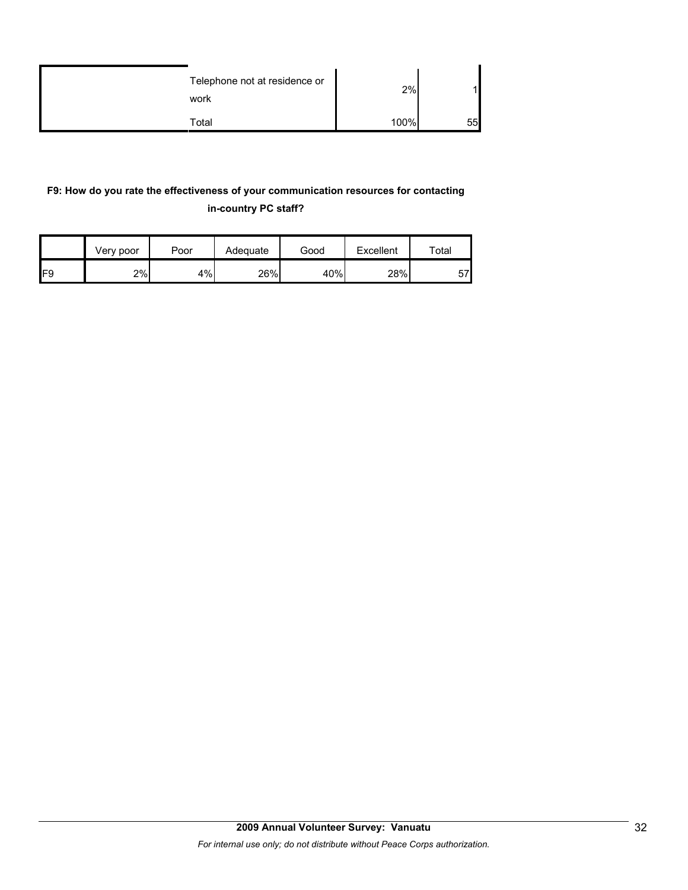| | | | |
|---|---|---|---|
| | Telephone not at residence or work | 2% | 1 |
| | Total | 100% | 55 |

**F9: How do you rate the effectiveness of your communication resources for contacting in-country PC staff?**

| | Very poor | Poor | Adequate | Good | Excellent | Total |
|---|---|---|---|---|---|---|
| F9 | 2% | 4% | 26% | 40% | 28% | 57 |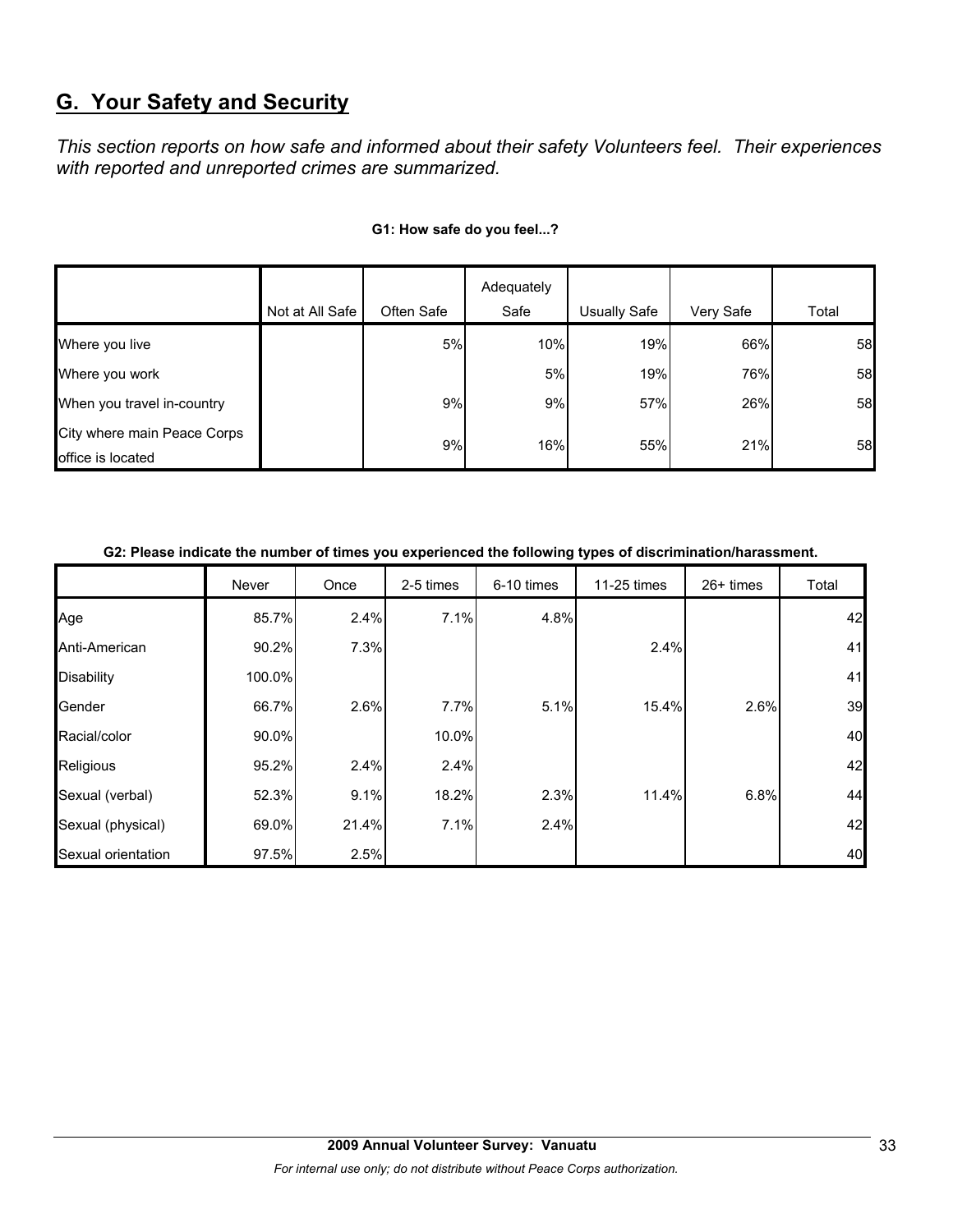## G. Your Safety and Security

*This section reports on how safe and informed about their safety Volunteers feel. Their experiences with reported and unreported crimes are summarized.*

**G1: How safe do you feel...?**

| | Not at All Safe | Often Safe | Adequately Safe | Usually Safe | Very Safe | Total |
|---|---|---|---|---|---|---|
| Where you live | | 5% | 10% | 19% | 66% | 58 |
| Where you work | | | 5% | 19% | 76% | 58 |
| When you travel in-country | | 9% | 9% | 57% | 26% | 58 |
| City where main Peace Corps office is located | | 9% | 16% | 55% | 21% | 58 |

**G2: Please indicate the number of times you experienced the following types of discrimination/harassment.**

| | Never | Once | 2-5 times | 6-10 times | 11-25 times | 26+ times | Total |
|---|---|---|---|---|---|---|---|
| Age | 85.7% | 2.4% | 7.1% | 4.8% | | | 42 |
| Anti-American | 90.2% | 7.3% | | | 2.4% | | 41 |
| Disability | 100.0% | | | | | | 41 |
| Gender | 66.7% | 2.6% | 7.7% | 5.1% | 15.4% | 2.6% | 39 |
| Racial/color | 90.0% | | 10.0% | | | | 40 |
| Religious | 95.2% | 2.4% | 2.4% | | | | 42 |
| Sexual (verbal) | 52.3% | 9.1% | 18.2% | 2.3% | 11.4% | 6.8% | 44 |
| Sexual (physical) | 69.0% | 21.4% | 7.1% | 2.4% | | | 42 |
| Sexual orientation | 97.5% | 2.5% | | | | | 40 |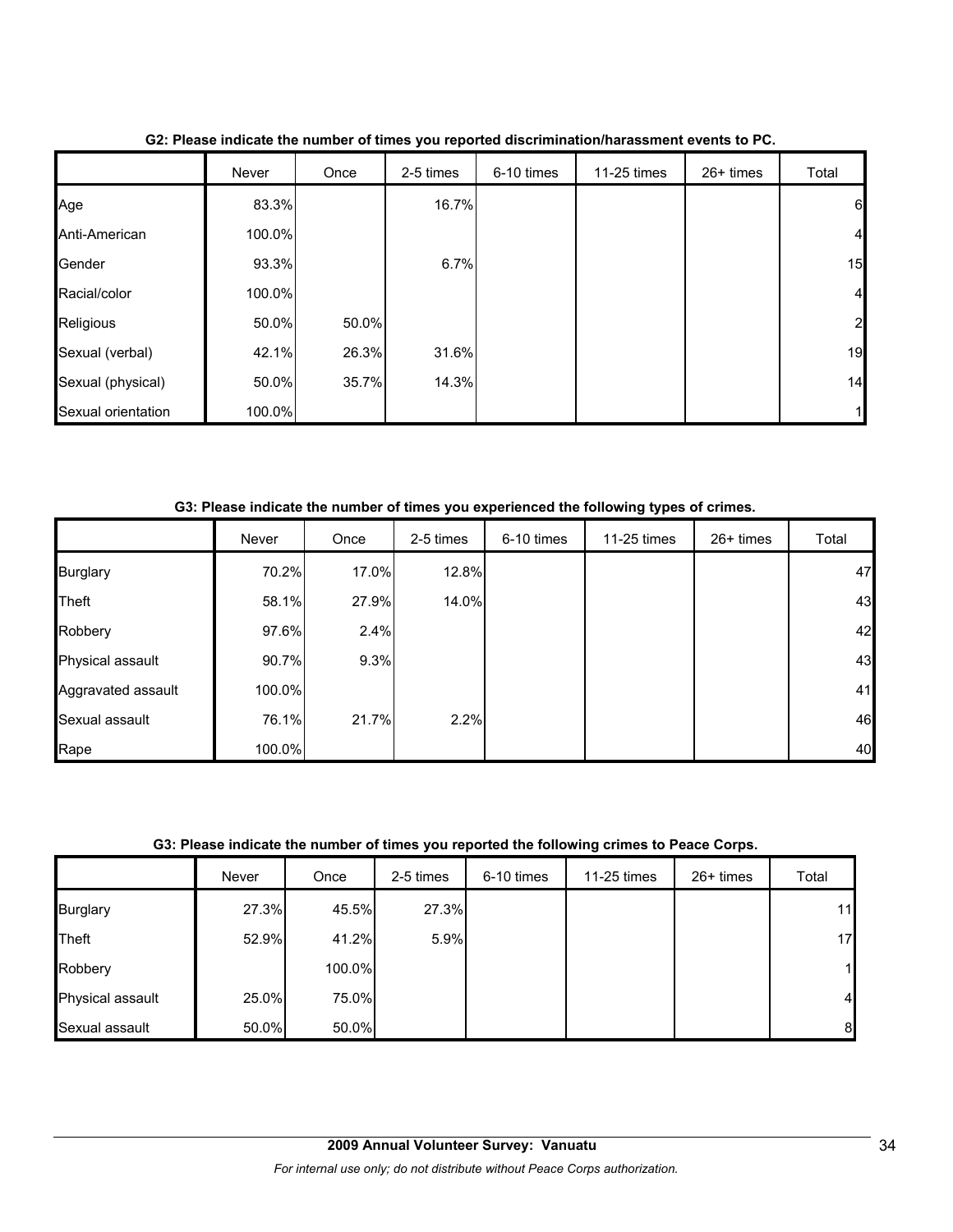**G2: Please indicate the number of times you reported discrimination/harassment events to PC.**

| | Never | Once | 2-5 times | 6-10 times | 11-25 times | 26+ times | Total |
|---|---|---|---|---|---|---|---|
| Age | 83.3% | | 16.7% | | | | 6 |
| Anti-American | 100.0% | | | | | | 4 |
| Gender | 93.3% | | 6.7% | | | | 15 |
| Racial/color | 100.0% | | | | | | 4 |
| Religious | 50.0% | 50.0% | | | | | 2 |
| Sexual (verbal) | 42.1% | 26.3% | 31.6% | | | | 19 |
| Sexual (physical) | 50.0% | 35.7% | 14.3% | | | | 14 |
| Sexual orientation | 100.0% | | | | | | 1 |

**G3: Please indicate the number of times you experienced the following types of crimes.**

| | Never | Once | 2-5 times | 6-10 times | 11-25 times | 26+ times | Total |
|---|---|---|---|---|---|---|---|
| Burglary | 70.2% | 17.0% | 12.8% | | | | 47 |
| Theft | 58.1% | 27.9% | 14.0% | | | | 43 |
| Robbery | 97.6% | 2.4% | | | | | 42 |
| Physical assault | 90.7% | 9.3% | | | | | 43 |
| Aggravated assault | 100.0% | | | | | | 41 |
| Sexual assault | 76.1% | 21.7% | 2.2% | | | | 46 |
| Rape | 100.0% | | | | | | 40 |

**G3: Please indicate the number of times you reported the following crimes to Peace Corps.**

| | Never | Once | 2-5 times | 6-10 times | 11-25 times | 26+ times | Total |
|---|---|---|---|---|---|---|---|
| Burglary | 27.3% | 45.5% | 27.3% | | | | 11 |
| Theft | 52.9% | 41.2% | 5.9% | | | | 17 |
| Robbery | | 100.0% | | | | | 1 |
| Physical assault | 25.0% | 75.0% | | | | | 4 |
| Sexual assault | 50.0% | 50.0% | | | | | 8 |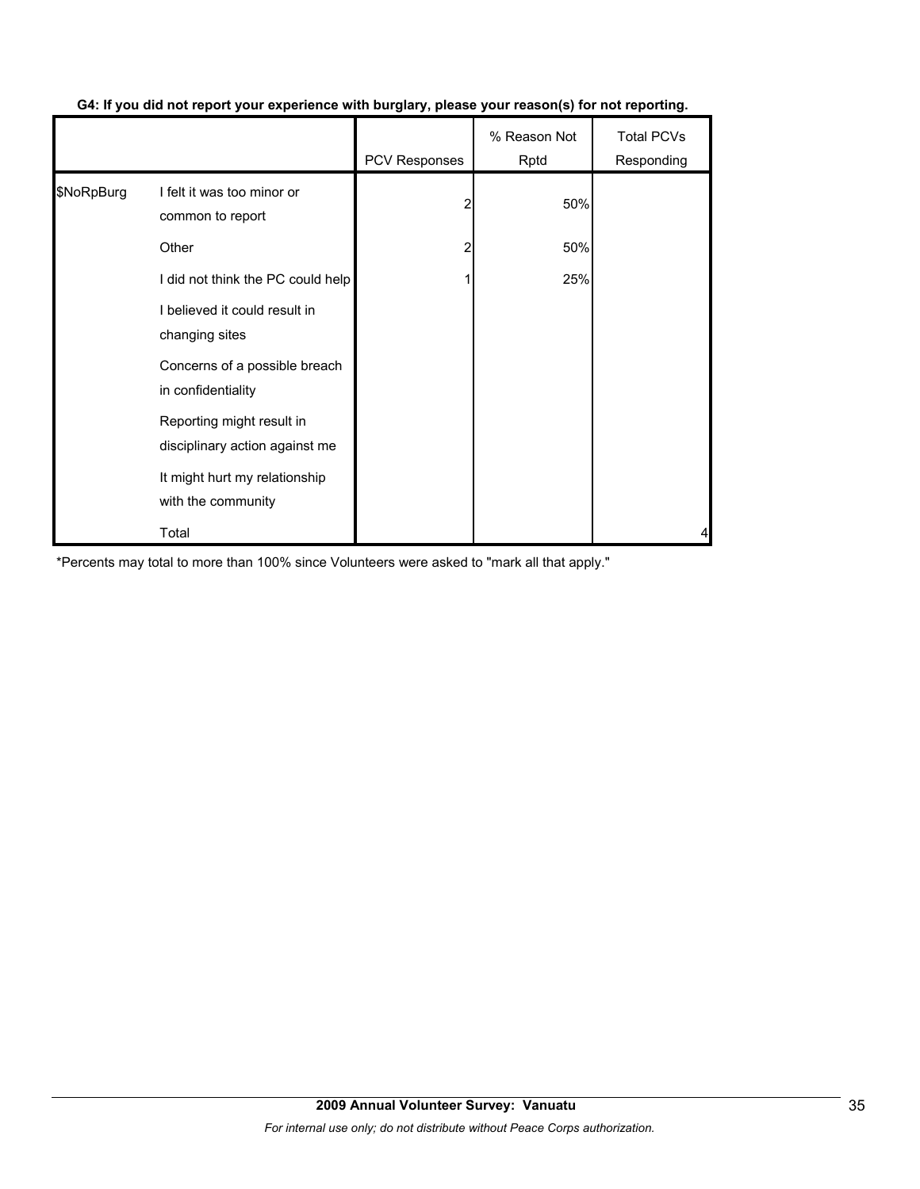**G4: If you did not report your experience with burglary, please your reason(s) for not reporting.**

| | | PCV Responses | % Reason Not Rptd | Total PCVs Responding |
|---|---|---|---|---|
| $NoRpBurg | I felt it was too minor or common to report | 2 | 50% | |
| | Other | 2 | 50% | |
| | I did not think the PC could help | 1 | 25% | |
| | I believed it could result in changing sites | | | |
| | Concerns of a possible breach in confidentiality | | | |
| | Reporting might result in disciplinary action against me | | | |
| | It might hurt my relationship with the community | | | |
| | Total | | | 4 |

*Percents may total to more than 100% since Volunteers were asked to "mark all that apply."

**2009 Annual Volunteer Survey: Vanuatu**

*For internal use only; do not distribute without Peace Corps authorization.*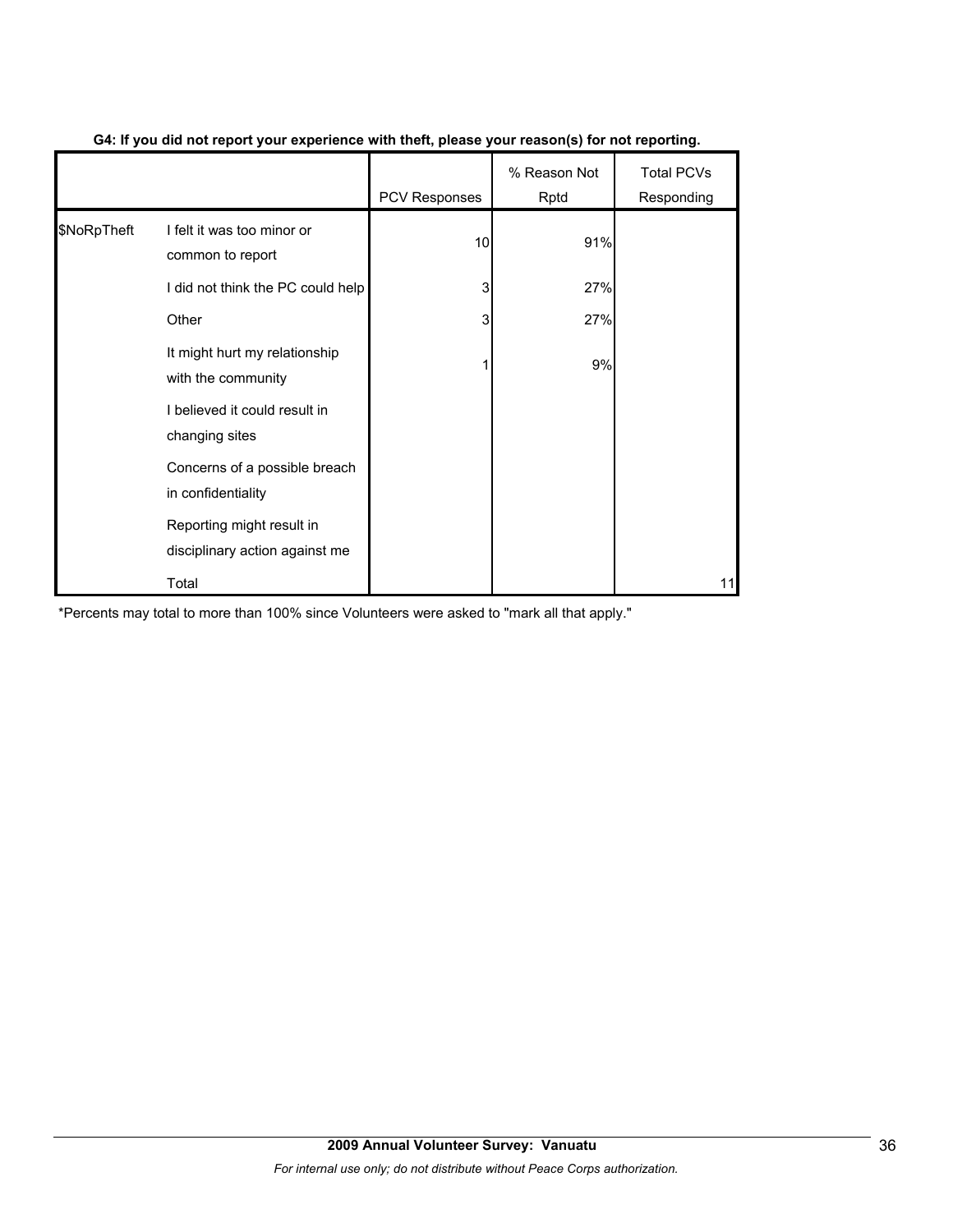**G4: If you did not report your experience with theft, please your reason(s) for not reporting.**

| | | PCV Responses | % Reason Not Rptd | Total PCVs Responding |
|---|---|---|---|---|
| $NoRpTheft | I felt it was too minor or common to report | 10 | 91% | |
| | I did not think the PC could help | 3 | 27% | |
| | Other | 3 | 27% | |
| | It might hurt my relationship with the community | 1 | 9% | |
| | I believed it could result in changing sites | | | |
| | Concerns of a possible breach in confidentiality | | | |
| | Reporting might result in disciplinary action against me | | | |
| | Total | | | 11 |

*Percents may total to more than 100% since Volunteers were asked to "mark all that apply."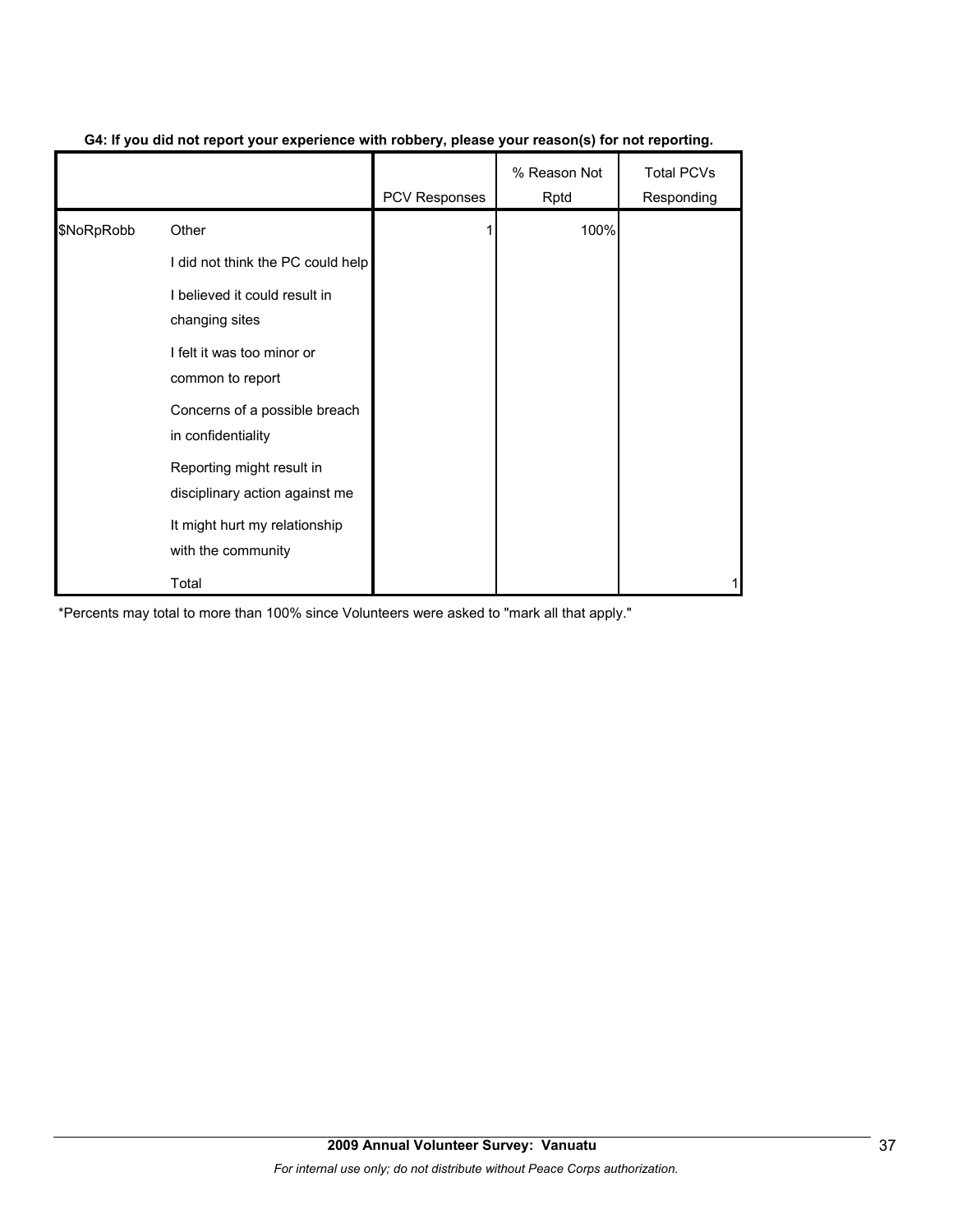**G4: If you did not report your experience with robbery, please your reason(s) for not reporting.**

| | | PCV Responses | % Reason Not Rptd | Total PCVs Responding |
|---|---|---|---|---|
| $NoRpRobb | Other | 1 | 100% | |
| | I did not think the PC could help | | | |
| | I believed it could result in changing sites | | | |
| | I felt it was too minor or common to report | | | |
| | Concerns of a possible breach in confidentiality | | | |
| | Reporting might result in disciplinary action against me | | | |
| | It might hurt my relationship with the community | | | |
| | Total | | | 1 |

*Percents may total to more than 100% since Volunteers were asked to "mark all that apply."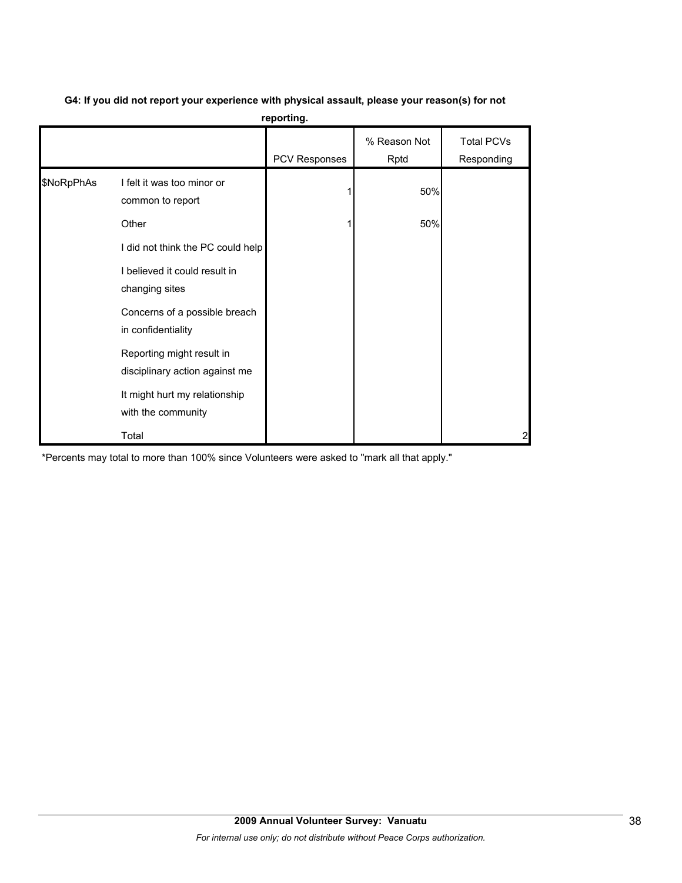**G4: If you did not report your experience with physical assault, please your reason(s) for not reporting.**

| | | PCV Responses | % Reason Not Rptd | Total PCVs Responding |
|---|---|---|---|---|
| $NoRpPhAs | I felt it was too minor or common to report | 1 | 50% | |
| | Other | 1 | 50% | |
| | I did not think the PC could help | | | |
| | I believed it could result in changing sites | | | |
| | Concerns of a possible breach in confidentiality | | | |
| | Reporting might result in disciplinary action against me | | | |
| | It might hurt my relationship with the community | | | |
| | Total | | | 2 |

*Percents may total to more than 100% since Volunteers were asked to "mark all that apply."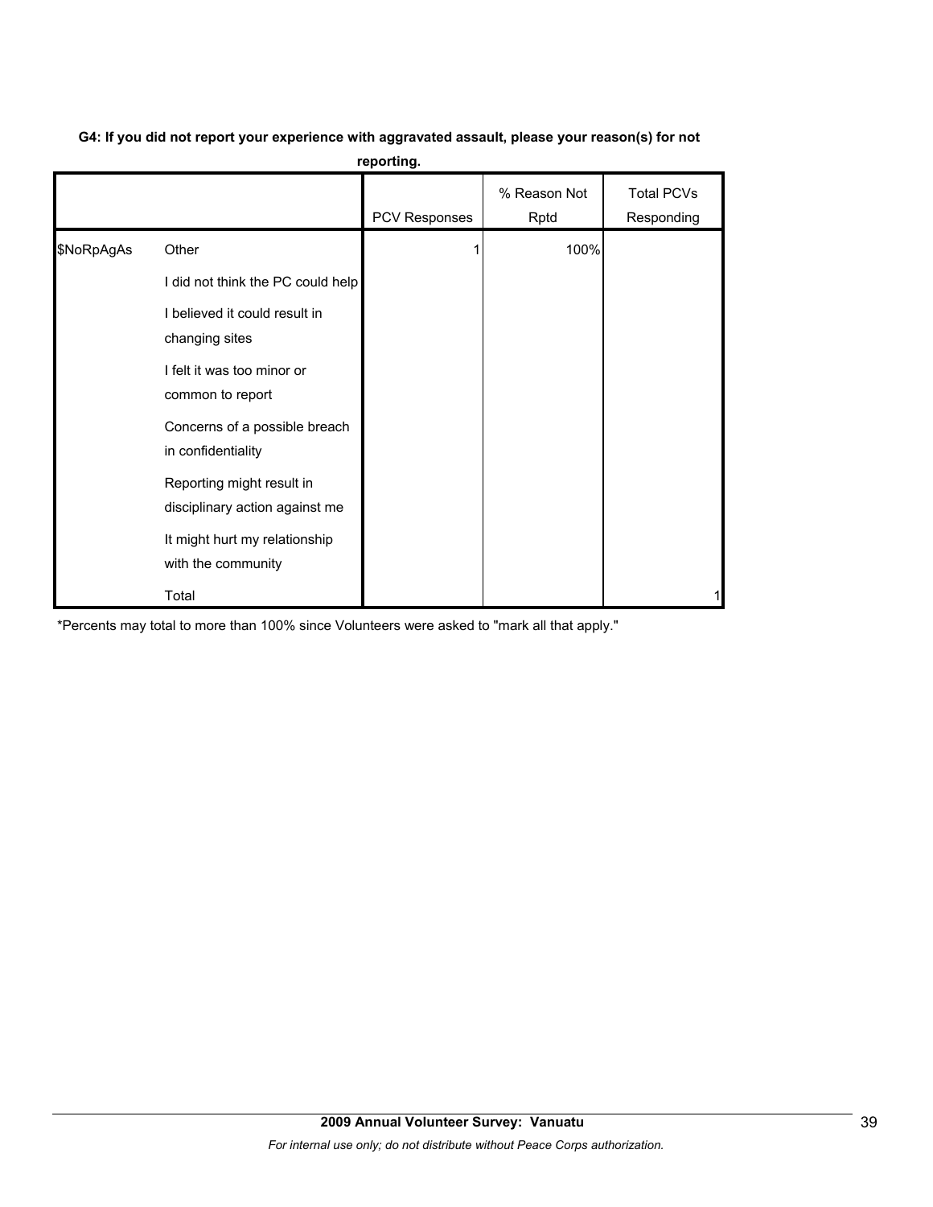**G4: If you did not report your experience with aggravated assault, please your reason(s) for not reporting.**

| | | PCV Responses | % Reason Not Rptd | Total PCVs Responding |
|---|---|---|---|---|
| $NoRpAgAs | Other | 1 | 100% | |
| | I did not think the PC could help | | | |
| | I believed it could result in changing sites | | | |
| | I felt it was too minor or common to report | | | |
| | Concerns of a possible breach in confidentiality | | | |
| | Reporting might result in disciplinary action against me | | | |
| | It might hurt my relationship with the community | | | |
| | Total | | | 1 |

*Percents may total to more than 100% since Volunteers were asked to "mark all that apply."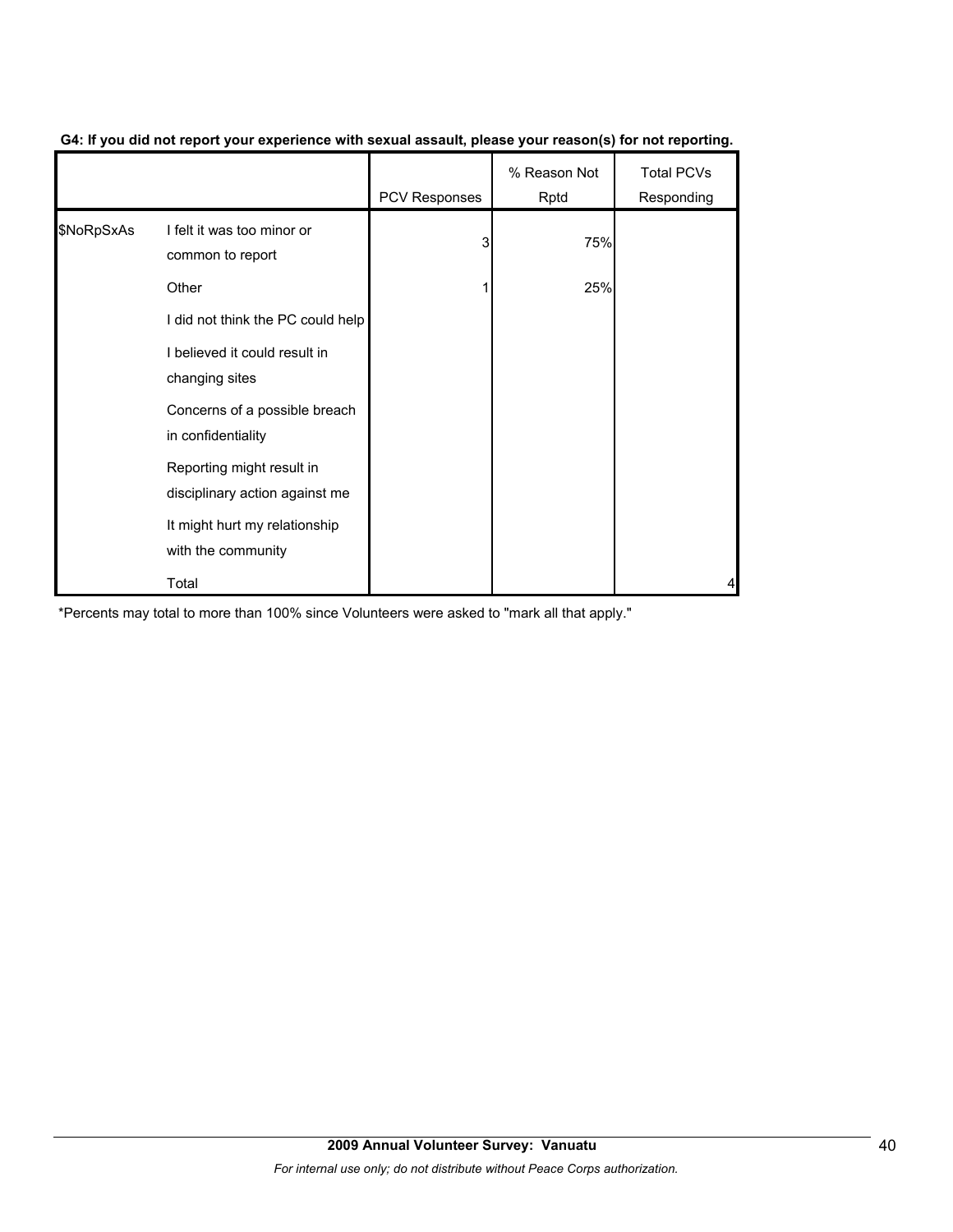**G4: If you did not report your experience with sexual assault, please your reason(s) for not reporting.**

| | | PCV Responses | % Reason Not Rptd | Total PCVs Responding |
|---|---|---|---|---|
| $NoRpSxAs | I felt it was too minor or common to report | 3 | 75% | |
| | Other | 1 | 25% | |
| | I did not think the PC could help | | | |
| | I believed it could result in changing sites | | | |
| | Concerns of a possible breach in confidentiality | | | |
| | Reporting might result in disciplinary action against me | | | |
| | It might hurt my relationship with the community | | | |
| | Total | | | 4 |

*Percents may total to more than 100% since Volunteers were asked to "mark all that apply."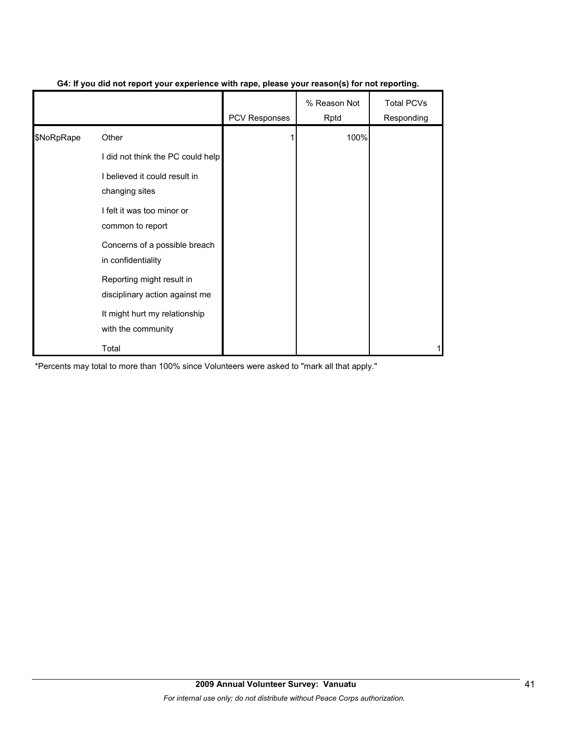**G4: If you did not report your experience with rape, please your reason(s) for not reporting.**

| | | PCV Responses | % Reason Not Rptd | Total PCVs Responding |
|---|---|---|---|---|
| $NoRpRape | Other | 1 | 100% | |
| | I did not think the PC could help | | | |
| | I believed it could result in changing sites | | | |
| | I felt it was too minor or common to report | | | |
| | Concerns of a possible breach in confidentiality | | | |
| | Reporting might result in disciplinary action against me | | | |
| | It might hurt my relationship with the community | | | |
| | Total | | | 1 |

*Percents may total to more than 100% since Volunteers were asked to "mark all that apply."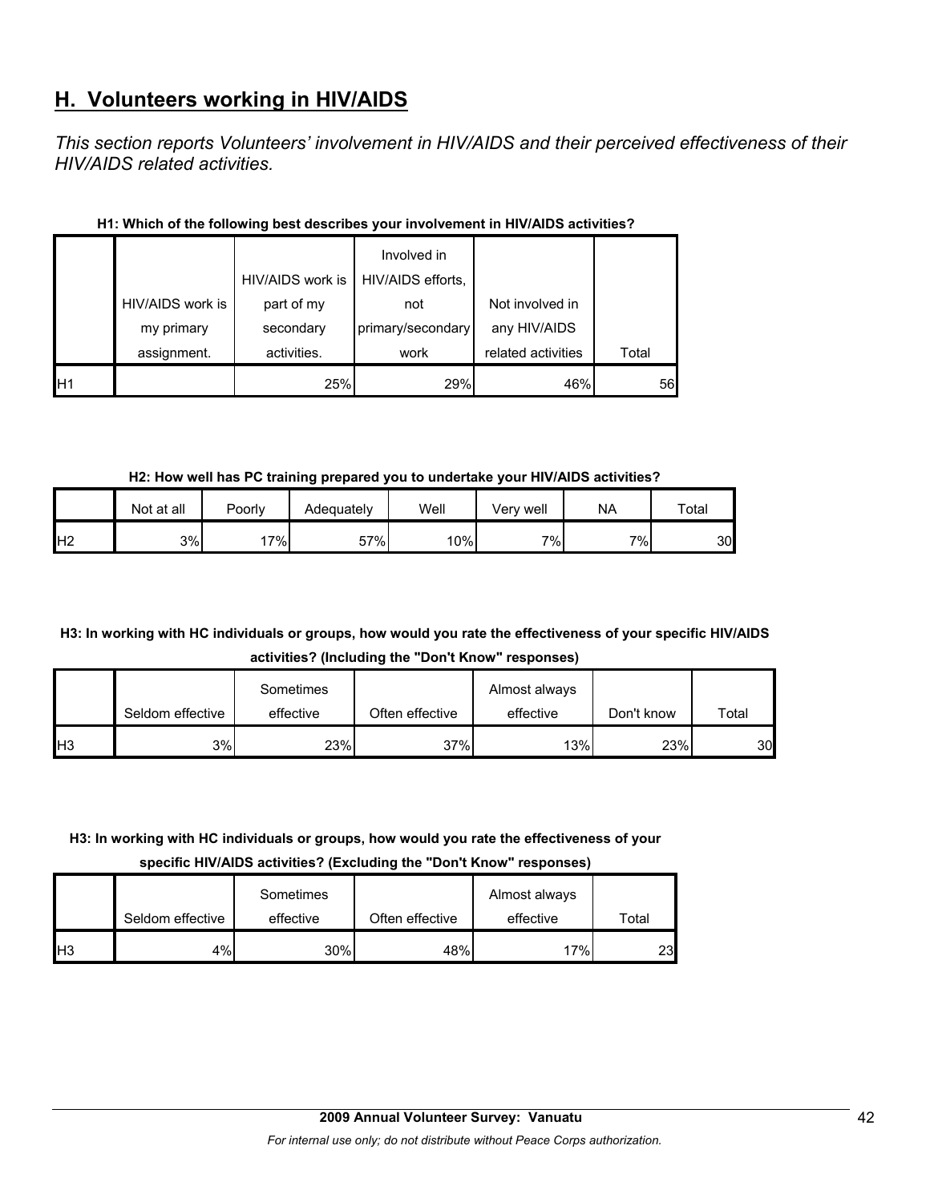## H. Volunteers working in HIV/AIDS

*This section reports Volunteers' involvement in HIV/AIDS and their perceived effectiveness of their HIV/AIDS related activities.*

**H1: Which of the following best describes your involvement in HIV/AIDS activities?**

| | HIV/AIDS work is my primary assignment. | HIV/AIDS work is part of my secondary activities. | Involved in HIV/AIDS efforts, not primary/secondary work | Not involved in any HIV/AIDS related activities | Total |
|---|---|---|---|---|---|
| H1 | | 25% | 29% | 46% | 56 |

**H2: How well has PC training prepared you to undertake your HIV/AIDS activities?**

| | Not at all | Poorly | Adequately | Well | Very well | NA | Total |
|---|---|---|---|---|---|---|---|
| H2 | 3% | 17% | 57% | 10% | 7% | 7% | 30 |

**H3: In working with HC individuals or groups, how would you rate the effectiveness of your specific HIV/AIDS activities? (Including the "Don't Know" responses)**

| | Seldom effective | Sometimes effective | Often effective | Almost always effective | Don't know | Total |
|---|---|---|---|---|---|---|
| H3 | 3% | 23% | 37% | 13% | 23% | 30 |

**H3: In working with HC individuals or groups, how would you rate the effectiveness of your specific HIV/AIDS activities? (Excluding the "Don't Know" responses)**

| | Seldom effective | Sometimes effective | Often effective | Almost always effective | Total |
|---|---|---|---|---|---|
| H3 | 4% | 30% | 48% | 17% | 23 |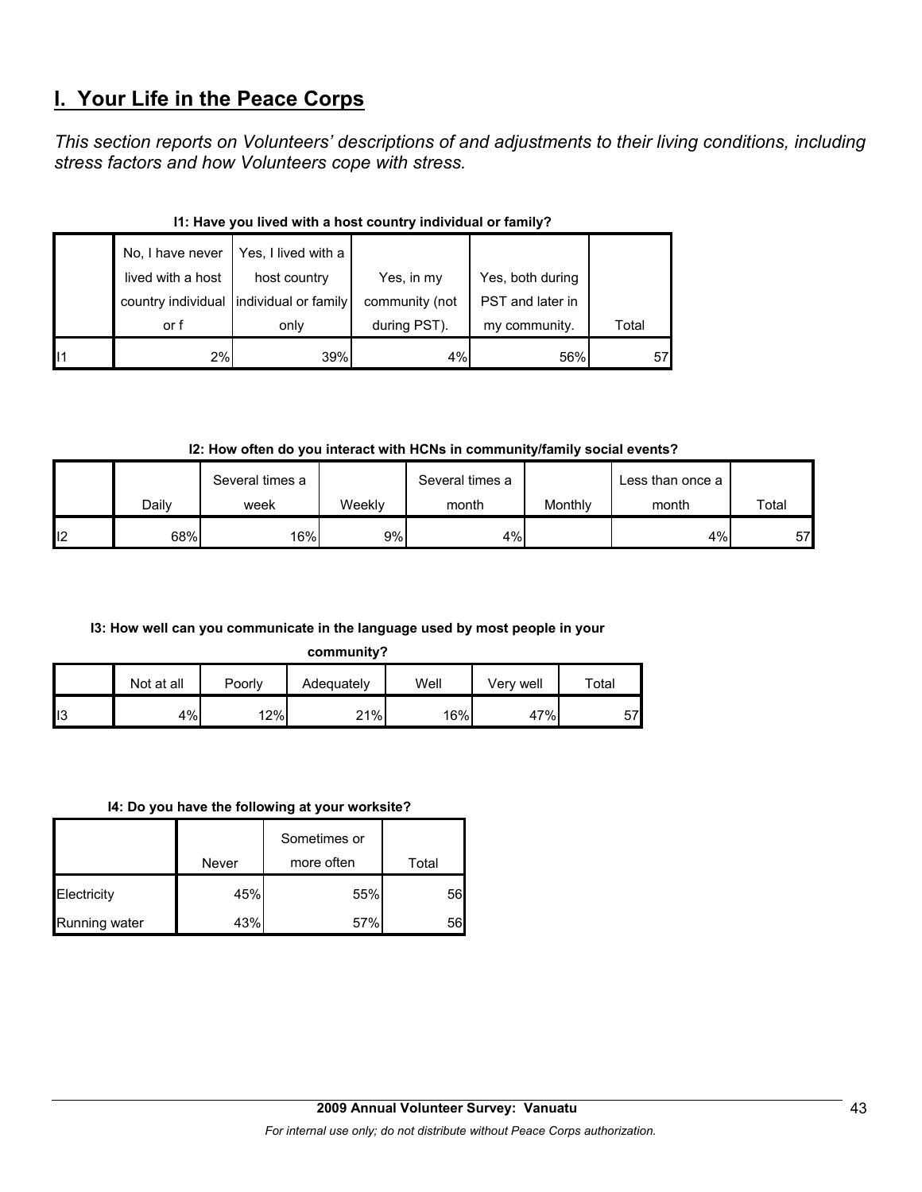# I. Your Life in the Peace Corps

*This section reports on Volunteers' descriptions of and adjustments to their living conditions, including stress factors and how Volunteers cope with stress.*

**I1: Have you lived with a host country individual or family?**

| | No, I have never lived with a host country individual or f | Yes, I lived with a host country individual or family only | Yes, in my community (not during PST). | Yes, both during PST and later in my community. | Total |
|---|---|---|---|---|---|
| I1 | 2% | 39% | 4% | 56% | 57 |

**I2: How often do you interact with HCNs in community/family social events?**

| | Daily | Several times a week | Weekly | Several times a month | Monthly | Less than once a month | Total |
|---|---|---|---|---|---|---|---|
| I2 | 68% | 16% | 9% | 4% | | 4% | 57 |

**I3: How well can you communicate in the language used by most people in your community?**

| | Not at all | Poorly | Adequately | Well | Very well | Total |
|---|---|---|---|---|---|---|
| I3 | 4% | 12% | 21% | 16% | 47% | 57 |

**I4: Do you have the following at your worksite?**

| | Never | Sometimes or more often | Total |
|---|---|---|---|
| Electricity | 45% | 55% | 56 |
| Running water | 43% | 57% | 56 |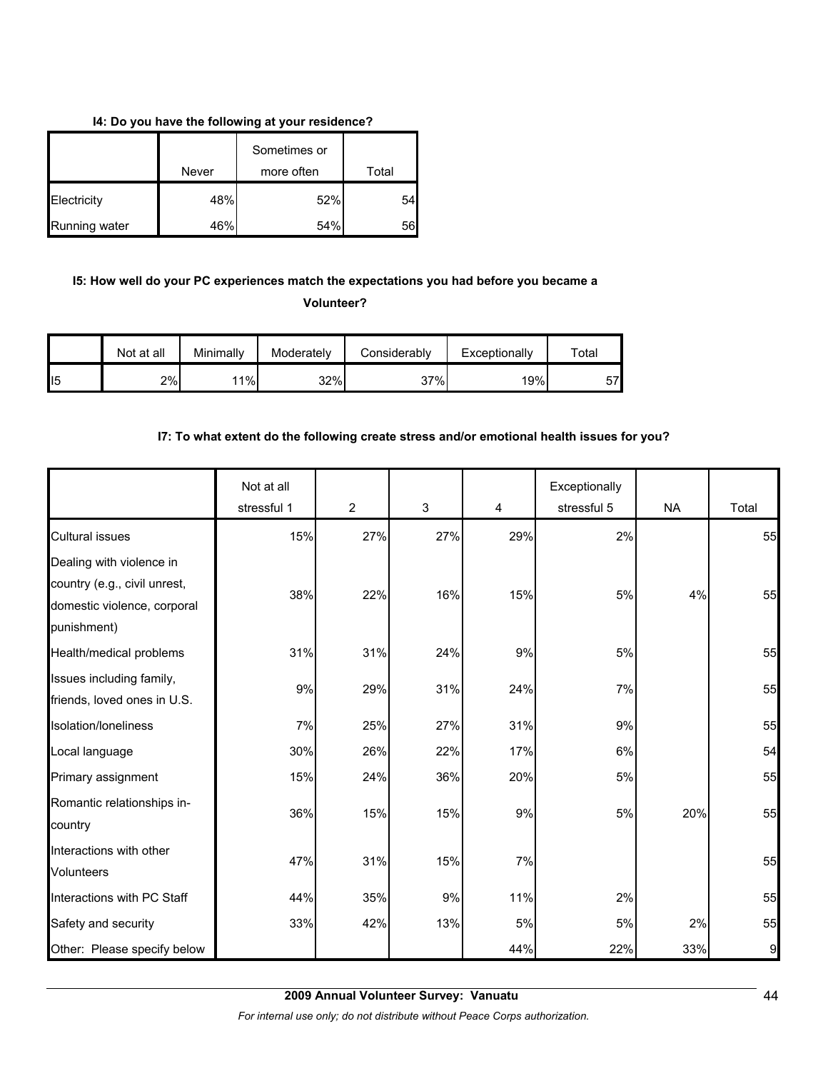**I4: Do you have the following at your residence?**

| | Never | Sometimes or more often | Total |
|---|---|---|---|
| Electricity | 48% | 52% | 54 |
| Running water | 46% | 54% | 56 |

**I5: How well do your PC experiences match the expectations you had before you became a Volunteer?**

| | Not at all | Minimally | Moderately | Considerably | Exceptionally | Total |
|---|---|---|---|---|---|---|
| I5 | 2% | 11% | 32% | 37% | 19% | 57 |

**I7: To what extent do the following create stress and/or emotional health issues for you?**

| | Not at all stressful 1 | 2 | 3 | 4 | Exceptionally stressful 5 | NA | Total |
|---|---|---|---|---|---|---|---|
| Cultural issues | 15% | 27% | 27% | 29% | 2% | | 55 |
| Dealing with violence in country (e.g., civil unrest, domestic violence, corporal punishment) | 38% | 22% | 16% | 15% | 5% | 4% | 55 |
| Health/medical problems | 31% | 31% | 24% | 9% | 5% | | 55 |
| Issues including family, friends, loved ones in U.S. | 9% | 29% | 31% | 24% | 7% | | 55 |
| Isolation/loneliness | 7% | 25% | 27% | 31% | 9% | | 55 |
| Local language | 30% | 26% | 22% | 17% | 6% | | 54 |
| Primary assignment | 15% | 24% | 36% | 20% | 5% | | 55 |
| Romantic relationships in-country | 36% | 15% | 15% | 9% | 5% | 20% | 55 |
| Interactions with other Volunteers | 47% | 31% | 15% | 7% | | | 55 |
| Interactions with PC Staff | 44% | 35% | 9% | 11% | 2% | | 55 |
| Safety and security | 33% | 42% | 13% | 5% | 5% | 2% | 55 |
| Other: Please specify below | | | | 44% | 22% | 33% | 9 |

**2009 Annual Volunteer Survey: Vanuatu**

*For internal use only; do not distribute without Peace Corps authorization.*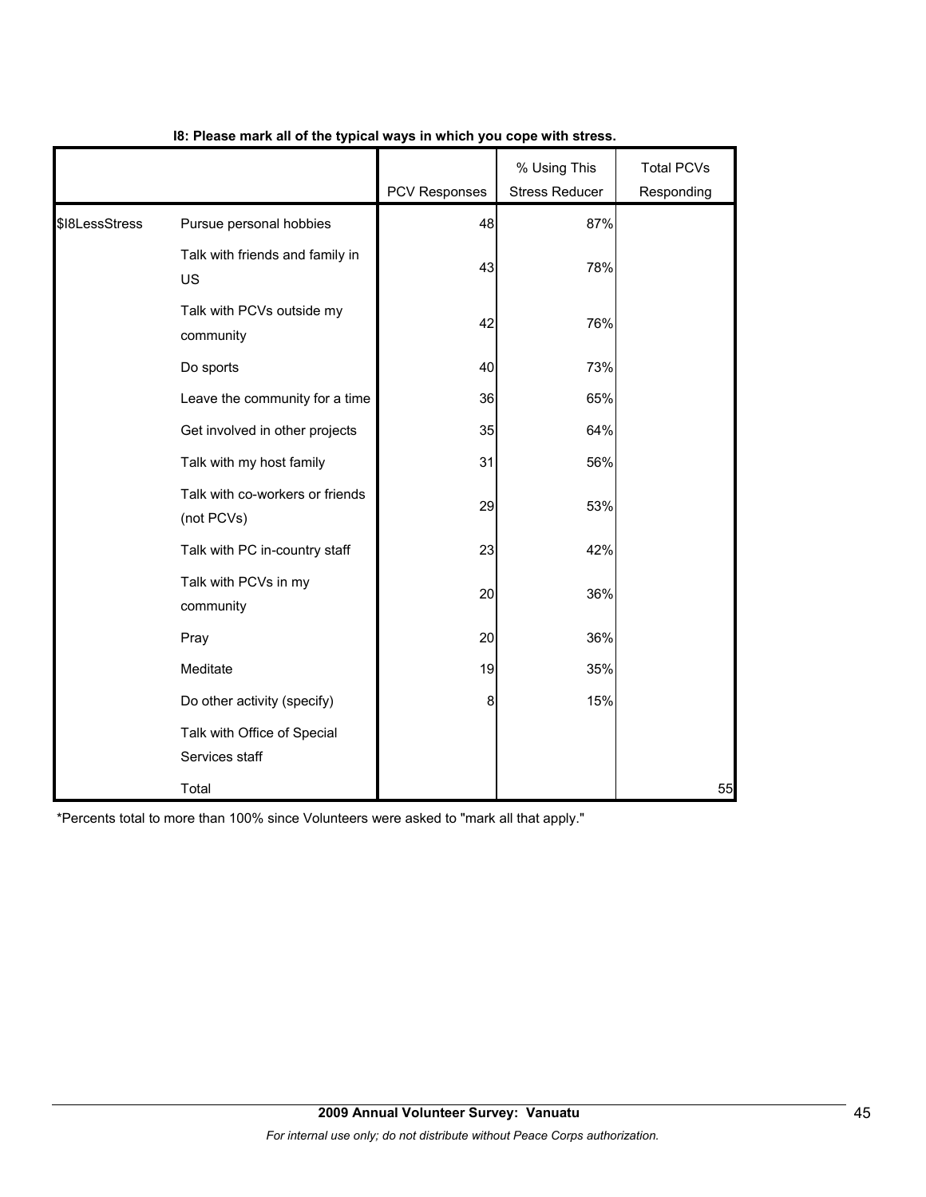**I8: Please mark all of the typical ways in which you cope with stress.**

| | | PCV Responses | % Using This Stress Reducer | Total PCVs Responding |
|---|---|---|---|---|
| $I8LessStress | Pursue personal hobbies | 48 | 87% | |
| | Talk with friends and family in US | 43 | 78% | |
| | Talk with PCVs outside my community | 42 | 76% | |
| | Do sports | 40 | 73% | |
| | Leave the community for a time | 36 | 65% | |
| | Get involved in other projects | 35 | 64% | |
| | Talk with my host family | 31 | 56% | |
| | Talk with co-workers or friends (not PCVs) | 29 | 53% | |
| | Talk with PC in-country staff | 23 | 42% | |
| | Talk with PCVs in my community | 20 | 36% | |
| | Pray | 20 | 36% | |
| | Meditate | 19 | 35% | |
| | Do other activity (specify) | 8 | 15% | |
| | Talk with Office of Special Services staff | | | |
| | Total | | | 55 |

*Percents total to more than 100% since Volunteers were asked to "mark all that apply."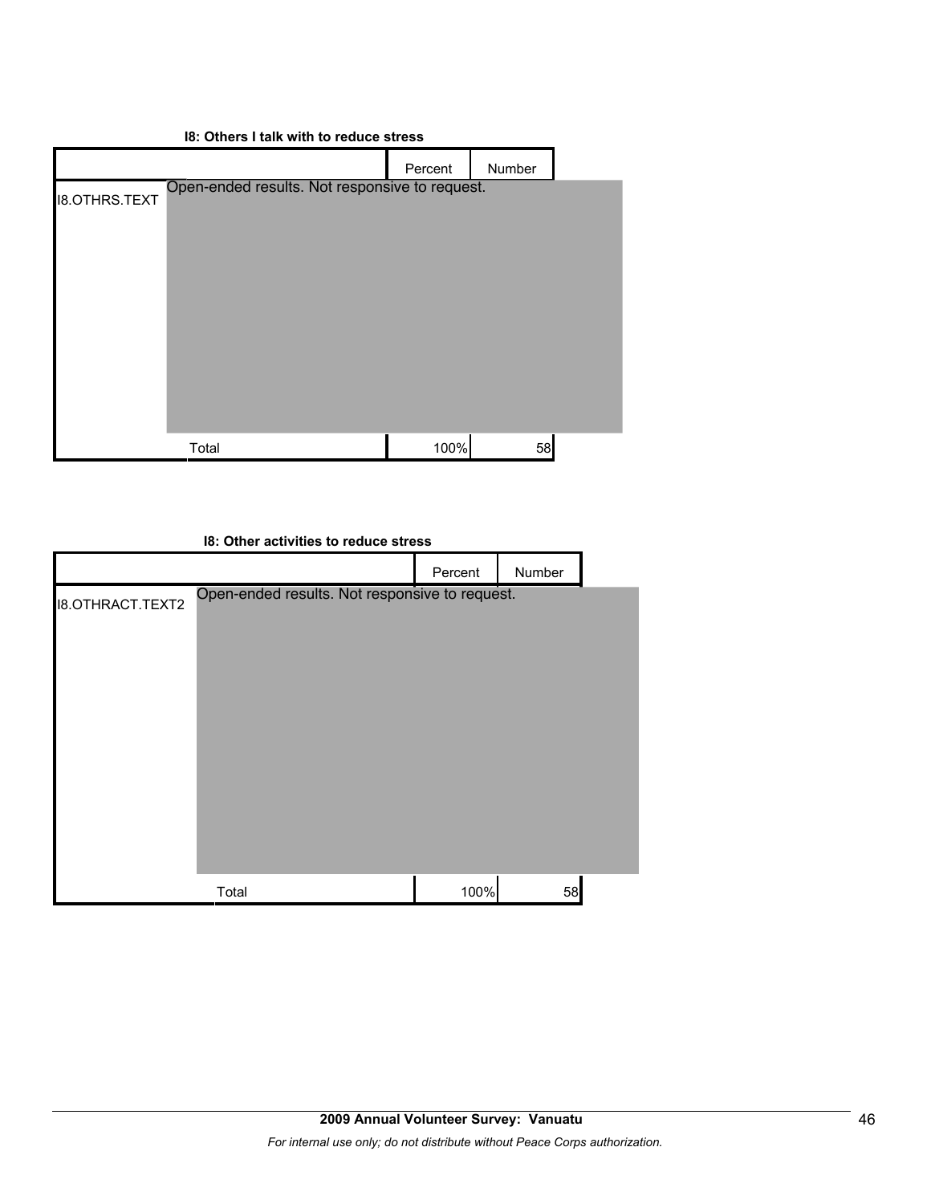**I8: Others I talk with to reduce stress**

| | | Percent | Number |
|---|---|---|---|
| I8.OTHRS.TEXT | Open-ended results. Not responsive to request. | | |
| | Total | 100% | 58 |

**I8: Other activities to reduce stress**

| | | Percent | Number |
|---|---|---|---|
| I8.OTHRACT.TEXT2 | Open-ended results. Not responsive to request. | | |
| | Total | 100% | 58 |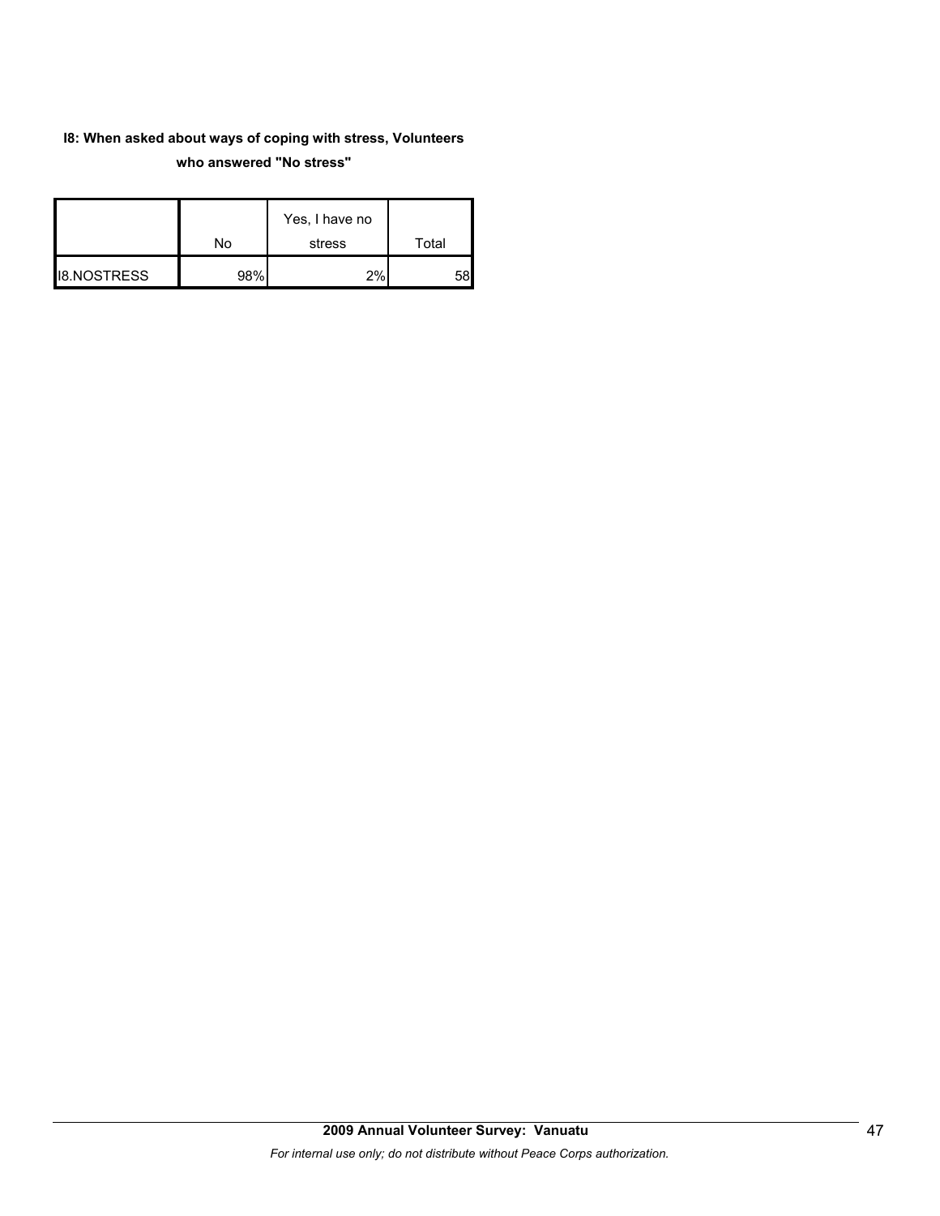**I8: When asked about ways of coping with stress, Volunteers who answered "No stress"**

| | No | Yes, I have no stress | Total |
|---|---|---|---|
| I8.NOSTRESS | 98% | 2% | 58 |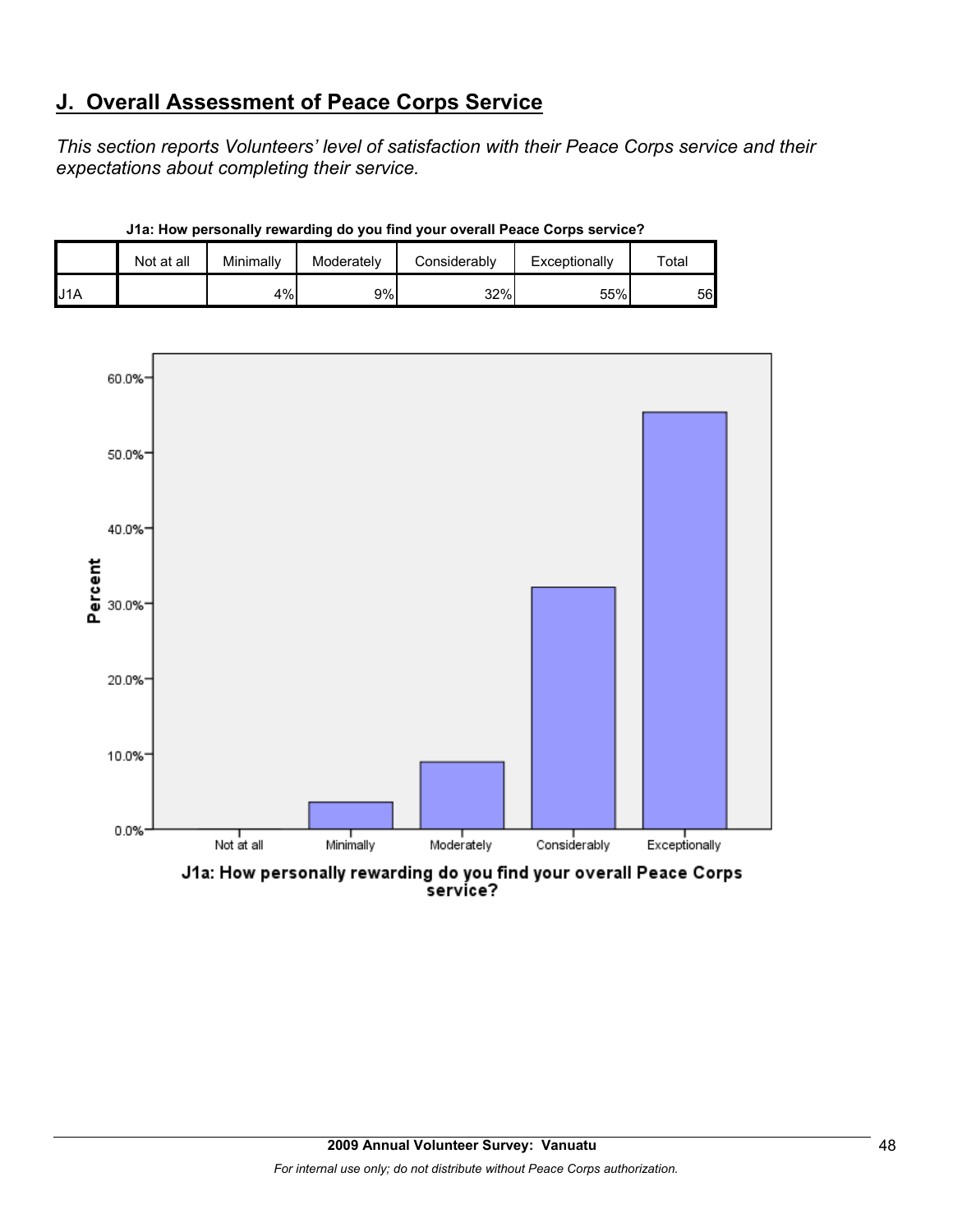## J. Overall Assessment of Peace Corps Service

*This section reports Volunteers' level of satisfaction with their Peace Corps service and their expectations about completing their service.*

**J1a: How personally rewarding do you find your overall Peace Corps service?**

| | Not at all | Minimally | Moderately | Considerably | Exceptionally | Total |
|---|---|---|---|---|---|---|
| J1A | | 4% | 9% | 32% | 55% | 56 |

**J1a: How personally rewarding do you find your overall Peace Corps service?**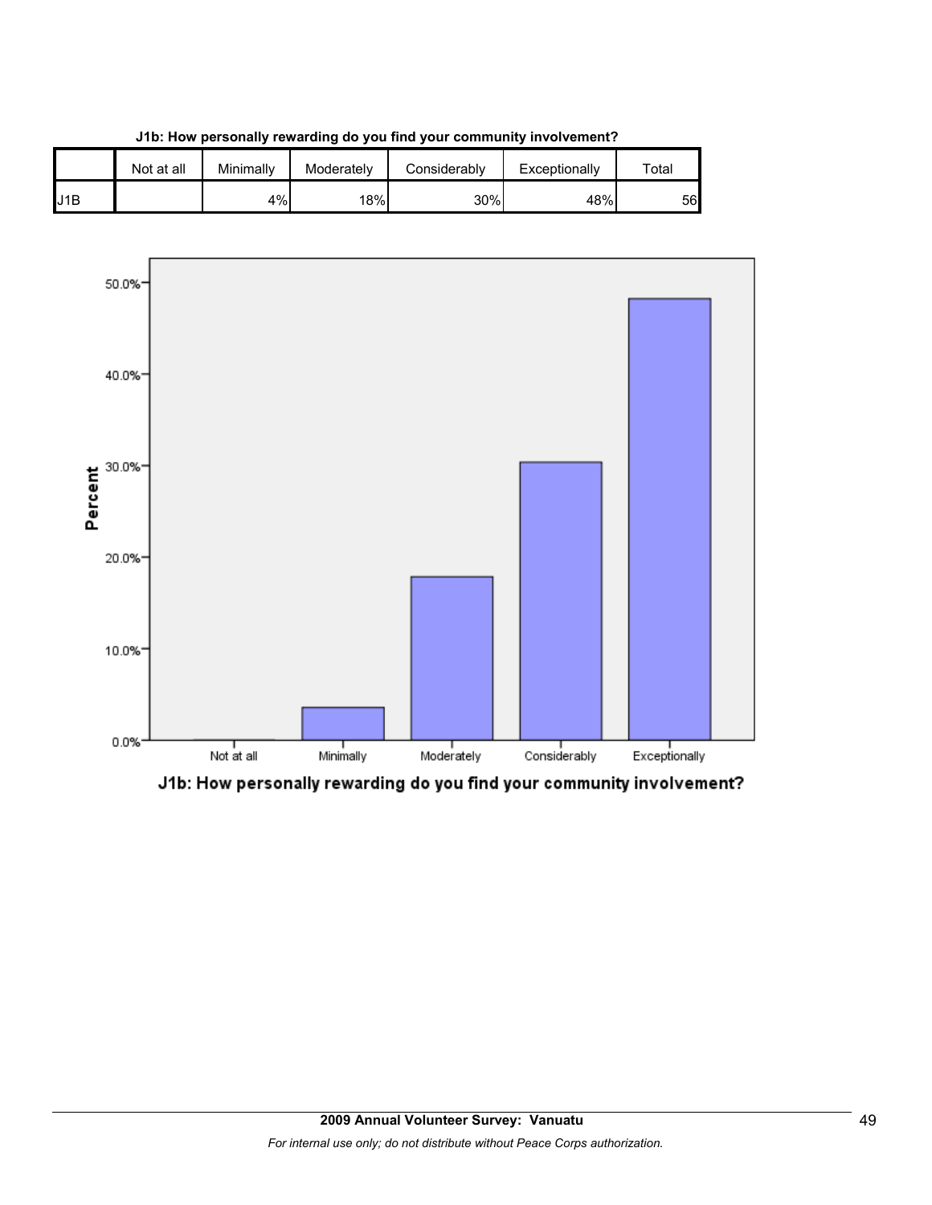**J1b: How personally rewarding do you find your community involvement?**

| | Not at all | Minimally | Moderately | Considerably | Exceptionally | Total |
|---|---|---|---|---|---|---|
| J1B | | 4% | 18% | 30% | 48% | 56 |

J1b: How personally rewarding do you find your community involvement?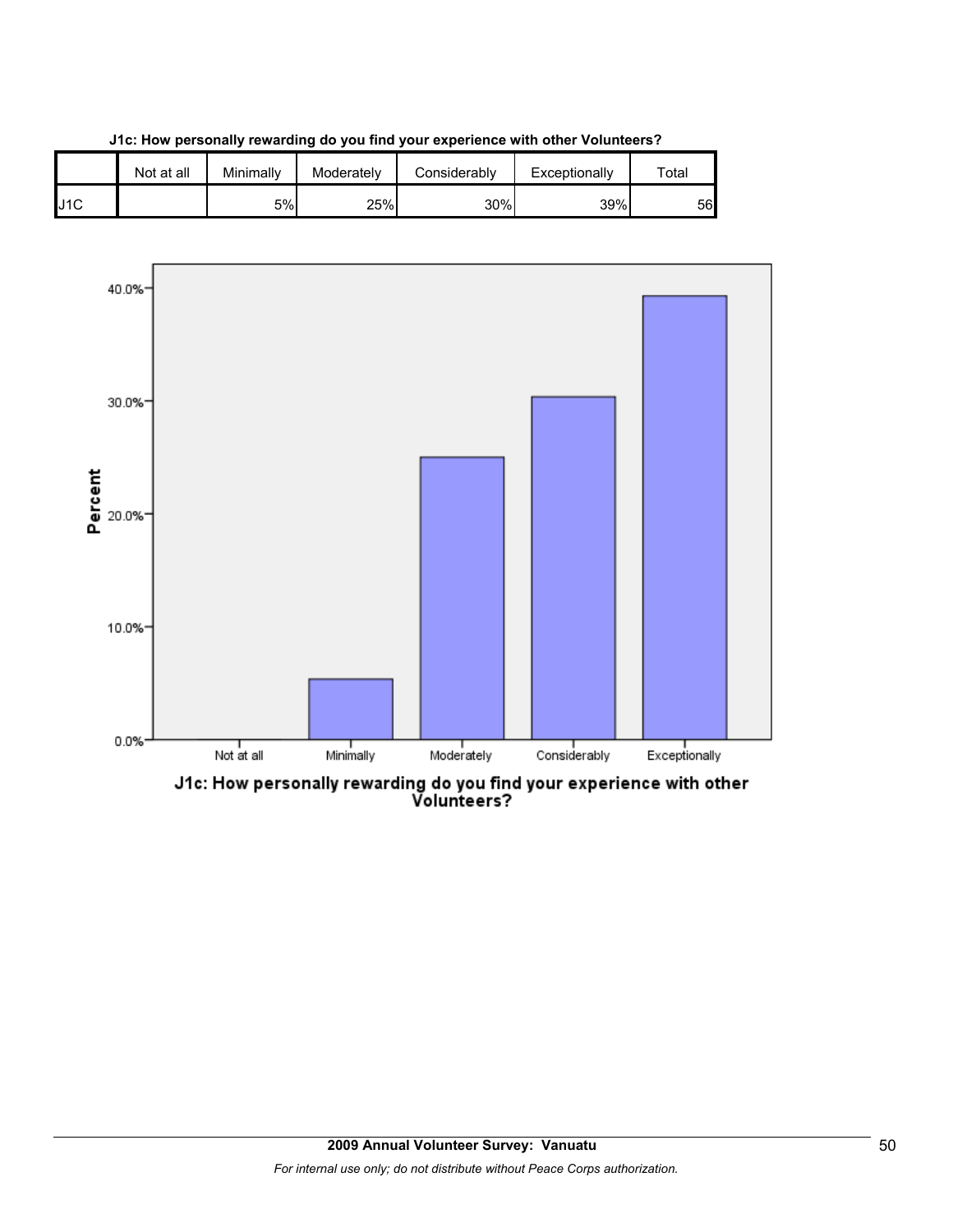**J1c: How personally rewarding do you find your experience with other Volunteers?**

| | Not at all | Minimally | Moderately | Considerably | Exceptionally | Total |
|---|---|---|---|---|---|---|
| J1C | | 5% | 25% | 30% | 39% | 56 |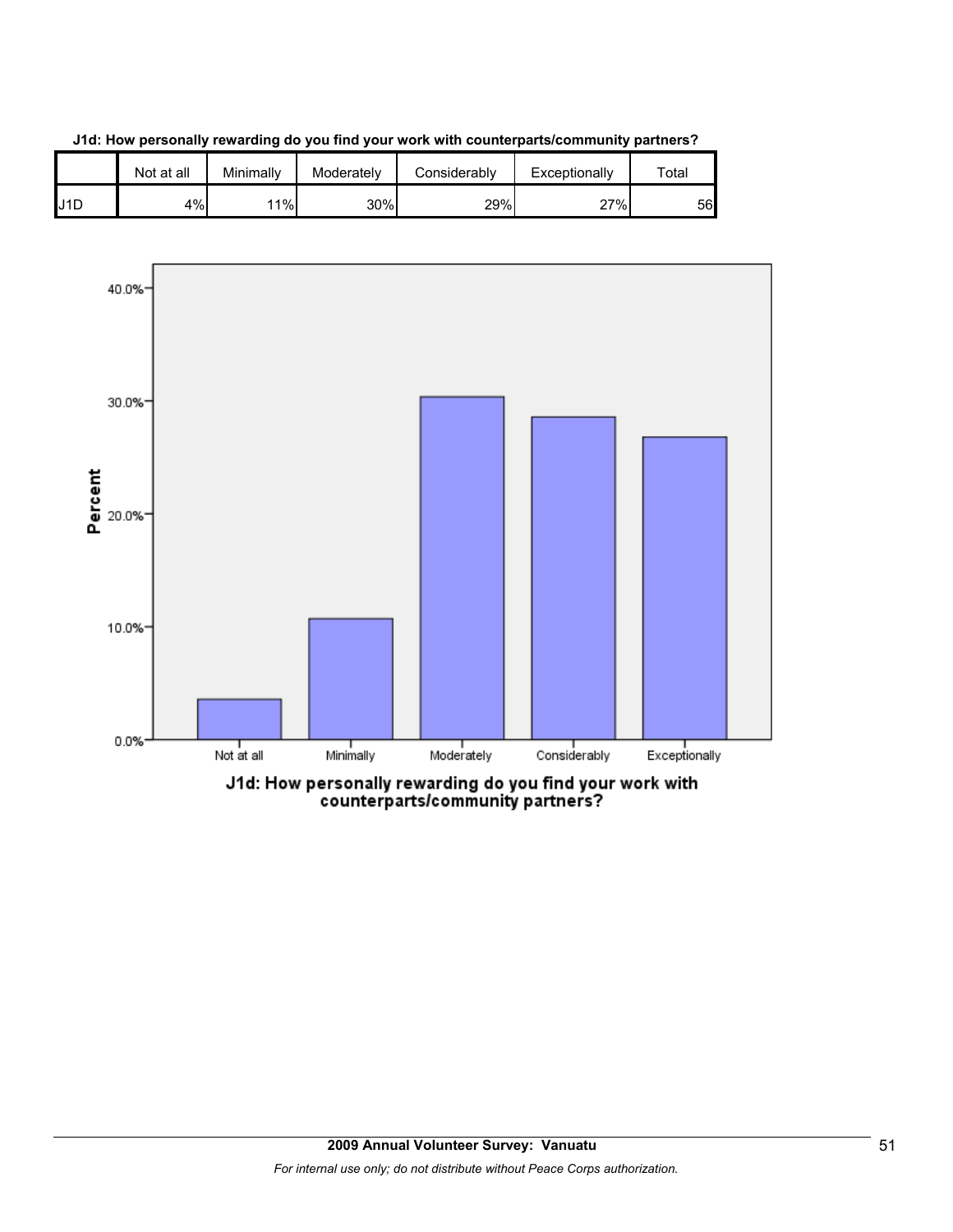**J1d: How personally rewarding do you find your work with counterparts/community partners?**

| | Not at all | Minimally | Moderately | Considerably | Exceptionally | Total |
|---|---|---|---|---|---|---|
| J1D | 4% | 11% | 30% | 29% | 27% | 56 |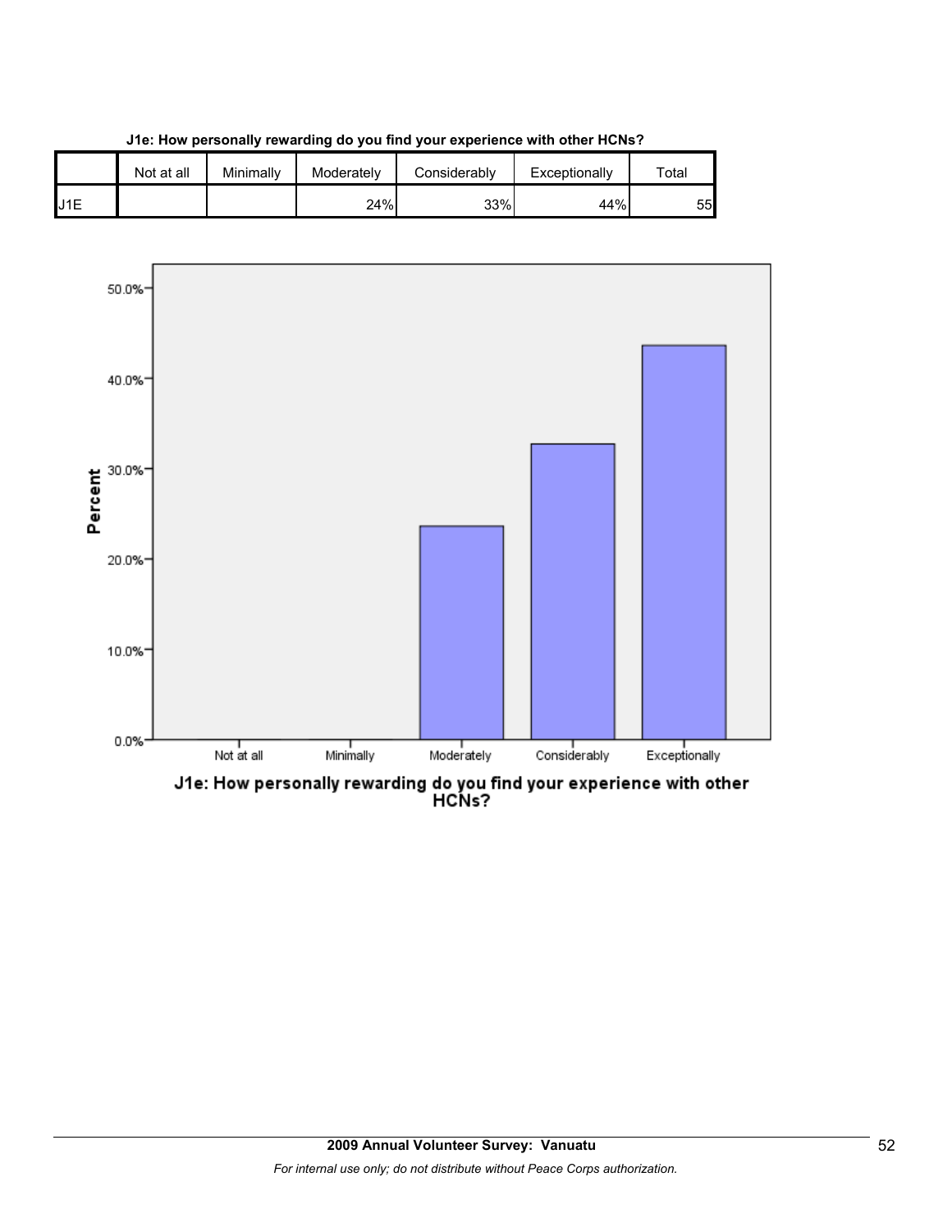**J1e: How personally rewarding do you find your experience with other HCNs?**

| | Not at all | Minimally | Moderately | Considerably | Exceptionally | Total |
|---|---|---|---|---|---|---|
| J1E | | | 24% | 33% | 44% | 55 |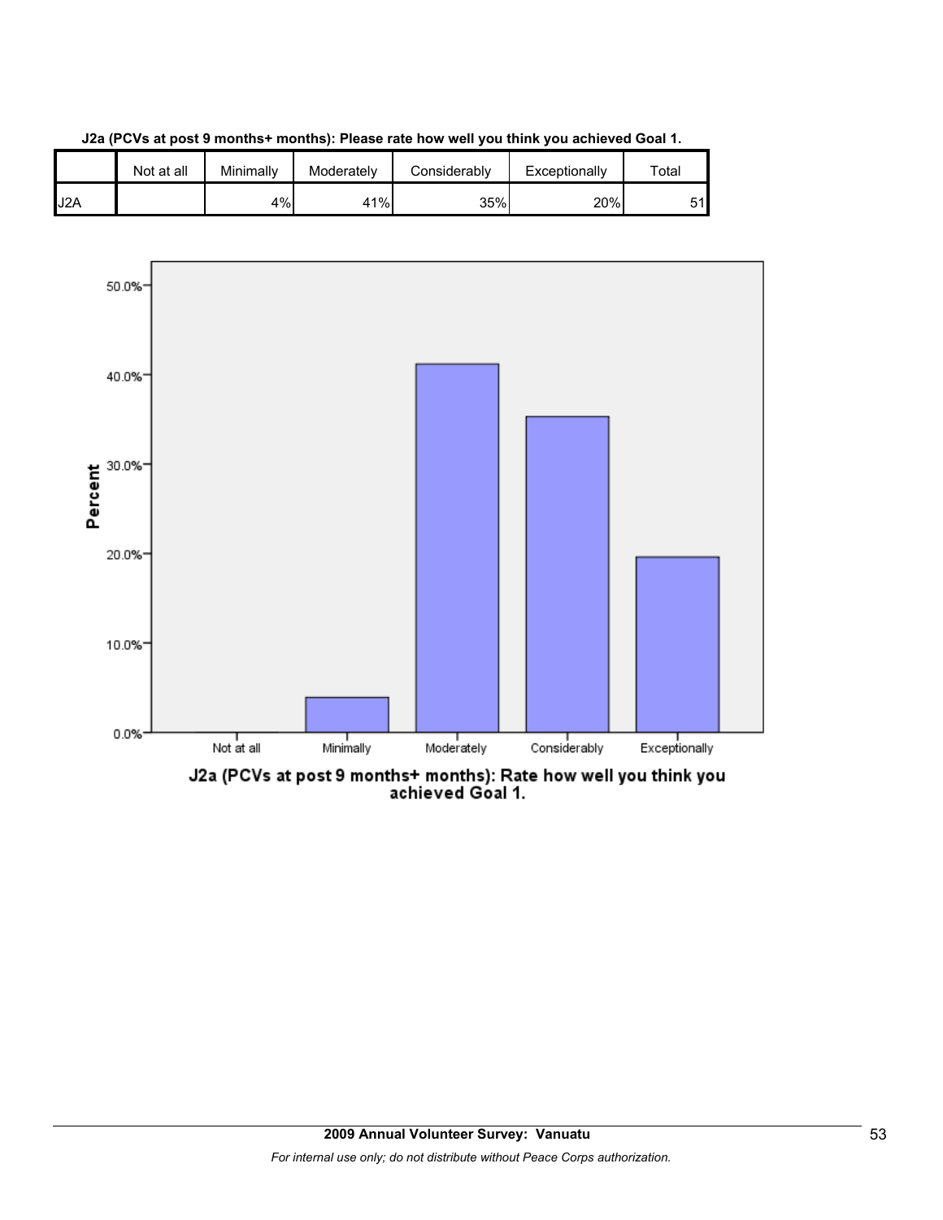**J2a (PCVs at post 9 months+ months): Please rate how well you think you achieved Goal 1.**

| | Not at all | Minimally | Moderately | Considerably | Exceptionally | Total |
|---|---|---|---|---|---|---|
| J2A | | 4% | 41% | 35% | 20% | 51 |

J2a (PCVs at post 9 months+ months): Rate how well you think you achieved Goal 1.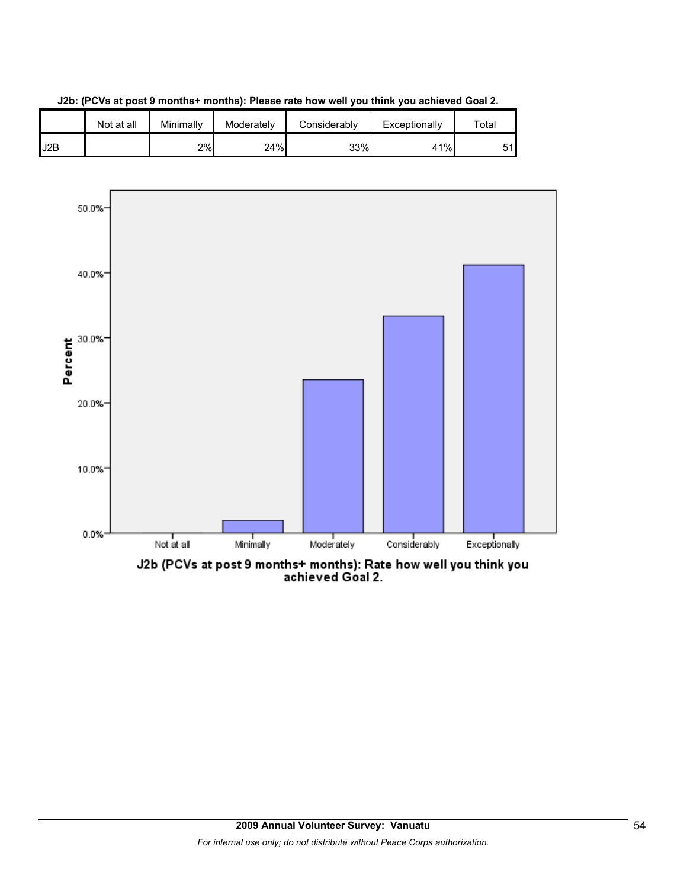**J2b: (PCVs at post 9 months+ months): Please rate how well you think you achieved Goal 2.**

| | Not at all | Minimally | Moderately | Considerably | Exceptionally | Total |
|---|---|---|---|---|---|---|
| J2B | | 2% | 24% | 33% | 41% | 51 |

J2b (PCVs at post 9 months+ months): Rate how well you think you achieved Goal 2.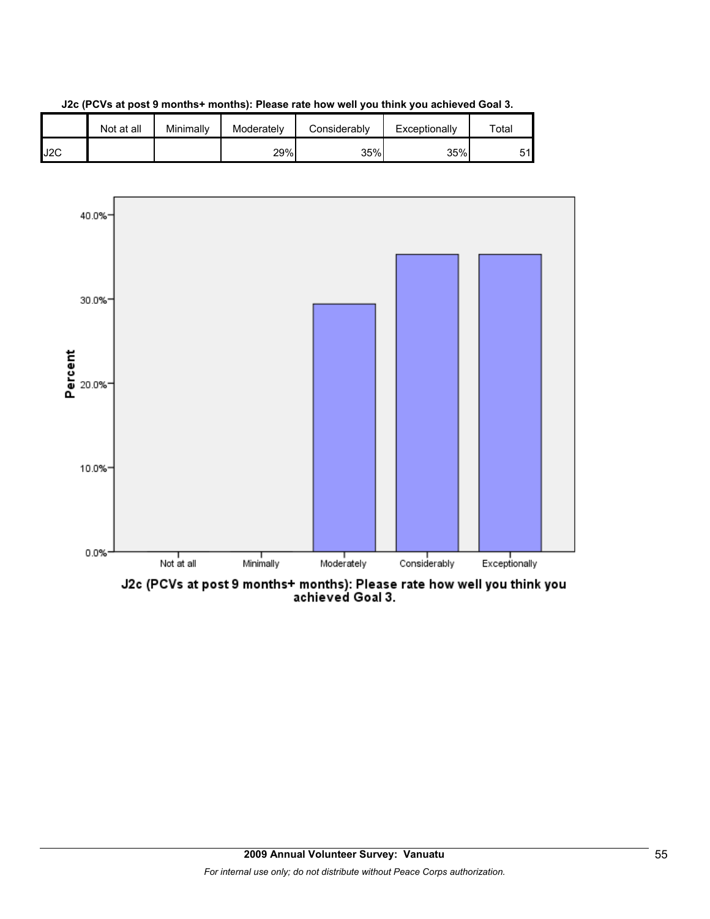**J2c (PCVs at post 9 months+ months): Please rate how well you think you achieved Goal 3.**

| | Not at all | Minimally | Moderately | Considerably | Exceptionally | Total |
|---|---|---|---|---|---|---|
| J2C | | | 29% | 35% | 35% | 51 |

J2c (PCVs at post 9 months+ months): Please rate how well you think you achieved Goal 3.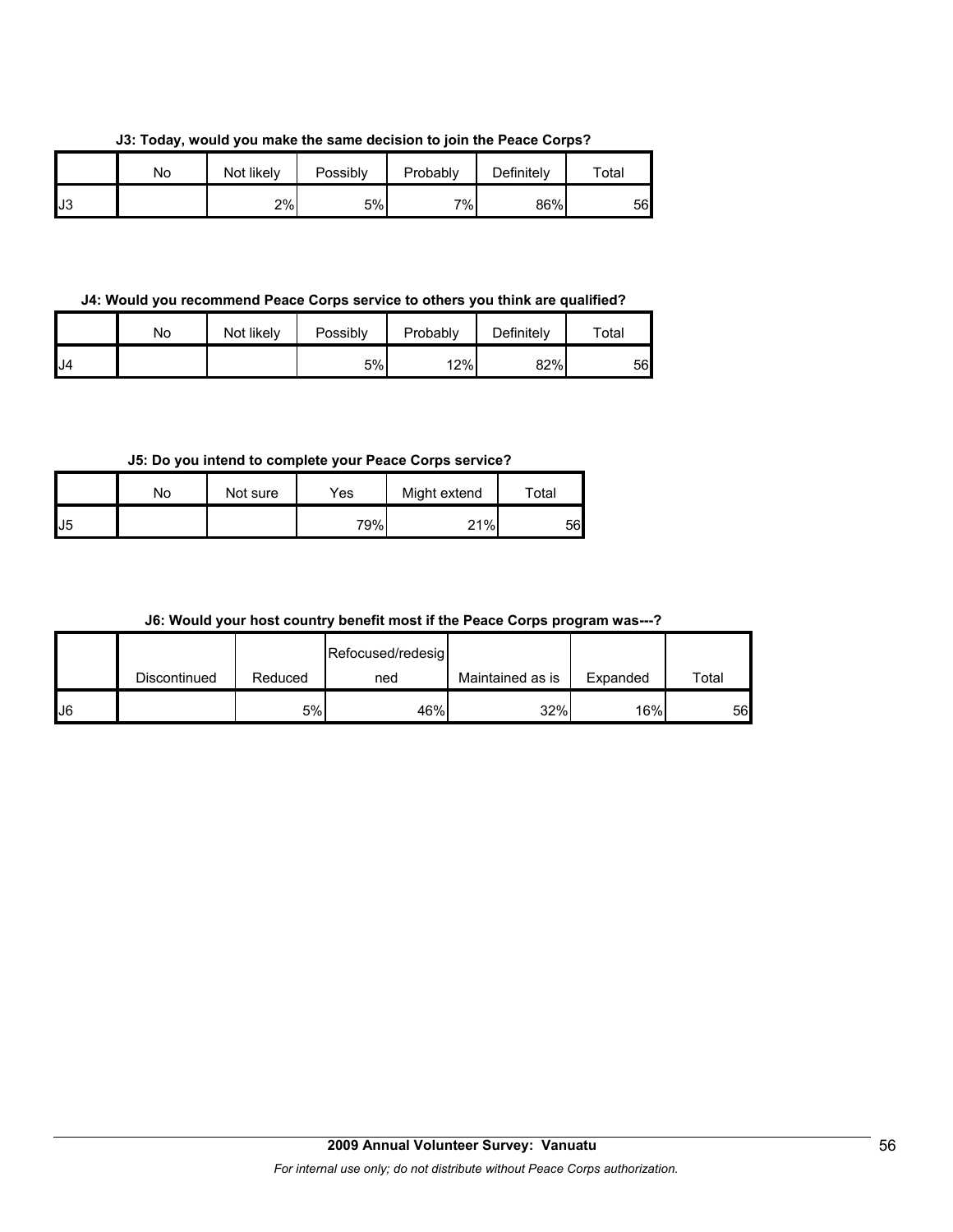**J3: Today, would you make the same decision to join the Peace Corps?**

| | No | Not likely | Possibly | Probably | Definitely | Total |
|---|---|---|---|---|---|---|
| J3 | | 2% | 5% | 7% | 86% | 56 |

**J4: Would you recommend Peace Corps service to others you think are qualified?**

| | No | Not likely | Possibly | Probably | Definitely | Total |
|---|---|---|---|---|---|---|
| J4 | | | 5% | 12% | 82% | 56 |

**J5: Do you intend to complete your Peace Corps service?**

| | No | Not sure | Yes | Might extend | Total |
|---|---|---|---|---|---|
| J5 | | | 79% | 21% | 56 |

**J6: Would your host country benefit most if the Peace Corps program was---?**

| | Discontinued | Reduced | Refocused/redesigned | Maintained as is | Expanded | Total |
|---|---|---|---|---|---|---|
| J6 | | 5% | 46% | 32% | 16% | 56 |

**2009 Annual Volunteer Survey: Vanuatu**

*For internal use only; do not distribute without Peace Corps authorization.*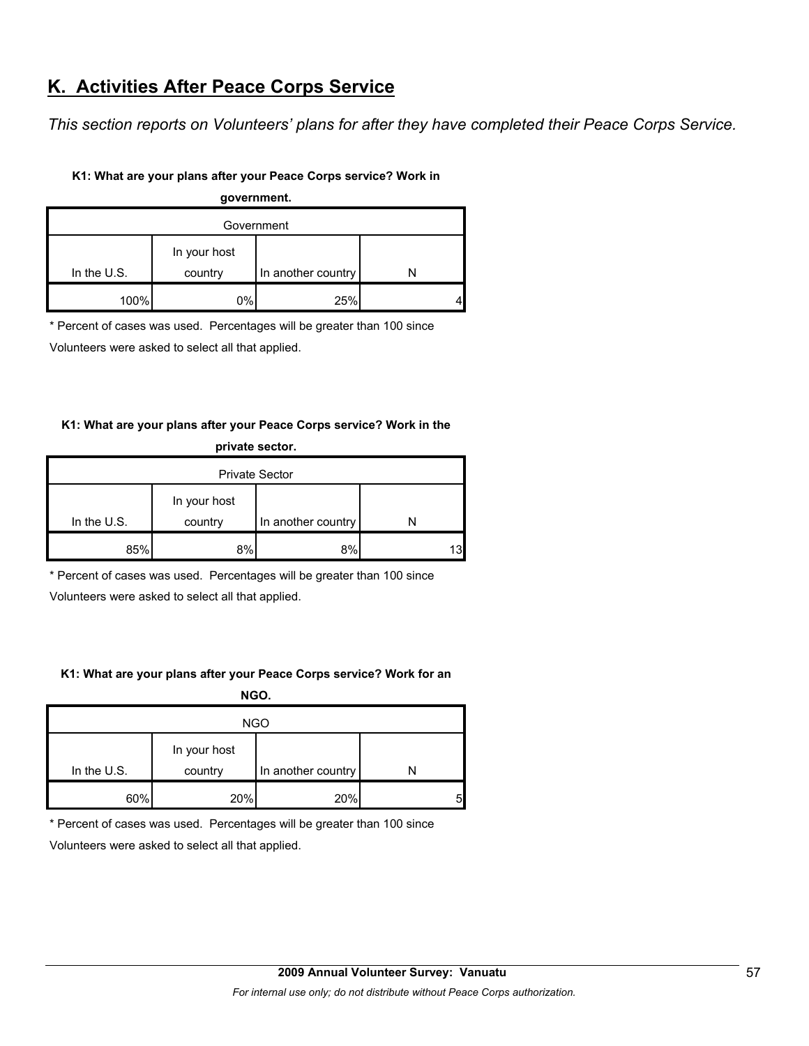## K. Activities After Peace Corps Service

*This section reports on Volunteers' plans for after they have completed their Peace Corps Service.*

**K1: What are your plans after your Peace Corps service? Work in government.**

| Government | | | |
|---|---|---|---|
| In the U.S. | In your host country | In another country | N |
| 100% | 0% | 25% | 4 |

\* Percent of cases was used. Percentages will be greater than 100 since Volunteers were asked to select all that applied.

**K1: What are your plans after your Peace Corps service? Work in the private sector.**

| Private Sector | | | |
|---|---|---|---|
| In the U.S. | In your host country | In another country | N |
| 85% | 8% | 8% | 13 |

\* Percent of cases was used. Percentages will be greater than 100 since Volunteers were asked to select all that applied.

**K1: What are your plans after your Peace Corps service? Work for an NGO.**

| NGO | | | |
|---|---|---|---|
| In the U.S. | In your host country | In another country | N |
| 60% | 20% | 20% | 5 |

\* Percent of cases was used. Percentages will be greater than 100 since Volunteers were asked to select all that applied.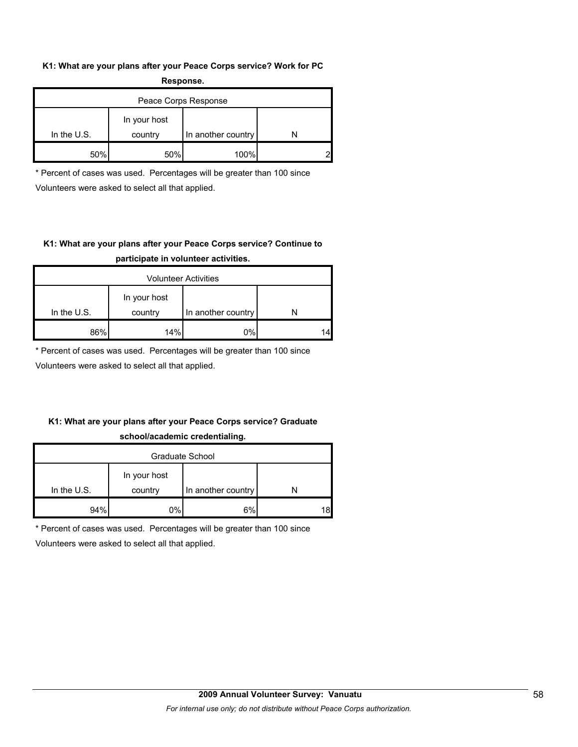**K1: What are your plans after your Peace Corps service? Work for PC Response.**

| Peace Corps Response | | | |
|---|---|---|---|
| In the U.S. | In your host country | In another country | N |
| 50% | 50% | 100% | 2 |

\* Percent of cases was used. Percentages will be greater than 100 since Volunteers were asked to select all that applied.

**K1: What are your plans after your Peace Corps service? Continue to participate in volunteer activities.**

| Volunteer Activities | | | |
|---|---|---|---|
| In the U.S. | In your host country | In another country | N |
| 86% | 14% | 0% | 14 |

\* Percent of cases was used. Percentages will be greater than 100 since Volunteers were asked to select all that applied.

**K1: What are your plans after your Peace Corps service? Graduate school/academic credentialing.**

| Graduate School | | | |
|---|---|---|---|
| In the U.S. | In your host country | In another country | N |
| 94% | 0% | 6% | 18 |

\* Percent of cases was used. Percentages will be greater than 100 since Volunteers were asked to select all that applied.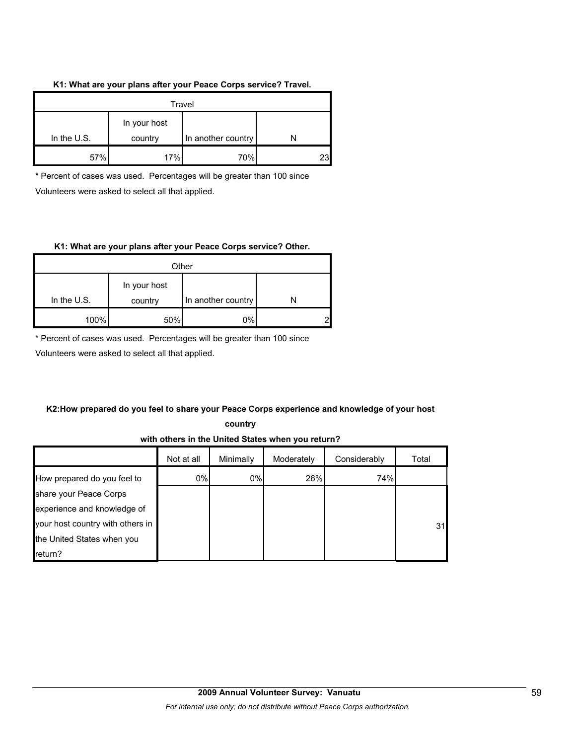**K1: What are your plans after your Peace Corps service? Travel.**

| Travel | | | |
|---|---|---|---|
| In the U.S. | In your host country | In another country | N |
| 57% | 17% | 70% | 23 |

\* Percent of cases was used. Percentages will be greater than 100 since Volunteers were asked to select all that applied.

**K1: What are your plans after your Peace Corps service? Other.**

| Other | | | |
|---|---|---|---|
| In the U.S. | In your host country | In another country | N |
| 100% | 50% | 0% | 2 |

\* Percent of cases was used. Percentages will be greater than 100 since Volunteers were asked to select all that applied.

**K2:How prepared do you feel to share your Peace Corps experience and knowledge of your host country with others in the United States when you return?**

| | Not at all | Minimally | Moderately | Considerably | Total |
|---|---|---|---|---|---|
| How prepared do you feel to share your Peace Corps experience and knowledge of your host country with others in the United States when you return? | 0% | 0% | 26% | 74% | 31 |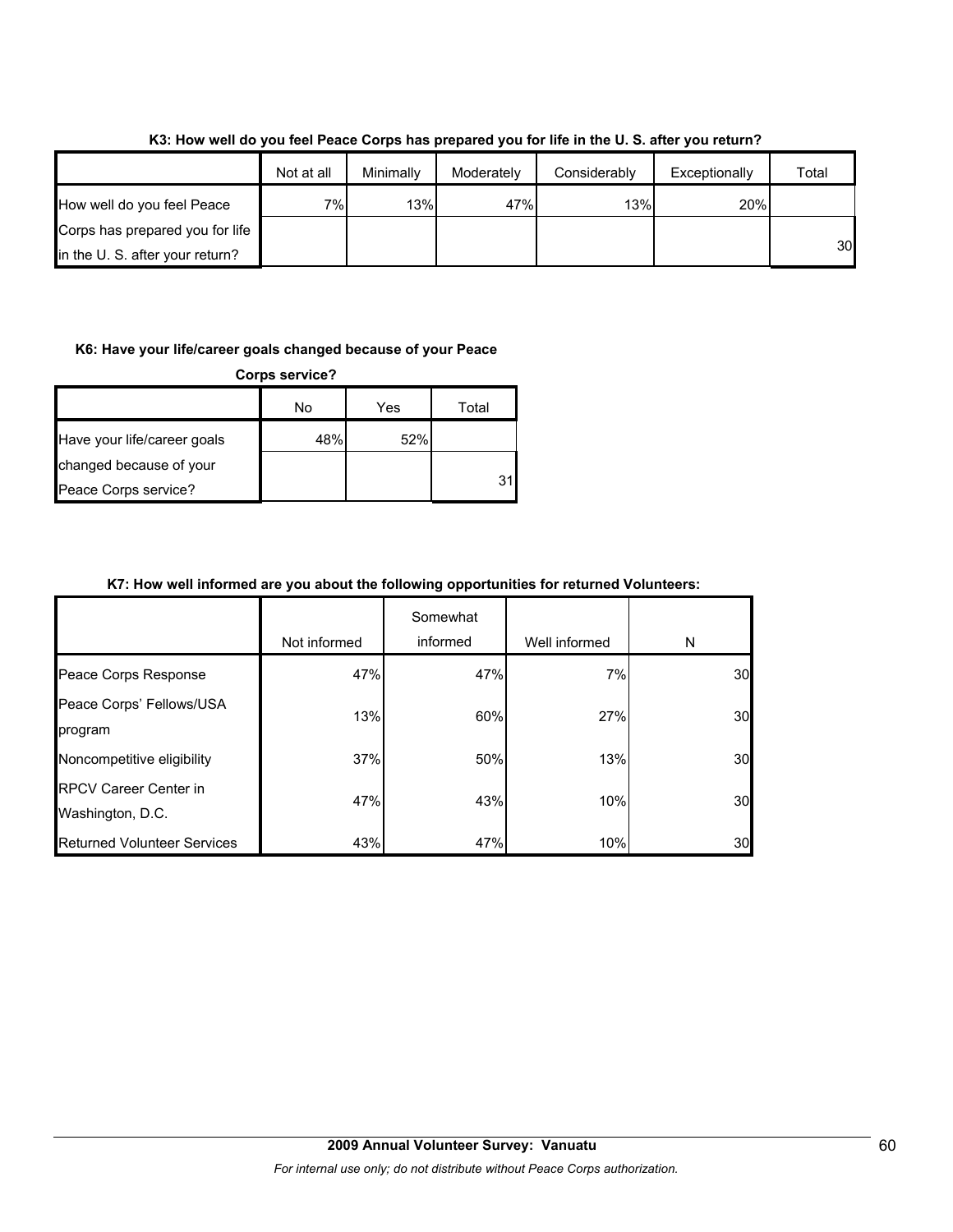**K3: How well do you feel Peace Corps has prepared you for life in the U. S. after you return?**

| | Not at all | Minimally | Moderately | Considerably | Exceptionally | Total |
|---|---|---|---|---|---|---|
| How well do you feel Peace Corps has prepared you for life in the U. S. after your return? | 7% | 13% | 47% | 13% | 20% | 30 |

**K6: Have your life/career goals changed because of your Peace Corps service?**

| | No | Yes | Total |
|---|---|---|---|
| Have your life/career goals changed because of your Peace Corps service? | 48% | 52% | 31 |

**K7: How well informed are you about the following opportunities for returned Volunteers:**

| | Not informed | Somewhat informed | Well informed | N |
|---|---|---|---|---|
| Peace Corps Response | 47% | 47% | 7% | 30 |
| Peace Corps' Fellows/USA program | 13% | 60% | 27% | 30 |
| Noncompetitive eligibility | 37% | 50% | 13% | 30 |
| RPCV Career Center in Washington, D.C. | 47% | 43% | 10% | 30 |
| Returned Volunteer Services | 43% | 47% | 10% | 30 |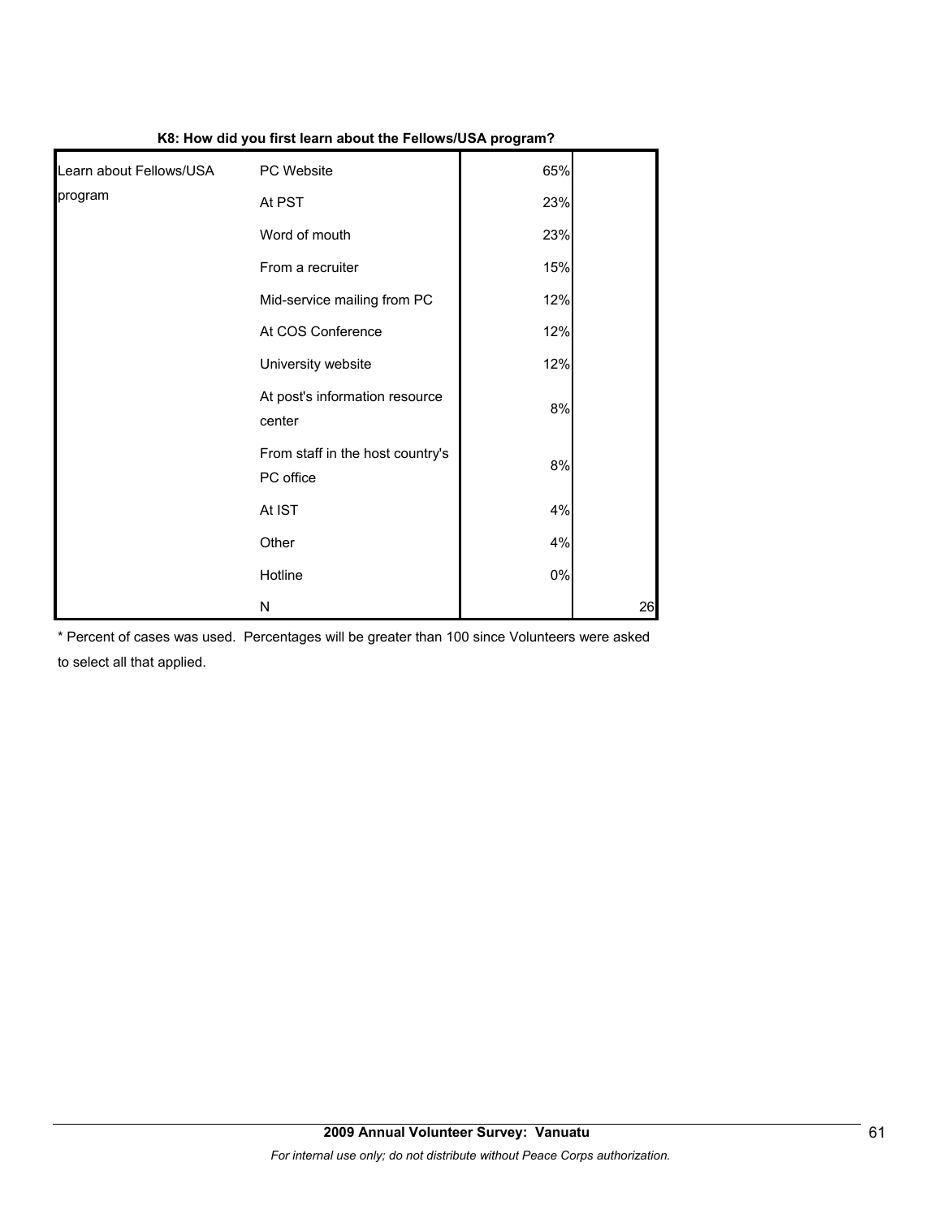**K8: How did you first learn about the Fellows/USA program?**

| | | | |
|---|---|---|---|
| Learn about Fellows/USA program | PC Website | 65% | |
| | At PST | 23% | |
| | Word of mouth | 23% | |
| | From a recruiter | 15% | |
| | Mid-service mailing from PC | 12% | |
| | At COS Conference | 12% | |
| | University website | 12% | |
| | At post's information resource center | 8% | |
| | From staff in the host country's PC office | 8% | |
| | At IST | 4% | |
| | Other | 4% | |
| | Hotline | 0% | |
| | N | | 26 |

* Percent of cases was used. Percentages will be greater than 100 since Volunteers were asked to select all that applied.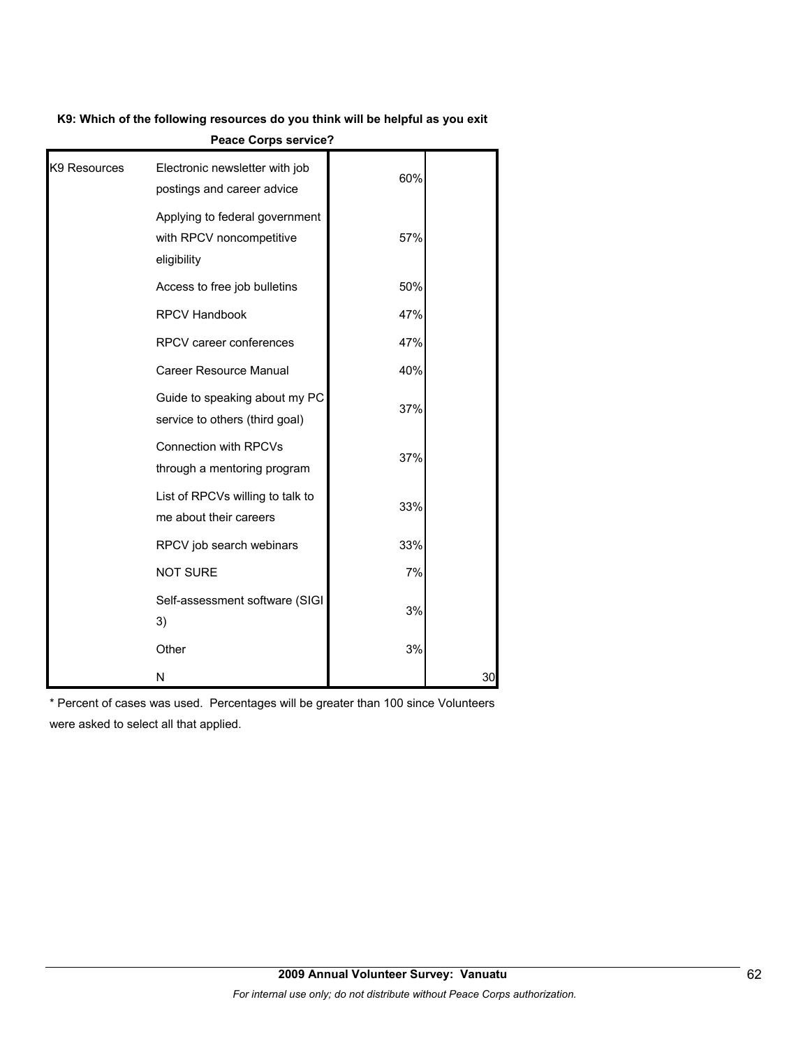**K9: Which of the following resources do you think will be helpful as you exit Peace Corps service?**

| | | | |
|---|---|---|---|
| K9 Resources | Electronic newsletter with job postings and career advice | 60% | |
| | Applying to federal government with RPCV noncompetitive eligibility | 57% | |
| | Access to free job bulletins | 50% | |
| | RPCV Handbook | 47% | |
| | RPCV career conferences | 47% | |
| | Career Resource Manual | 40% | |
| | Guide to speaking about my PC service to others (third goal) | 37% | |
| | Connection with RPCVs through a mentoring program | 37% | |
| | List of RPCVs willing to talk to me about their careers | 33% | |
| | RPCV job search webinars | 33% | |
| | NOT SURE | 7% | |
| | Self-assessment software (SIGI 3) | 3% | |
| | Other | 3% | |
| | N | | 30 |

* Percent of cases was used. Percentages will be greater than 100 since Volunteers were asked to select all that applied.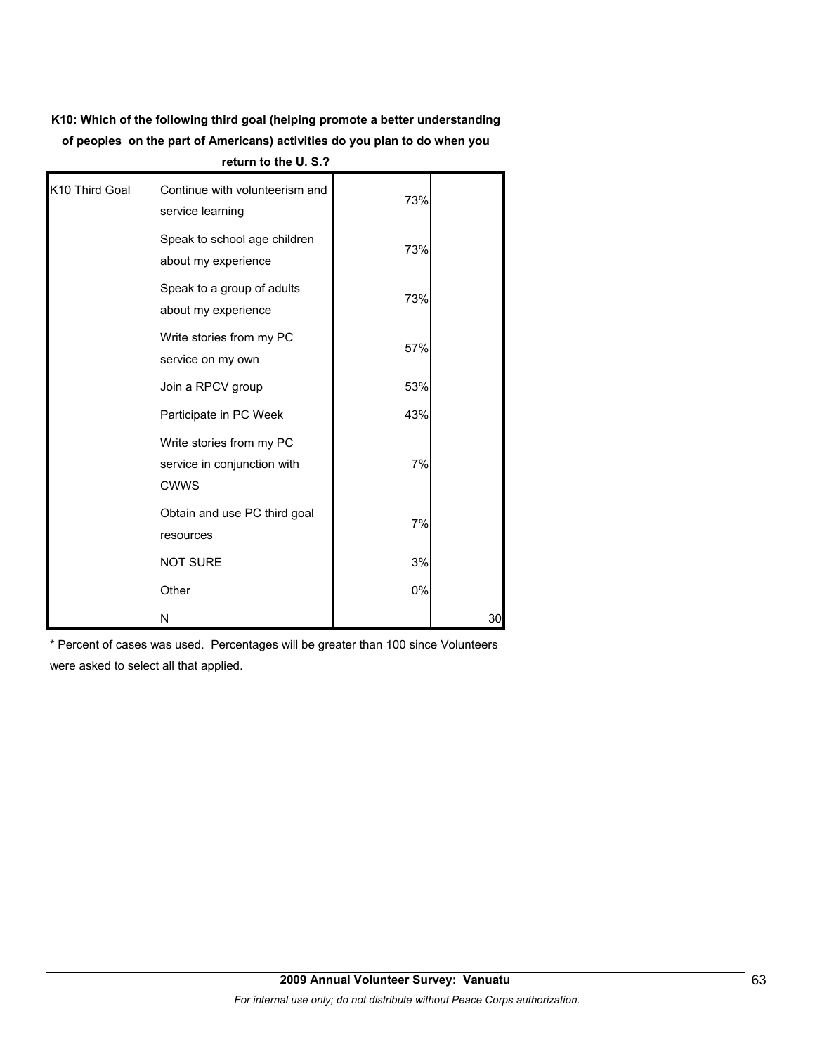**K10: Which of the following third goal (helping promote a better understanding of peoples on the part of Americans) activities do you plan to do when you return to the U. S.?**

| | | | |
|---|---|---|---|
| K10 Third Goal | Continue with volunteerism and service learning | 73% | |
| | Speak to school age children about my experience | 73% | |
| | Speak to a group of adults about my experience | 73% | |
| | Write stories from my PC service on my own | 57% | |
| | Join a RPCV group | 53% | |
| | Participate in PC Week | 43% | |
| | Write stories from my PC service in conjunction with CWWS | 7% | |
| | Obtain and use PC third goal resources | 7% | |
| | NOT SURE | 3% | |
| | Other | 0% | |
| | N | | 30 |

* Percent of cases was used. Percentages will be greater than 100 since Volunteers were asked to select all that applied.